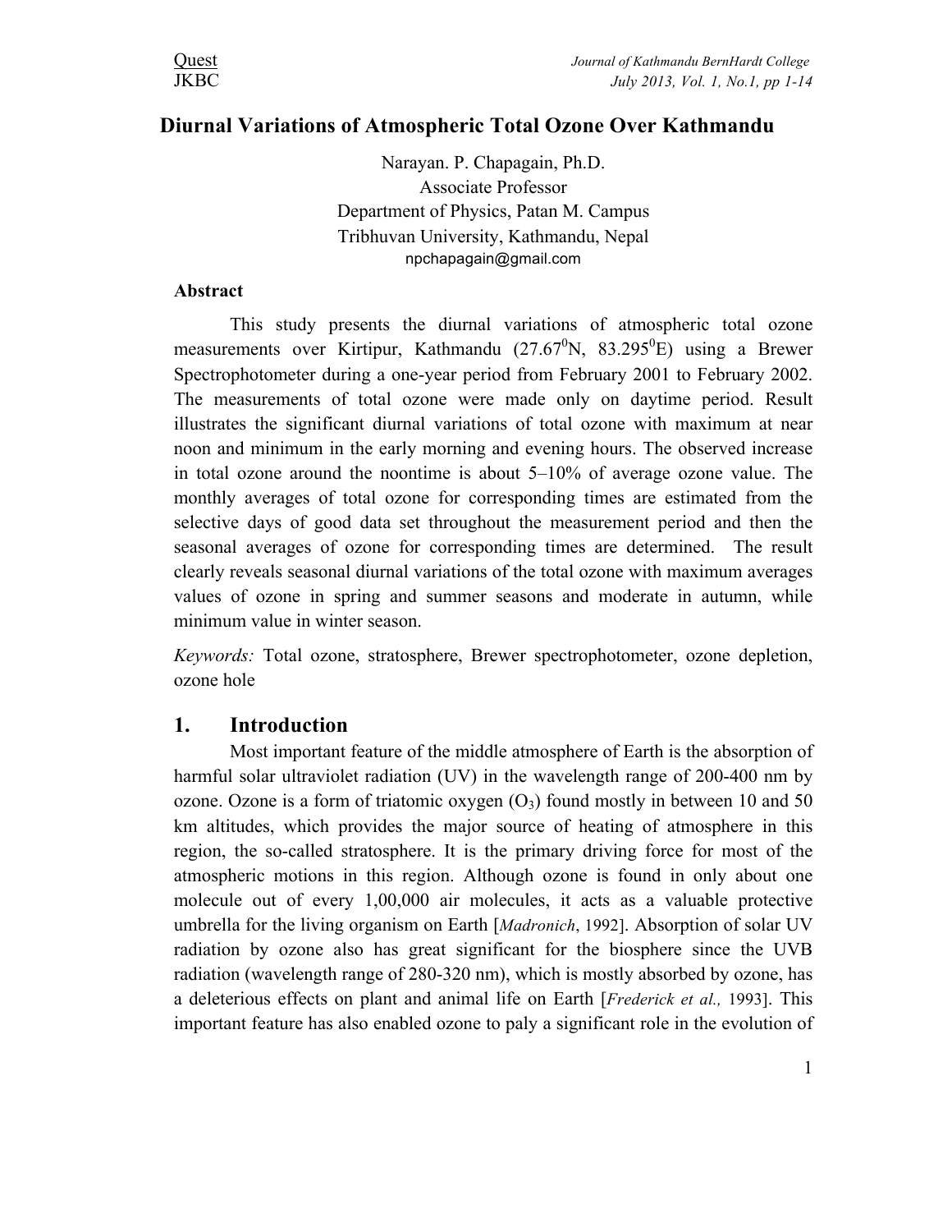# Diurnal Variations of Atmospheric Total Ozone Over Kathmandu

Narayan. P. Chapagain, Ph.D.
Associate Professor
Department of Physics, Patan M. Campus
Tribhuvan University, Kathmandu, Nepal
npchapagain@gmail.com

## Abstract

This study presents the diurnal variations of atmospheric total ozone measurements over Kirtipur, Kathmandu (27.67$^0$N, 83.295$^0$E) using a Brewer Spectrophotometer during a one-year period from February 2001 to February 2002. The measurements of total ozone were made only on daytime period. Result illustrates the significant diurnal variations of total ozone with maximum at near noon and minimum in the early morning and evening hours. The observed increase in total ozone around the noontime is about 5–10% of average ozone value. The monthly averages of total ozone for corresponding times are estimated from the selective days of good data set throughout the measurement period and then the seasonal averages of ozone for corresponding times are determined. The result clearly reveals seasonal diurnal variations of the total ozone with maximum averages values of ozone in spring and summer seasons and moderate in autumn, while minimum value in winter season.

*Keywords:* Total ozone, stratosphere, Brewer spectrophotometer, ozone depletion, ozone hole

## 1. Introduction

Most important feature of the middle atmosphere of Earth is the absorption of harmful solar ultraviolet radiation (UV) in the wavelength range of 200-400 nm by ozone. Ozone is a form of triatomic oxygen ($O_3$) found mostly in between 10 and 50 km altitudes, which provides the major source of heating of atmosphere in this region, the so-called stratosphere. It is the primary driving force for most of the atmospheric motions in this region. Although ozone is found in only about one molecule out of every 1,00,000 air molecules, it acts as a valuable protective umbrella for the living organism on Earth [*Madronich*, 1992]. Absorption of solar UV radiation by ozone also has great significant for the biosphere since the UVB radiation (wavelength range of 280-320 nm), which is mostly absorbed by ozone, has a deleterious effects on plant and animal life on Earth [*Frederick et al.,* 1993]. This important feature has also enabled ozone to paly a significant role in the evolution of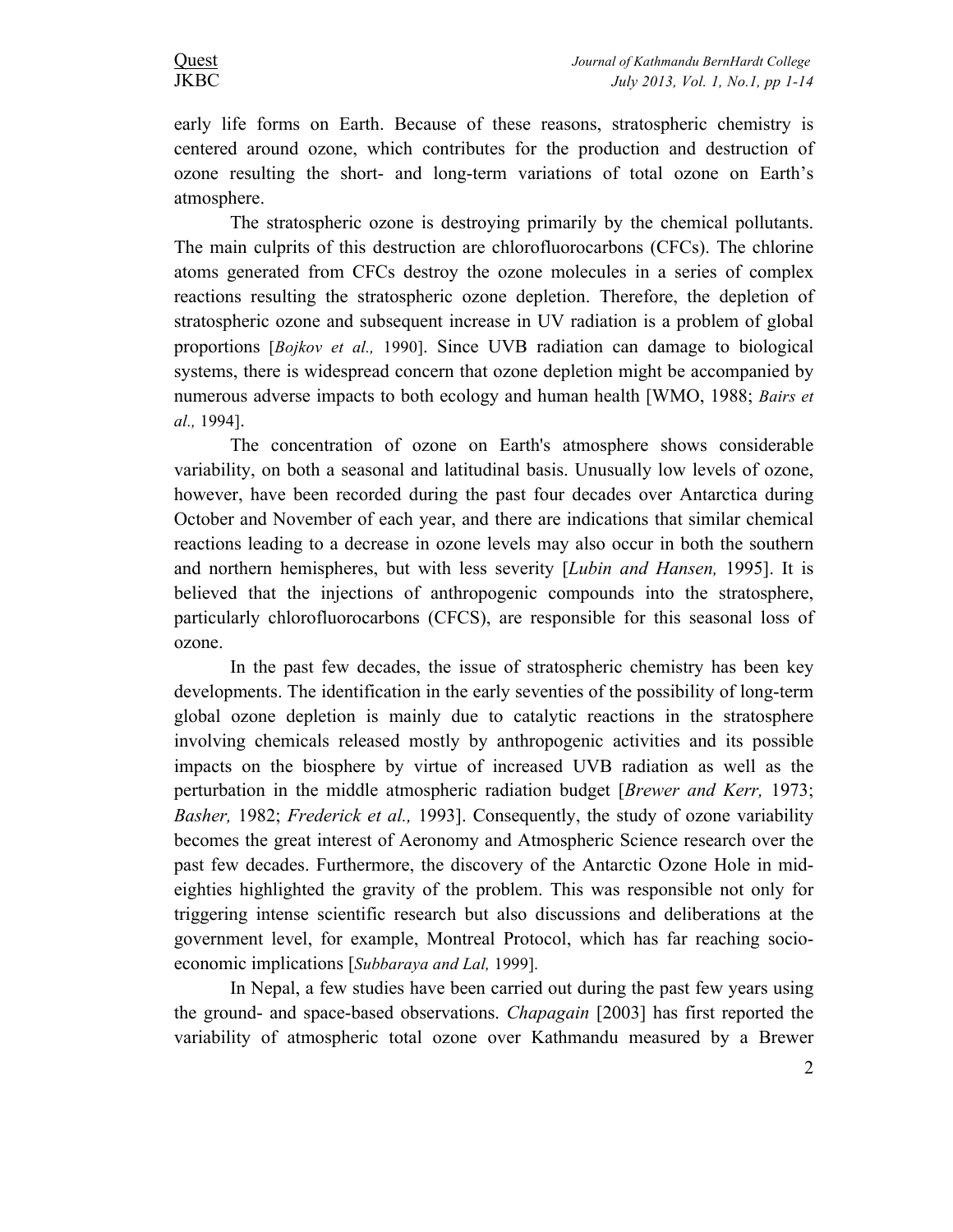early life forms on Earth. Because of these reasons, stratospheric chemistry is centered around ozone, which contributes for the production and destruction of ozone resulting the short- and long-term variations of total ozone on Earth's atmosphere.

The stratospheric ozone is destroying primarily by the chemical pollutants. The main culprits of this destruction are chlorofluorocarbons (CFCs). The chlorine atoms generated from CFCs destroy the ozone molecules in a series of complex reactions resulting the stratospheric ozone depletion. Therefore, the depletion of stratospheric ozone and subsequent increase in UV radiation is a problem of global proportions [*Bojkov et al.,* 1990]. Since UVB radiation can damage to biological systems, there is widespread concern that ozone depletion might be accompanied by numerous adverse impacts to both ecology and human health [WMO, 1988; *Bairs et al.,* 1994].

The concentration of ozone on Earth's atmosphere shows considerable variability, on both a seasonal and latitudinal basis. Unusually low levels of ozone, however, have been recorded during the past four decades over Antarctica during October and November of each year, and there are indications that similar chemical reactions leading to a decrease in ozone levels may also occur in both the southern and northern hemispheres, but with less severity [*Lubin and Hansen,* 1995]. It is believed that the injections of anthropogenic compounds into the stratosphere, particularly chlorofluorocarbons (CFCS), are responsible for this seasonal loss of ozone.

In the past few decades, the issue of stratospheric chemistry has been key developments. The identification in the early seventies of the possibility of long-term global ozone depletion is mainly due to catalytic reactions in the stratosphere involving chemicals released mostly by anthropogenic activities and its possible impacts on the biosphere by virtue of increased UVB radiation as well as the perturbation in the middle atmospheric radiation budget [*Brewer and Kerr,* 1973; *Basher,* 1982; *Frederick et al.,* 1993]. Consequently, the study of ozone variability becomes the great interest of Aeronomy and Atmospheric Science research over the past few decades. Furthermore, the discovery of the Antarctic Ozone Hole in mid-eighties highlighted the gravity of the problem. This was responsible not only for triggering intense scientific research but also discussions and deliberations at the government level, for example, Montreal Protocol, which has far reaching socio-economic implications [*Subbaraya and Lal,* 1999].

In Nepal, a few studies have been carried out during the past few years using the ground- and space-based observations. *Chapagain* [2003] has first reported the variability of atmospheric total ozone over Kathmandu measured by a Brewer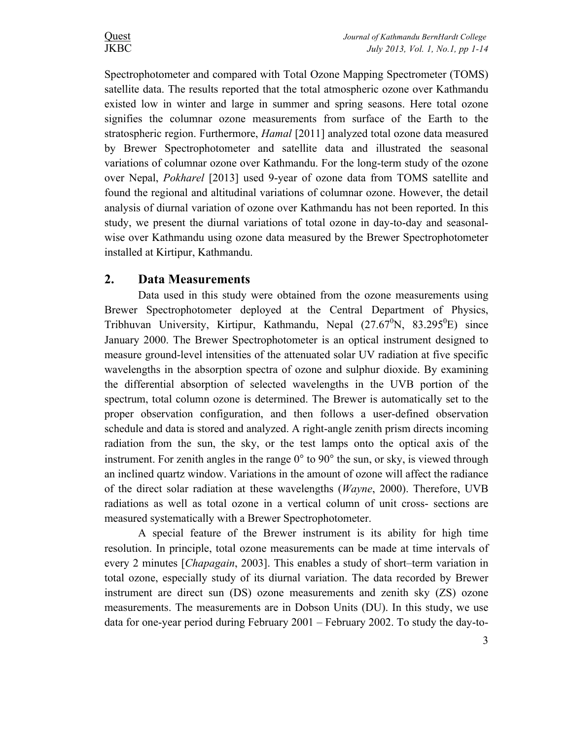Spectrophotometer and compared with Total Ozone Mapping Spectrometer (TOMS) satellite data. The results reported that the total atmospheric ozone over Kathmandu existed low in winter and large in summer and spring seasons. Here total ozone signifies the columnar ozone measurements from surface of the Earth to the stratospheric region. Furthermore, *Hamal* [2011] analyzed total ozone data measured by Brewer Spectrophotometer and satellite data and illustrated the seasonal variations of columnar ozone over Kathmandu. For the long-term study of the ozone over Nepal, *Pokharel* [2013] used 9-year of ozone data from TOMS satellite and found the regional and altitudinal variations of columnar ozone. However, the detail analysis of diurnal variation of ozone over Kathmandu has not been reported. In this study, we present the diurnal variations of total ozone in day-to-day and seasonal-wise over Kathmandu using ozone data measured by the Brewer Spectrophotometer installed at Kirtipur, Kathmandu.

## 2. Data Measurements

Data used in this study were obtained from the ozone measurements using Brewer Spectrophotometer deployed at the Central Department of Physics, Tribhuvan University, Kirtipur, Kathmandu, Nepal ($27.67^0$N, $83.295^0$E) since January 2000. The Brewer Spectrophotometer is an optical instrument designed to measure ground-level intensities of the attenuated solar UV radiation at five specific wavelengths in the absorption spectra of ozone and sulphur dioxide. By examining the differential absorption of selected wavelengths in the UVB portion of the spectrum, total column ozone is determined. The Brewer is automatically set to the proper observation configuration, and then follows a user-defined observation schedule and data is stored and analyzed. A right-angle zenith prism directs incoming radiation from the sun, the sky, or the test lamps onto the optical axis of the instrument. For zenith angles in the range 0° to 90° the sun, or sky, is viewed through an inclined quartz window. Variations in the amount of ozone will affect the radiance of the direct solar radiation at these wavelengths (*Wayne*, 2000). Therefore, UVB radiations as well as total ozone in a vertical column of unit cross- sections are measured systematically with a Brewer Spectrophotometer.

A special feature of the Brewer instrument is its ability for high time resolution. In principle, total ozone measurements can be made at time intervals of every 2 minutes [*Chapagain*, 2003]. This enables a study of short–term variation in total ozone, especially study of its diurnal variation. The data recorded by Brewer instrument are direct sun (DS) ozone measurements and zenith sky (ZS) ozone measurements. The measurements are in Dobson Units (DU). In this study, we use data for one-year period during February 2001 – February 2002. To study the day-to-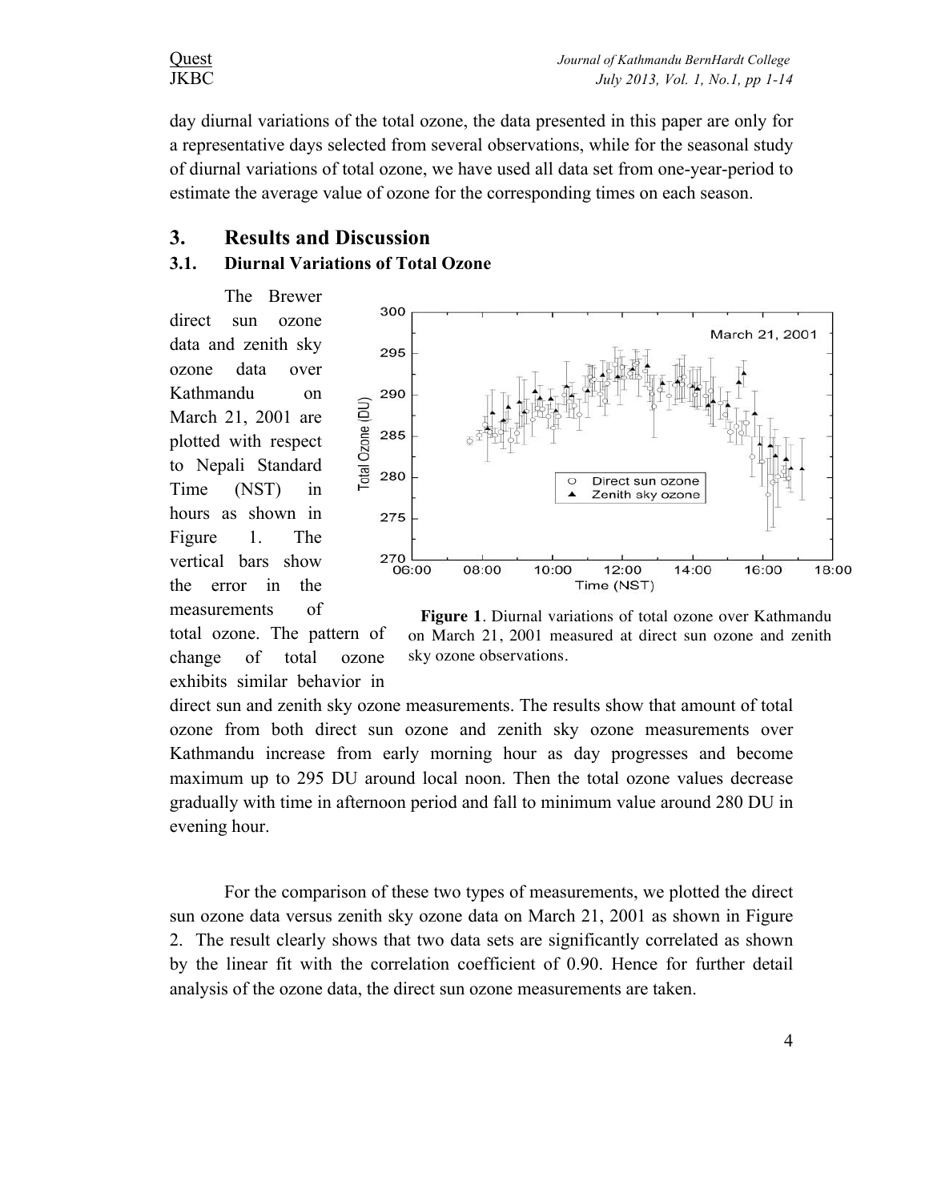day diurnal variations of the total ozone, the data presented in this paper are only for a representative days selected from several observations, while for the seasonal study of diurnal variations of total ozone, we have used all data set from one-year-period to estimate the average value of ozone for the corresponding times on each season.

## 3. Results and Discussion

### 3.1. Diurnal Variations of Total Ozone

The Brewer direct sun ozone data and zenith sky ozone data over Kathmandu on March 21, 2001 are plotted with respect to Nepali Standard Time (NST) in hours as shown in Figure 1. The vertical bars show the error in the measurements of total ozone. The pattern of change of total ozone exhibits similar behavior in direct sun and zenith sky ozone measurements. The results show that amount of total ozone from both direct sun ozone and zenith sky ozone measurements over Kathmandu increase from early morning hour as day progresses and become maximum up to 295 DU around local noon. Then the total ozone values decrease gradually with time in afternoon period and fall to minimum value around 280 DU in evening hour.

**Figure 1**. Diurnal variations of total ozone over Kathmandu on March 21, 2001 measured at direct sun ozone and zenith sky ozone observations.

For the comparison of these two types of measurements, we plotted the direct sun ozone data versus zenith sky ozone data on March 21, 2001 as shown in Figure 2. The result clearly shows that two data sets are significantly correlated as shown by the linear fit with the correlation coefficient of 0.90. Hence for further detail analysis of the ozone data, the direct sun ozone measurements are taken.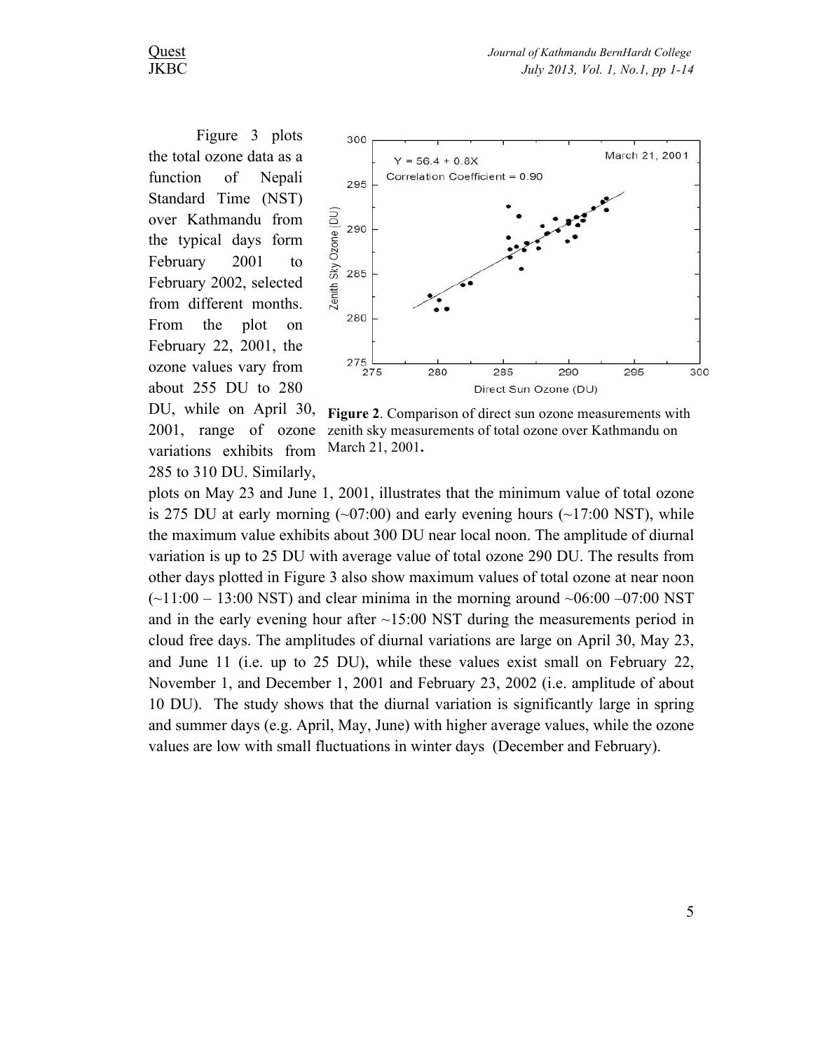Figure 3 plots the total ozone data as a function of Nepali Standard Time (NST) over Kathmandu from the typical days form February 2001 to February 2002, selected from different months. From the plot on February 22, 2001, the ozone values vary from about 255 DU to 280 DU, while on April 30, 2001, range of ozone variations exhibits from 285 to 310 DU. Similarly, plots on May 23 and June 1, 2001, illustrates that the minimum value of total ozone is 275 DU at early morning (~07:00) and early evening hours (~17:00 NST), while the maximum value exhibits about 300 DU near local noon. The amplitude of diurnal variation is up to 25 DU with average value of total ozone 290 DU. The results from other days plotted in Figure 3 also show maximum values of total ozone at near noon (~11:00 – 13:00 NST) and clear minima in the morning around ~06:00 –07:00 NST and in the early evening hour after ~15:00 NST during the measurements period in cloud free days. The amplitudes of diurnal variations are large on April 30, May 23, and June 11 (i.e. up to 25 DU), while these values exist small on February 22, November 1, and December 1, 2001 and February 23, 2002 (i.e. amplitude of about 10 DU). The study shows that the diurnal variation is significantly large in spring and summer days (e.g. April, May, June) with higher average values, while the ozone values are low with small fluctuations in winter days (December and February).

**Figure 2**. Comparison of direct sun ozone measurements with zenith sky measurements of total ozone over Kathmandu on March 21, 2001**.**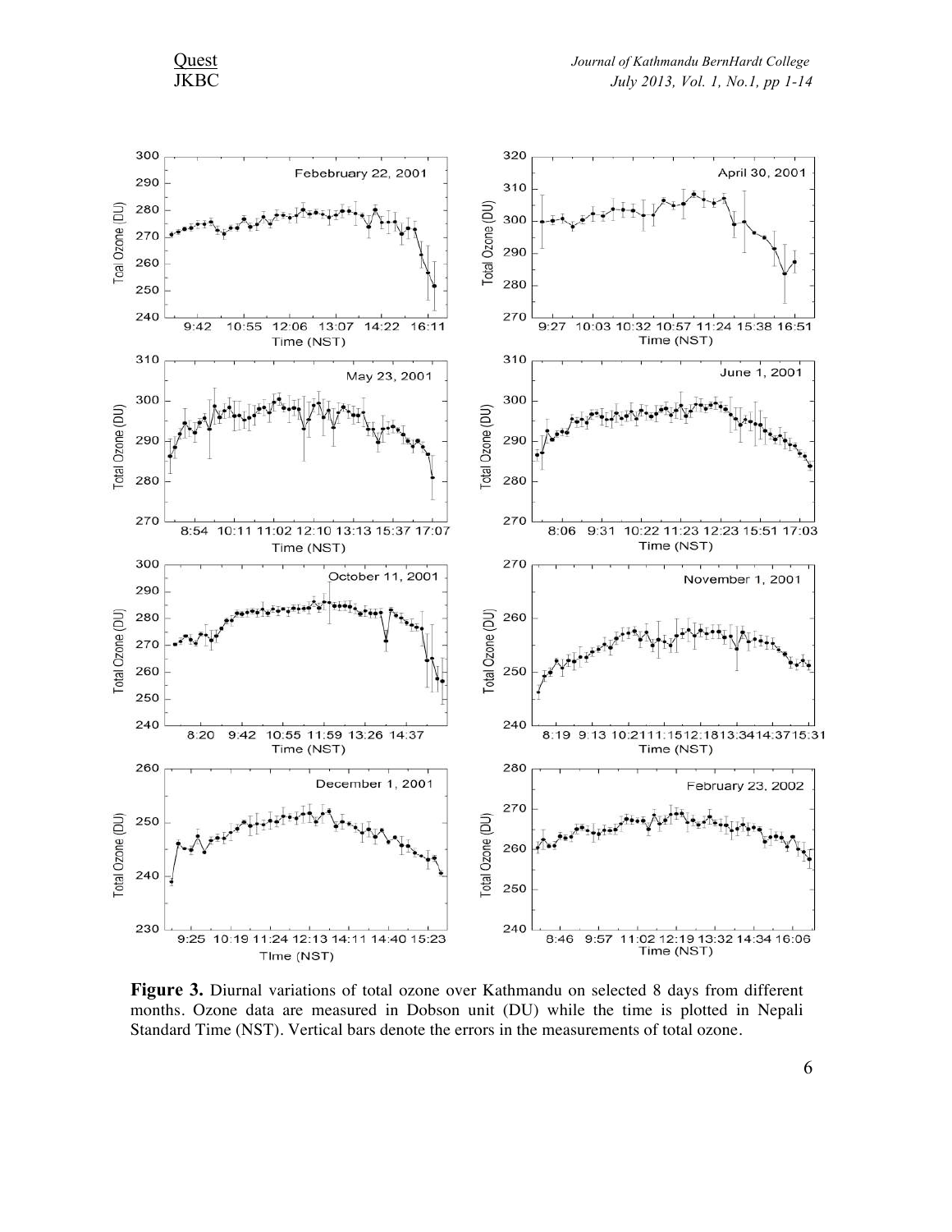**Figure 3.** Diurnal variations of total ozone over Kathmandu on selected 8 days from different months. Ozone data are measured in Dobson unit (DU) while the time is plotted in Nepali Standard Time (NST). Vertical bars denote the errors in the measurements of total ozone.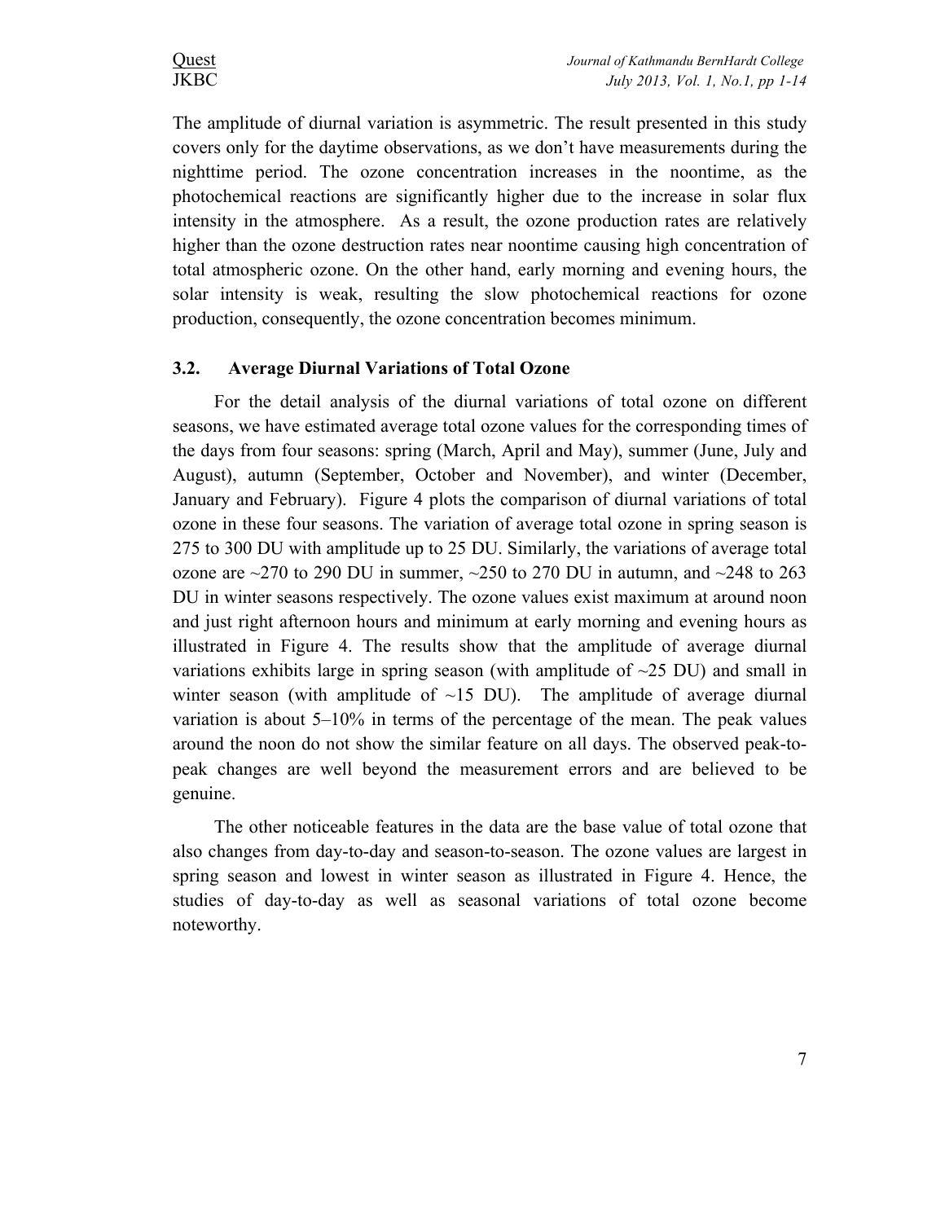The amplitude of diurnal variation is asymmetric. The result presented in this study covers only for the daytime observations, as we don't have measurements during the nighttime period. The ozone concentration increases in the noontime, as the photochemical reactions are significantly higher due to the increase in solar flux intensity in the atmosphere. As a result, the ozone production rates are relatively higher than the ozone destruction rates near noontime causing high concentration of total atmospheric ozone. On the other hand, early morning and evening hours, the solar intensity is weak, resulting the slow photochemical reactions for ozone production, consequently, the ozone concentration becomes minimum.

### 3.2. Average Diurnal Variations of Total Ozone

For the detail analysis of the diurnal variations of total ozone on different seasons, we have estimated average total ozone values for the corresponding times of the days from four seasons: spring (March, April and May), summer (June, July and August), autumn (September, October and November), and winter (December, January and February). Figure 4 plots the comparison of diurnal variations of total ozone in these four seasons. The variation of average total ozone in spring season is 275 to 300 DU with amplitude up to 25 DU. Similarly, the variations of average total ozone are ~270 to 290 DU in summer, ~250 to 270 DU in autumn, and ~248 to 263 DU in winter seasons respectively. The ozone values exist maximum at around noon and just right afternoon hours and minimum at early morning and evening hours as illustrated in Figure 4. The results show that the amplitude of average diurnal variations exhibits large in spring season (with amplitude of ~25 DU) and small in winter season (with amplitude of ~15 DU). The amplitude of average diurnal variation is about 5–10% in terms of the percentage of the mean. The peak values around the noon do not show the similar feature on all days. The observed peak-to-peak changes are well beyond the measurement errors and are believed to be genuine.

The other noticeable features in the data are the base value of total ozone that also changes from day-to-day and season-to-season. The ozone values are largest in spring season and lowest in winter season as illustrated in Figure 4. Hence, the studies of day-to-day as well as seasonal variations of total ozone become noteworthy.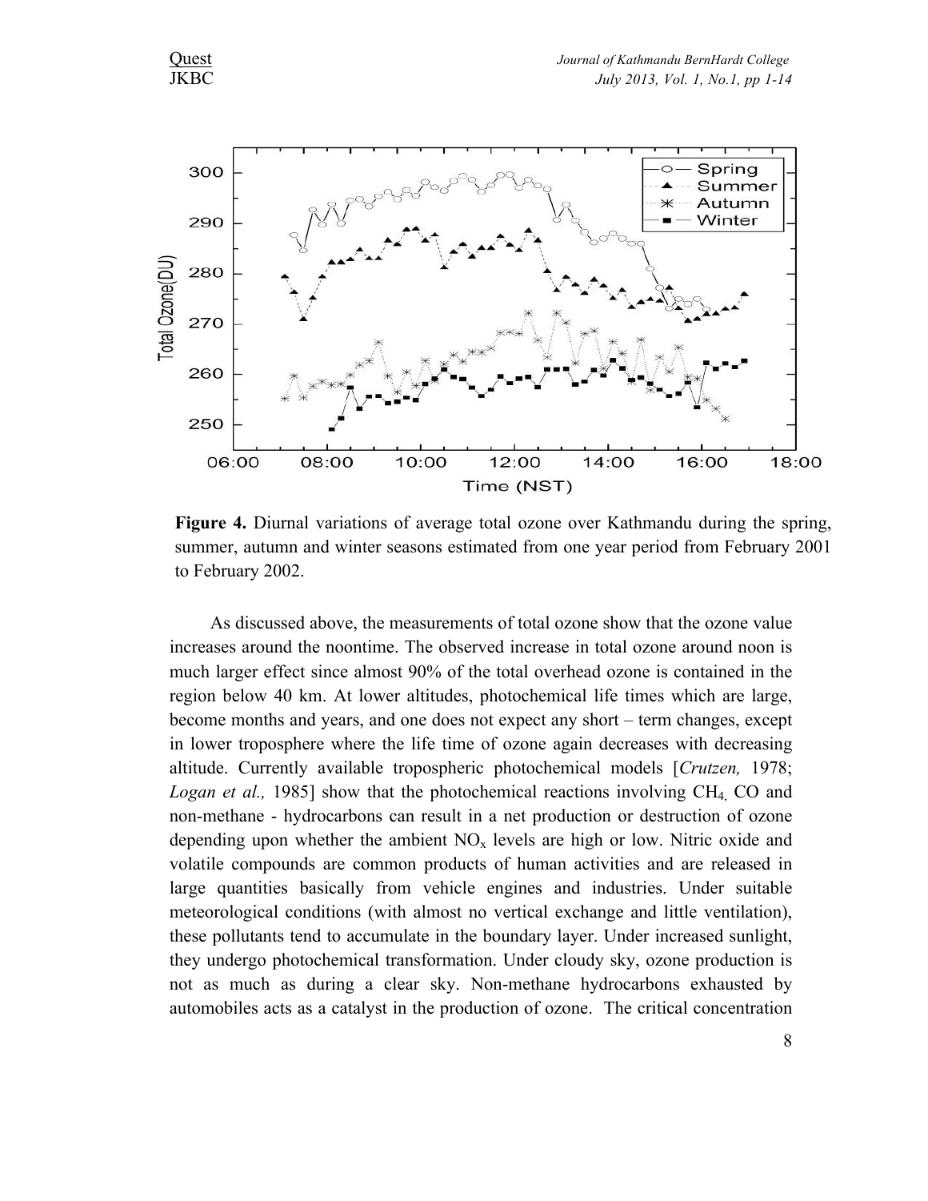**Figure 4.** Diurnal variations of average total ozone over Kathmandu during the spring, summer, autumn and winter seasons estimated from one year period from February 2001 to February 2002.

As discussed above, the measurements of total ozone show that the ozone value increases around the noontime. The observed increase in total ozone around noon is much larger effect since almost 90% of the total overhead ozone is contained in the region below 40 km. At lower altitudes, photochemical life times which are large, become months and years, and one does not expect any short – term changes, except in lower troposphere where the life time of ozone again decreases with decreasing altitude. Currently available tropospheric photochemical models [*Crutzen,* 1978; *Logan et al.,* 1985] show that the photochemical reactions involving $CH_4$, CO and non-methane - hydrocarbons can result in a net production or destruction of ozone depending upon whether the ambient $NO_x$ levels are high or low. Nitric oxide and volatile compounds are common products of human activities and are released in large quantities basically from vehicle engines and industries. Under suitable meteorological conditions (with almost no vertical exchange and little ventilation), these pollutants tend to accumulate in the boundary layer. Under increased sunlight, they undergo photochemical transformation. Under cloudy sky, ozone production is not as much as during a clear sky. Non-methane hydrocarbons exhausted by automobiles acts as a catalyst in the production of ozone. The critical concentration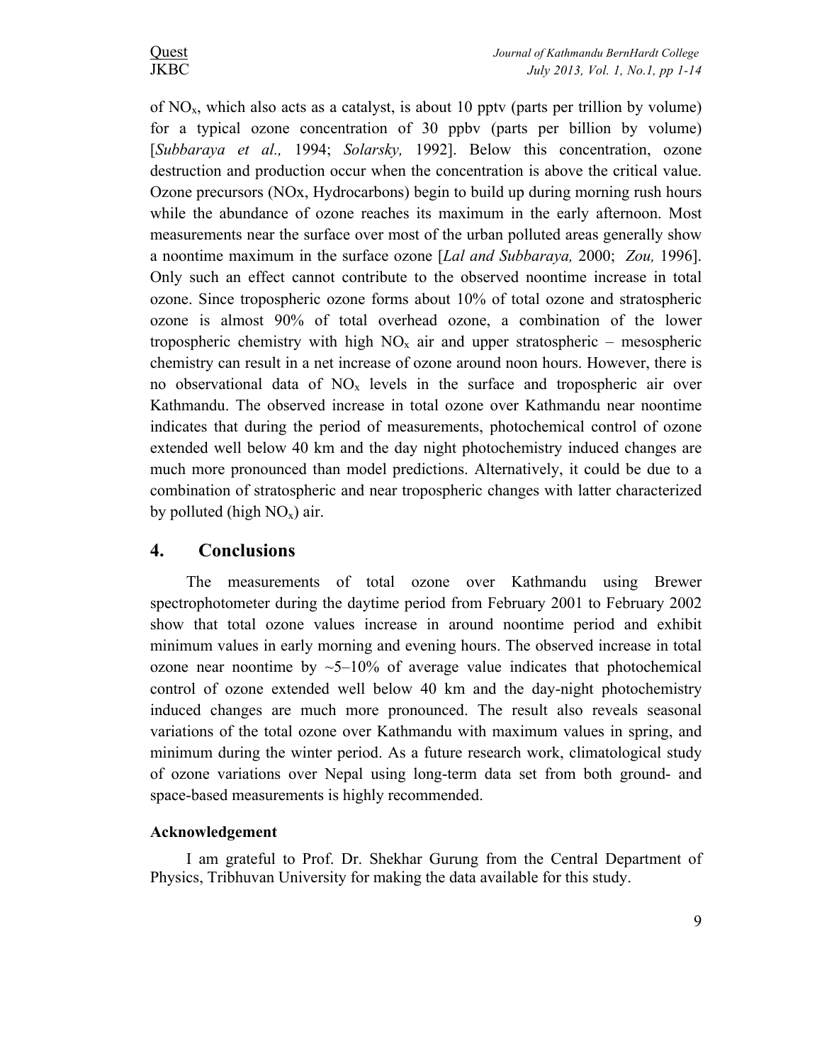of $NO_x$, which also acts as a catalyst, is about 10 pptv (parts per trillion by volume) for a typical ozone concentration of 30 ppbv (parts per billion by volume) [*Subbaraya et al.,* 1994; *Solarsky,* 1992]. Below this concentration, ozone destruction and production occur when the concentration is above the critical value. Ozone precursors (NOx, Hydrocarbons) begin to build up during morning rush hours while the abundance of ozone reaches its maximum in the early afternoon. Most measurements near the surface over most of the urban polluted areas generally show a noontime maximum in the surface ozone [*Lal and Subbaraya,* 2000; *Zou,* 1996]. Only such an effect cannot contribute to the observed noontime increase in total ozone. Since tropospheric ozone forms about 10% of total ozone and stratospheric ozone is almost 90% of total overhead ozone, a combination of the lower tropospheric chemistry with high $NO_x$ air and upper stratospheric – mesospheric chemistry can result in a net increase of ozone around noon hours. However, there is no observational data of $NO_x$ levels in the surface and tropospheric air over Kathmandu. The observed increase in total ozone over Kathmandu near noontime indicates that during the period of measurements, photochemical control of ozone extended well below 40 km and the day night photochemistry induced changes are much more pronounced than model predictions. Alternatively, it could be due to a combination of stratospheric and near tropospheric changes with latter characterized by polluted (high $NO_x$) air.

## 4. Conclusions

The measurements of total ozone over Kathmandu using Brewer spectrophotometer during the daytime period from February 2001 to February 2002 show that total ozone values increase in around noontime period and exhibit minimum values in early morning and evening hours. The observed increase in total ozone near noontime by ~5–10% of average value indicates that photochemical control of ozone extended well below 40 km and the day-night photochemistry induced changes are much more pronounced. The result also reveals seasonal variations of the total ozone over Kathmandu with maximum values in spring, and minimum during the winter period. As a future research work, climatological study of ozone variations over Nepal using long-term data set from both ground- and space-based measurements is highly recommended.

**Acknowledgement**

I am grateful to Prof. Dr. Shekhar Gurung from the Central Department of Physics, Tribhuvan University for making the data available for this study.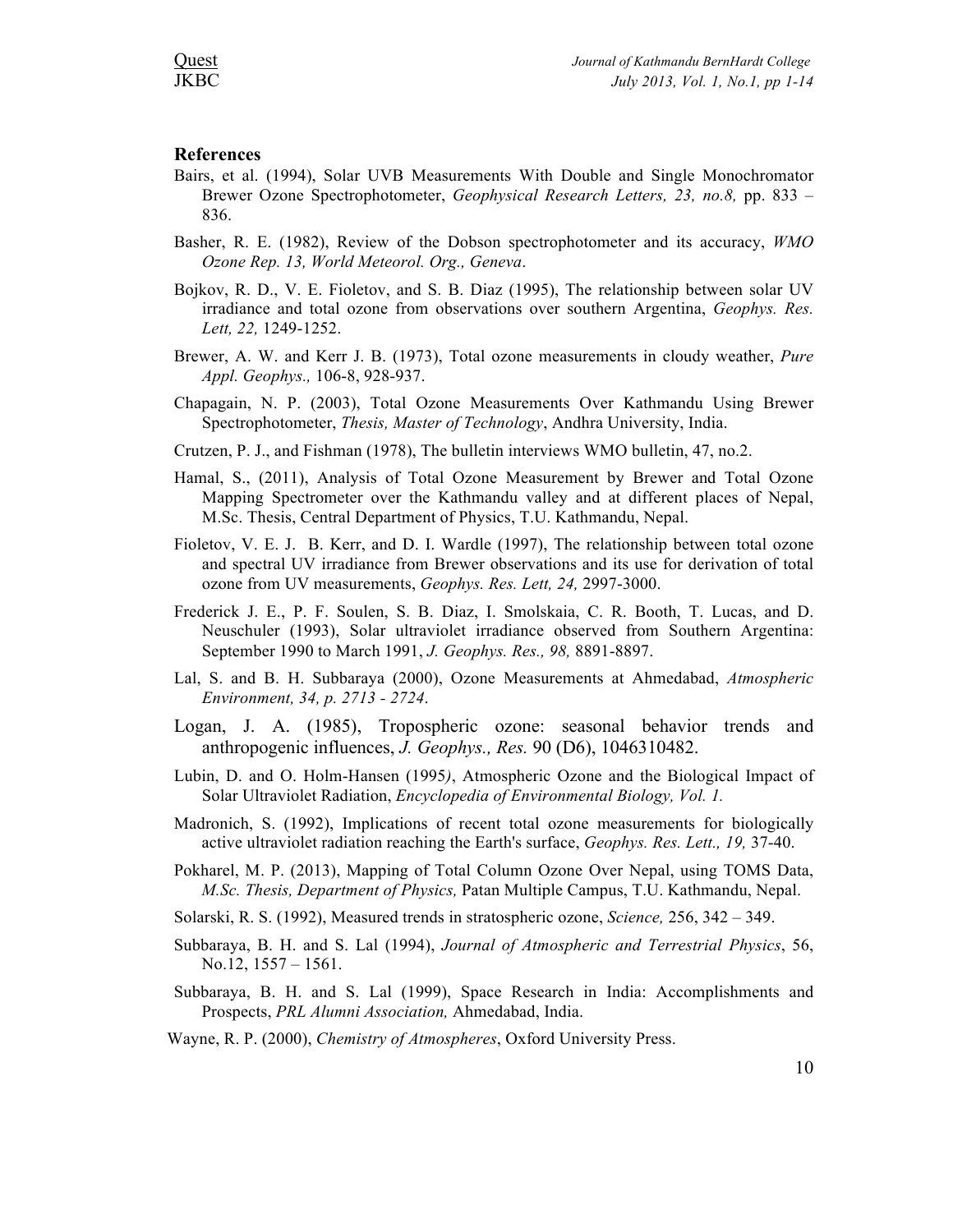## References

Bairs, et al. (1994), Solar UVB Measurements With Double and Single Monochromator Brewer Ozone Spectrophotometer, *Geophysical Research Letters, 23, no.8,* pp. 833 – 836.

Basher, R. E. (1982), Review of the Dobson spectrophotometer and its accuracy, *WMO Ozone Rep. 13, World Meteorol. Org., Geneva*.

Bojkov, R. D., V. E. Fioletov, and S. B. Diaz (1995), The relationship between solar UV irradiance and total ozone from observations over southern Argentina, *Geophys. Res. Lett, 22,* 1249-1252.

Brewer, A. W. and Kerr J. B. (1973), Total ozone measurements in cloudy weather, *Pure Appl. Geophys.,* 106-8, 928-937.

Chapagain, N. P. (2003), Total Ozone Measurements Over Kathmandu Using Brewer Spectrophotometer, *Thesis, Master of Technology*, Andhra University, India.

Crutzen, P. J., and Fishman (1978), The bulletin interviews WMO bulletin, 47, no.2.

Hamal, S., (2011), Analysis of Total Ozone Measurement by Brewer and Total Ozone Mapping Spectrometer over the Kathmandu valley and at different places of Nepal, M.Sc. Thesis, Central Department of Physics, T.U. Kathmandu, Nepal.

Fioletov, V. E. J. B. Kerr, and D. I. Wardle (1997), The relationship between total ozone and spectral UV irradiance from Brewer observations and its use for derivation of total ozone from UV measurements, *Geophys. Res. Lett, 24,* 2997-3000.

Frederick J. E., P. F. Soulen, S. B. Diaz, I. Smolskaia, C. R. Booth, T. Lucas, and D. Neuschuler (1993), Solar ultraviolet irradiance observed from Southern Argentina: September 1990 to March 1991, *J. Geophys. Res., 98,* 8891-8897.

Lal, S. and B. H. Subbaraya (2000), Ozone Measurements at Ahmedabad, *Atmospheric Environment, 34, p. 2713 - 2724*.

Logan, J. A. (1985), Tropospheric ozone: seasonal behavior trends and anthropogenic influences, *J. Geophys., Res.* 90 (D6), 1046310482.

Lubin, D. and O. Holm-Hansen (1995*)*, Atmospheric Ozone and the Biological Impact of Solar Ultraviolet Radiation, *Encyclopedia of Environmental Biology, Vol. 1.*

Madronich, S. (1992), Implications of recent total ozone measurements for biologically active ultraviolet radiation reaching the Earth's surface, *Geophys. Res. Lett., 19,* 37-40.

Pokharel, M. P. (2013), Mapping of Total Column Ozone Over Nepal, using TOMS Data, *M.Sc. Thesis, Department of Physics,* Patan Multiple Campus, T.U. Kathmandu, Nepal.

Solarski, R. S. (1992), Measured trends in stratospheric ozone, *Science,* 256, 342 – 349.

Subbaraya, B. H. and S. Lal (1994), *Journal of Atmospheric and Terrestrial Physics*, 56, No.12, 1557 – 1561.

Subbaraya, B. H. and S. Lal (1999), Space Research in India: Accomplishments and Prospects, *PRL Alumni Association,* Ahmedabad, India.

Wayne, R. P. (2000), *Chemistry of Atmospheres*, Oxford University Press.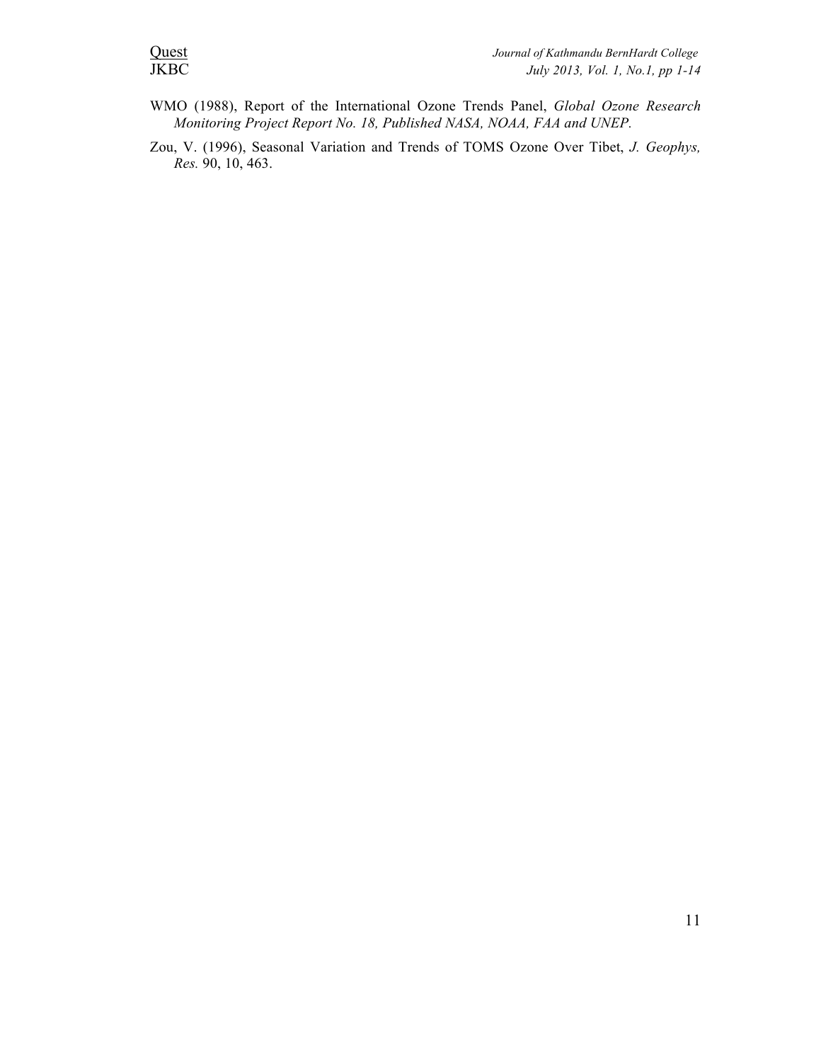WMO (1988), Report of the International Ozone Trends Panel, *Global Ozone Research Monitoring Project Report No. 18, Published NASA, NOAA, FAA and UNEP*.

Zou, V. (1996), Seasonal Variation and Trends of TOMS Ozone Over Tibet, *J. Geophys, Res.* 90, 10, 463.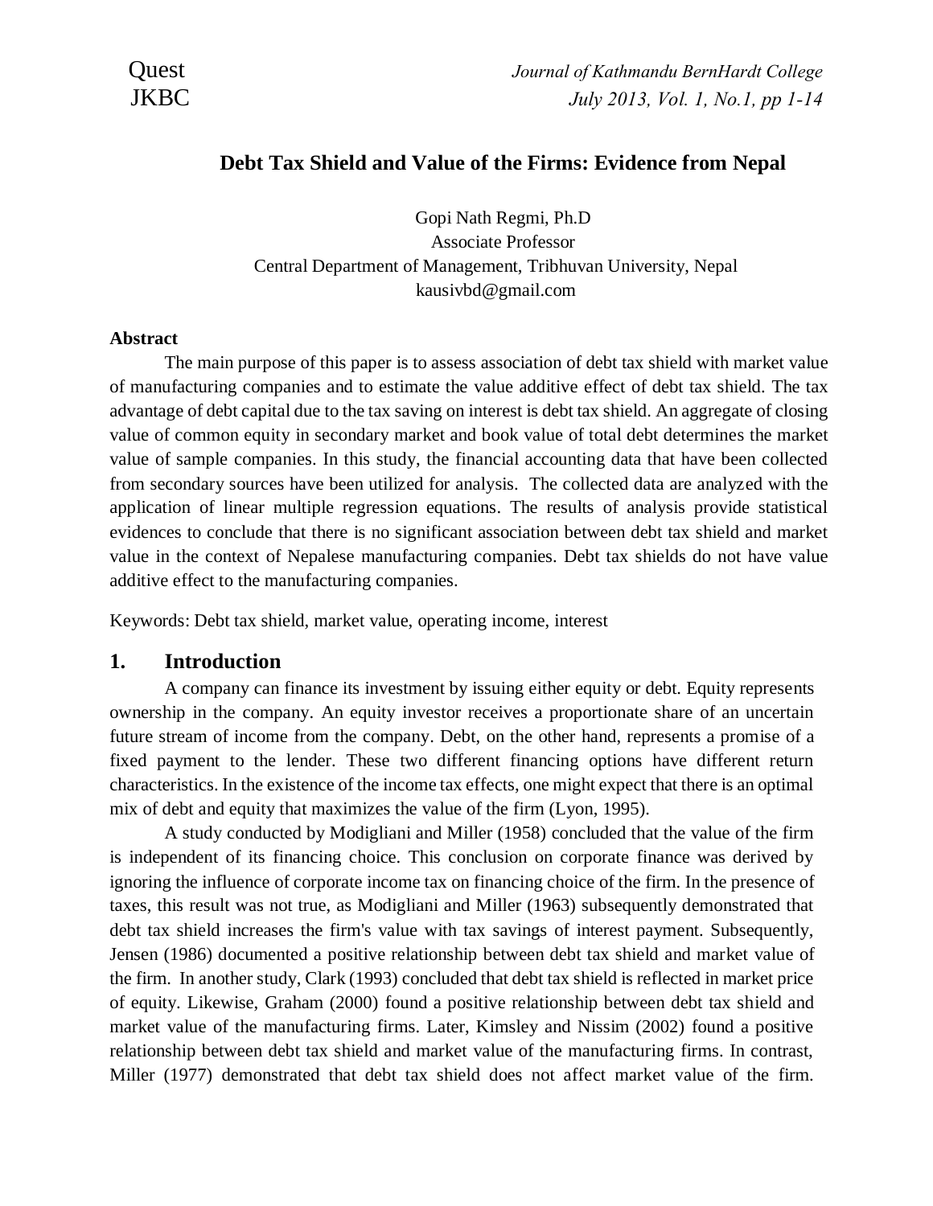# Debt Tax Shield and Value of the Firms: Evidence from Nepal

Gopi Nath Regmi, Ph.D
Associate Professor
Central Department of Management, Tribhuvan University, Nepal
kausivbd@gmail.com

**Abstract**

The main purpose of this paper is to assess association of debt tax shield with market value of manufacturing companies and to estimate the value additive effect of debt tax shield. The tax advantage of debt capital due to the tax saving on interest is debt tax shield. An aggregate of closing value of common equity in secondary market and book value of total debt determines the market value of sample companies. In this study, the financial accounting data that have been collected from secondary sources have been utilized for analysis. The collected data are analyzed with the application of linear multiple regression equations. The results of analysis provide statistical evidences to conclude that there is no significant association between debt tax shield and market value in the context of Nepalese manufacturing companies. Debt tax shields do not have value additive effect to the manufacturing companies.

Keywords: Debt tax shield, market value, operating income, interest

## 1. Introduction

A company can finance its investment by issuing either equity or debt. Equity represents ownership in the company. An equity investor receives a proportionate share of an uncertain future stream of income from the company. Debt, on the other hand, represents a promise of a fixed payment to the lender. These two different financing options have different return characteristics. In the existence of the income tax effects, one might expect that there is an optimal mix of debt and equity that maximizes the value of the firm (Lyon, 1995).

A study conducted by Modigliani and Miller (1958) concluded that the value of the firm is independent of its financing choice. This conclusion on corporate finance was derived by ignoring the influence of corporate income tax on financing choice of the firm. In the presence of taxes, this result was not true, as Modigliani and Miller (1963) subsequently demonstrated that debt tax shield increases the firm's value with tax savings of interest payment. Subsequently, Jensen (1986) documented a positive relationship between debt tax shield and market value of the firm. In another study, Clark (1993) concluded that debt tax shield is reflected in market price of equity. Likewise, Graham (2000) found a positive relationship between debt tax shield and market value of the manufacturing firms. Later, Kimsley and Nissim (2002) found a positive relationship between debt tax shield and market value of the manufacturing firms. In contrast, Miller (1977) demonstrated that debt tax shield does not affect market value of the firm.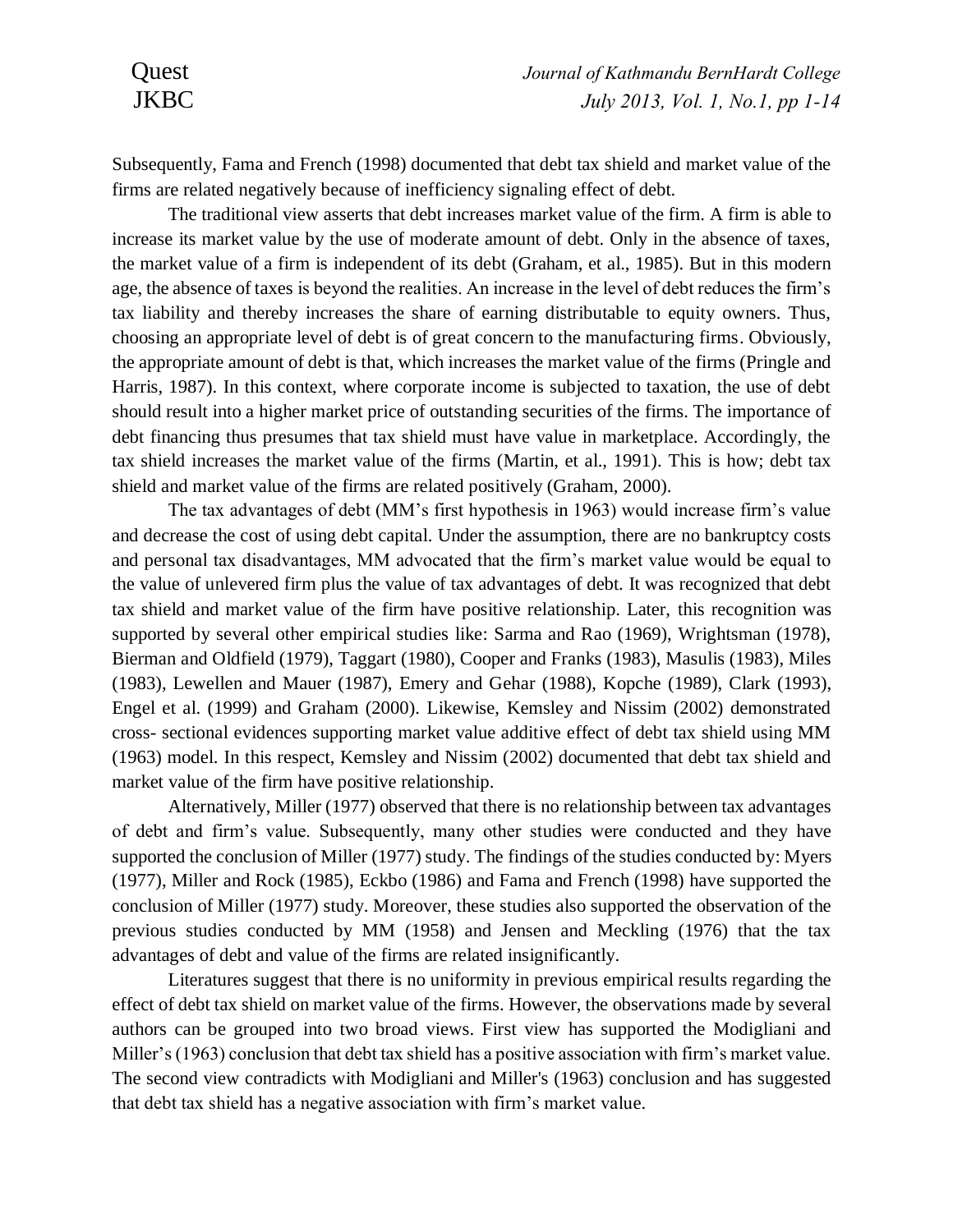Subsequently, Fama and French (1998) documented that debt tax shield and market value of the firms are related negatively because of inefficiency signaling effect of debt.

The traditional view asserts that debt increases market value of the firm. A firm is able to increase its market value by the use of moderate amount of debt. Only in the absence of taxes, the market value of a firm is independent of its debt (Graham, et al., 1985). But in this modern age, the absence of taxes is beyond the realities. An increase in the level of debt reduces the firm's tax liability and thereby increases the share of earning distributable to equity owners. Thus, choosing an appropriate level of debt is of great concern to the manufacturing firms. Obviously, the appropriate amount of debt is that, which increases the market value of the firms (Pringle and Harris, 1987). In this context, where corporate income is subjected to taxation, the use of debt should result into a higher market price of outstanding securities of the firms. The importance of debt financing thus presumes that tax shield must have value in marketplace. Accordingly, the tax shield increases the market value of the firms (Martin, et al., 1991). This is how; debt tax shield and market value of the firms are related positively (Graham, 2000).

The tax advantages of debt (MM's first hypothesis in 1963) would increase firm's value and decrease the cost of using debt capital. Under the assumption, there are no bankruptcy costs and personal tax disadvantages, MM advocated that the firm's market value would be equal to the value of unlevered firm plus the value of tax advantages of debt. It was recognized that debt tax shield and market value of the firm have positive relationship. Later, this recognition was supported by several other empirical studies like: Sarma and Rao (1969), Wrightsman (1978), Bierman and Oldfield (1979), Taggart (1980), Cooper and Franks (1983), Masulis (1983), Miles (1983), Lewellen and Mauer (1987), Emery and Gehar (1988), Kopche (1989), Clark (1993), Engel et al. (1999) and Graham (2000). Likewise, Kemsley and Nissim (2002) demonstrated cross- sectional evidences supporting market value additive effect of debt tax shield using MM (1963) model. In this respect, Kemsley and Nissim (2002) documented that debt tax shield and market value of the firm have positive relationship.

Alternatively, Miller (1977) observed that there is no relationship between tax advantages of debt and firm's value. Subsequently, many other studies were conducted and they have supported the conclusion of Miller (1977) study. The findings of the studies conducted by: Myers (1977), Miller and Rock (1985), Eckbo (1986) and Fama and French (1998) have supported the conclusion of Miller (1977) study. Moreover, these studies also supported the observation of the previous studies conducted by MM (1958) and Jensen and Meckling (1976) that the tax advantages of debt and value of the firms are related insignificantly.

Literatures suggest that there is no uniformity in previous empirical results regarding the effect of debt tax shield on market value of the firms. However, the observations made by several authors can be grouped into two broad views. First view has supported the Modigliani and Miller's (1963) conclusion that debt tax shield has a positive association with firm's market value. The second view contradicts with Modigliani and Miller's (1963) conclusion and has suggested that debt tax shield has a negative association with firm's market value.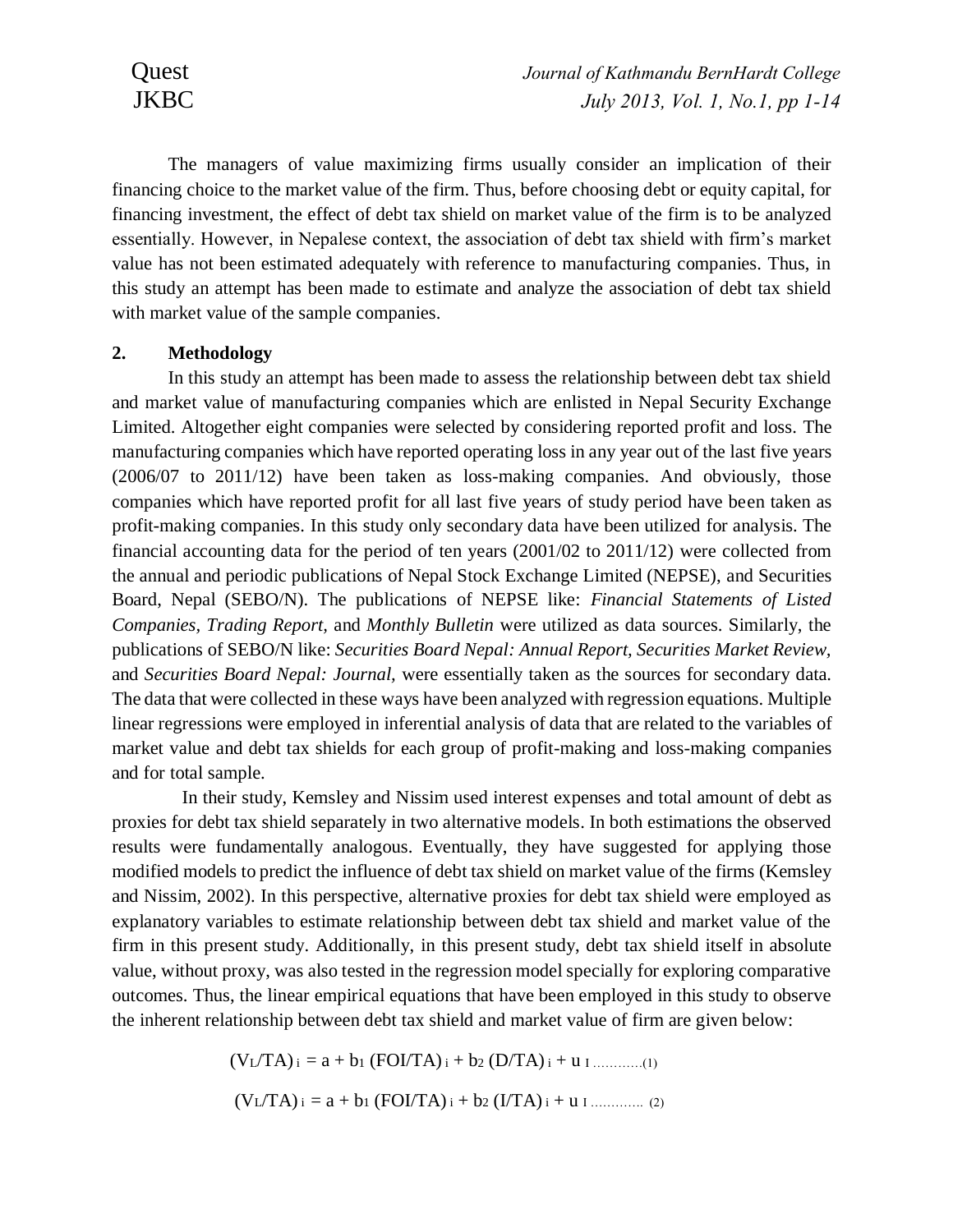The managers of value maximizing firms usually consider an implication of their financing choice to the market value of the firm. Thus, before choosing debt or equity capital, for financing investment, the effect of debt tax shield on market value of the firm is to be analyzed essentially. However, in Nepalese context, the association of debt tax shield with firm's market value has not been estimated adequately with reference to manufacturing companies. Thus, in this study an attempt has been made to estimate and analyze the association of debt tax shield with market value of the sample companies.

## 2. Methodology

In this study an attempt has been made to assess the relationship between debt tax shield and market value of manufacturing companies which are enlisted in Nepal Security Exchange Limited. Altogether eight companies were selected by considering reported profit and loss. The manufacturing companies which have reported operating loss in any year out of the last five years (2006/07 to 2011/12) have been taken as loss-making companies. And obviously, those companies which have reported profit for all last five years of study period have been taken as profit-making companies. In this study only secondary data have been utilized for analysis. The financial accounting data for the period of ten years (2001/02 to 2011/12) were collected from the annual and periodic publications of Nepal Stock Exchange Limited (NEPSE), and Securities Board, Nepal (SEBO/N). The publications of NEPSE like: *Financial Statements of Listed Companies*, *Trading Report,* and *Monthly Bulletin* were utilized as data sources. Similarly, the publications of SEBO/N like: *Securities Board Nepal: Annual Report, Securities Market Review,* and *Securities Board Nepal: Journal,* were essentially taken as the sources for secondary data. The data that were collected in these ways have been analyzed with regression equations. Multiple linear regressions were employed in inferential analysis of data that are related to the variables of market value and debt tax shields for each group of profit-making and loss-making companies and for total sample.

In their study, Kemsley and Nissim used interest expenses and total amount of debt as proxies for debt tax shield separately in two alternative models. In both estimations the observed results were fundamentally analogous. Eventually, they have suggested for applying those modified models to predict the influence of debt tax shield on market value of the firms (Kemsley and Nissim, 2002). In this perspective, alternative proxies for debt tax shield were employed as explanatory variables to estimate relationship between debt tax shield and market value of the firm in this present study. Additionally, in this present study, debt tax shield itself in absolute value, without proxy, was also tested in the regression model specially for exploring comparative outcomes. Thus, the linear empirical equations that have been employed in this study to observe the inherent relationship between debt tax shield and market value of firm are given below:

$$(V_L/TA)_i = a + b_1 (FOI/TA)_i + b_2 (D/TA)_i + u_I \quad \text{............(1)}$$

$$(V_L/TA)_i = a + b_1 (FOI/TA)_i + b_2 (I/TA)_i + u_I \quad \text{............(2)}$$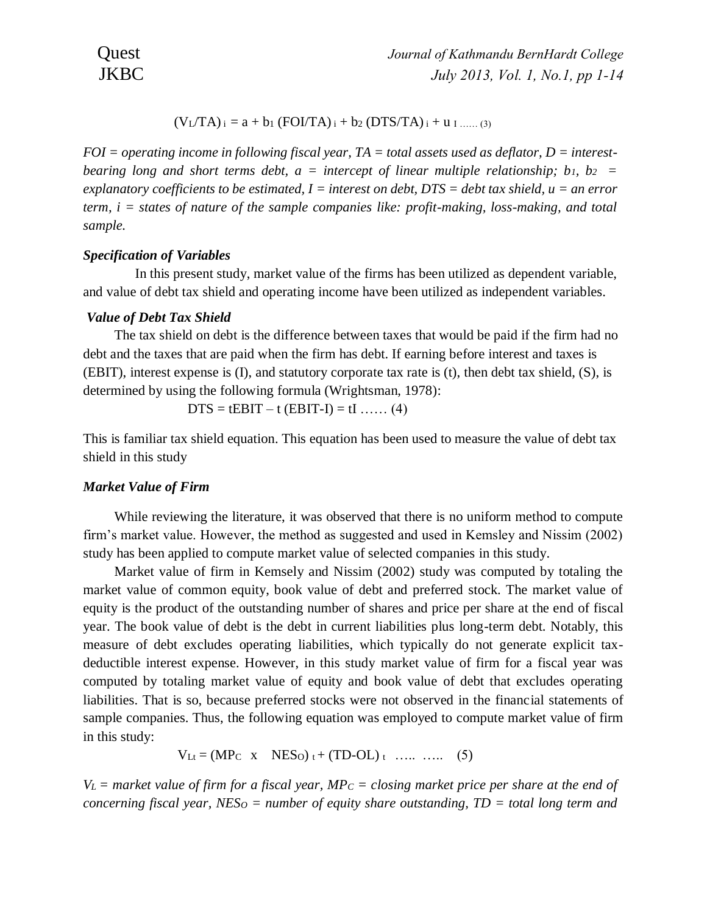$$(V_L/TA)_i = a + b_1 (FOI/TA)_i + b_2 (DTS/TA)_i + u_I \;\ldots\ldots (3)$$

*FOI = operating income in following fiscal year, TA = total assets used as deflator, D = interest-bearing long and short terms debt, a = intercept of linear multiple relationship;* $b_1$, $b_2$ *= explanatory coefficients to be estimated, I = interest on debt, DTS = debt tax shield, u = an error term, i = states of nature of the sample companies like: profit-making, loss-making, and total sample.*

### *Specification of Variables*

In this present study, market value of the firms has been utilized as dependent variable, and value of debt tax shield and operating income have been utilized as independent variables.

### *Value of Debt Tax Shield*

The tax shield on debt is the difference between taxes that would be paid if the firm had no debt and the taxes that are paid when the firm has debt. If earning before interest and taxes is (EBIT), interest expense is (I), and statutory corporate tax rate is (t), then debt tax shield, (S), is determined by using the following formula (Wrightsman, 1978):

$$DTS = tEBIT - t(EBIT - I) = tI \;\ldots\ldots (4)$$

This is familiar tax shield equation. This equation has been used to measure the value of debt tax shield in this study

### *Market Value of Firm*

While reviewing the literature, it was observed that there is no uniform method to compute firm's market value. However, the method as suggested and used in Kemsley and Nissim (2002) study has been applied to compute market value of selected companies in this study.

Market value of firm in Kemsely and Nissim (2002) study was computed by totaling the market value of common equity, book value of debt and preferred stock. The market value of equity is the product of the outstanding number of shares and price per share at the end of fiscal year. The book value of debt is the debt in current liabilities plus long-term debt. Notably, this measure of debt excludes operating liabilities, which typically do not generate explicit tax-deductible interest expense. However, in this study market value of firm for a fiscal year was computed by totaling market value of equity and book value of debt that excludes operating liabilities. That is so, because preferred stocks were not observed in the financial statements of sample companies. Thus, the following equation was employed to compute market value of firm in this study:

$$V_{Lt} = (MP_C \times NES_O)_t + (TD - OL)_t \;\ldots\ldots\;\ldots\ldots (5)$$

*$V_L$ = market value of firm for a fiscal year, $MP_C$ = closing market price per share at the end of concerning fiscal year, $NES_O$ = number of equity share outstanding, TD = total long term and*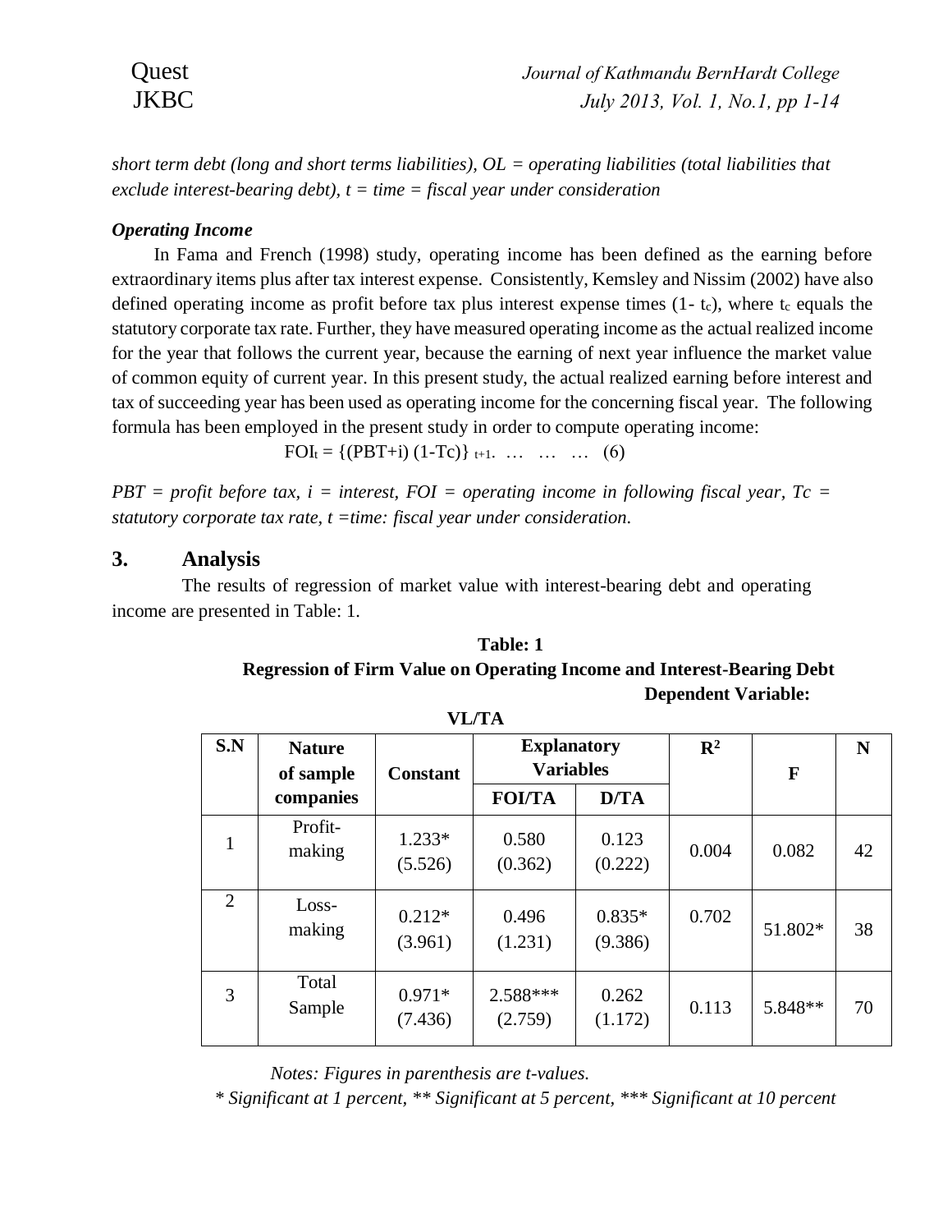*short term debt (long and short terms liabilities), OL = operating liabilities (total liabilities that exclude interest-bearing debt), t = time = fiscal year under consideration*

### *Operating Income*

In Fama and French (1998) study, operating income has been defined as the earning before extraordinary items plus after tax interest expense. Consistently, Kemsley and Nissim (2002) have also defined operating income as profit before tax plus interest expense times (1- $t_c$), where $t_c$ equals the statutory corporate tax rate. Further, they have measured operating income as the actual realized income for the year that follows the current year, because the earning of next year influence the market value of common equity of current year. In this present study, the actual realized earning before interest and tax of succeeding year has been used as operating income for the concerning fiscal year. The following formula has been employed in the present study in order to compute operating income:

$$FOI_t = \{(PBT+i)\ (1-Tc)\}_{t+1}. \quad \ldots \quad \ldots \quad \ldots \quad (6)$$

*PBT = profit before tax, i = interest, FOI = operating income in following fiscal year, Tc = statutory corporate tax rate, t =time: fiscal year under consideration.*

## 3. Analysis

The results of regression of market value with interest-bearing debt and operating income are presented in Table: 1.

**Table: 1**
**Regression of Firm Value on Operating Income and Interest-Bearing Debt**
**Dependent Variable: VL/TA**

| S.N | Nature of sample companies | Constant | Explanatory Variables | | $R^2$ | F | N |
|---|---|---|---|---|---|---|---|
| | | | FOI/TA | D/TA | | | |
| 1 | Profit-making | 1.233* (5.526) | 0.580 (0.362) | 0.123 (0.222) | 0.004 | 0.082 | 42 |
| 2 | Loss-making | 0.212* (3.961) | 0.496 (1.231) | 0.835* (9.386) | 0.702 | 51.802* | 38 |
| 3 | Total Sample | 0.971* (7.436) | 2.588*** (2.759) | 0.262 (1.172) | 0.113 | 5.848** | 70 |

*Notes: Figures in parenthesis are t-values.*
*\* Significant at 1 percent, \*\* Significant at 5 percent, \*\*\* Significant at 10 percent*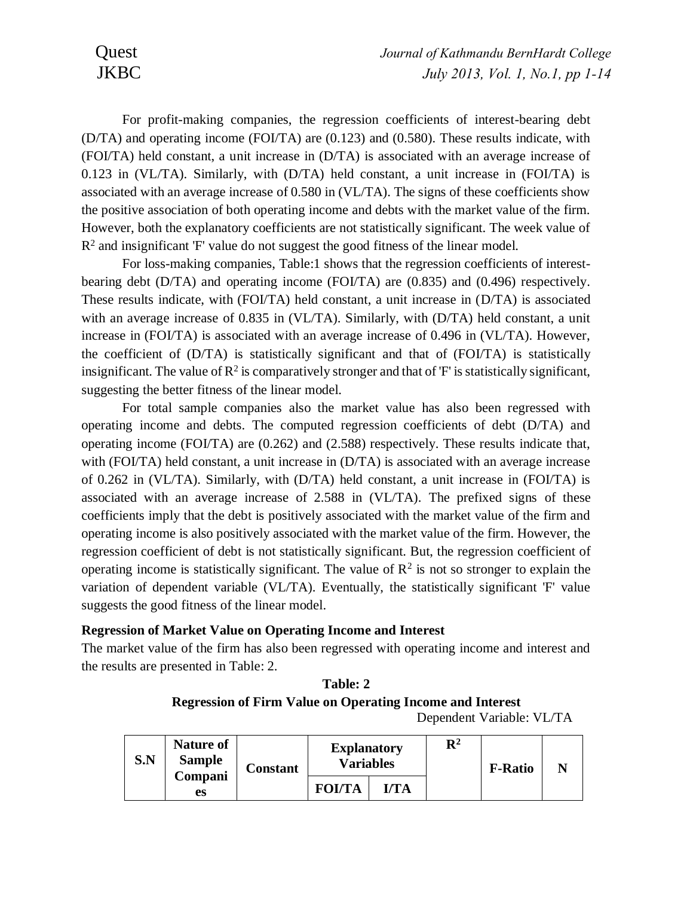For profit-making companies, the regression coefficients of interest-bearing debt (D/TA) and operating income (FOI/TA) are (0.123) and (0.580). These results indicate, with (FOI/TA) held constant, a unit increase in (D/TA) is associated with an average increase of 0.123 in (VL/TA). Similarly, with (D/TA) held constant, a unit increase in (FOI/TA) is associated with an average increase of 0.580 in (VL/TA). The signs of these coefficients show the positive association of both operating income and debts with the market value of the firm. However, both the explanatory coefficients are not statistically significant. The week value of $R^2$ and insignificant 'F' value do not suggest the good fitness of the linear model.

For loss-making companies, Table:1 shows that the regression coefficients of interest-bearing debt (D/TA) and operating income (FOI/TA) are (0.835) and (0.496) respectively. These results indicate, with (FOI/TA) held constant, a unit increase in (D/TA) is associated with an average increase of 0.835 in (VL/TA). Similarly, with (D/TA) held constant, a unit increase in (FOI/TA) is associated with an average increase of 0.496 in (VL/TA). However, the coefficient of (D/TA) is statistically significant and that of (FOI/TA) is statistically insignificant. The value of $R^2$ is comparatively stronger and that of 'F' is statistically significant, suggesting the better fitness of the linear model.

For total sample companies also the market value has also been regressed with operating income and debts. The computed regression coefficients of debt (D/TA) and operating income (FOI/TA) are (0.262) and (2.588) respectively. These results indicate that, with (FOI/TA) held constant, a unit increase in (D/TA) is associated with an average increase of 0.262 in (VL/TA). Similarly, with (D/TA) held constant, a unit increase in (FOI/TA) is associated with an average increase of 2.588 in (VL/TA). The prefixed signs of these coefficients imply that the debt is positively associated with the market value of the firm and operating income is also positively associated with the market value of the firm. However, the regression coefficient of debt is not statistically significant. But, the regression coefficient of operating income is statistically significant. The value of $R^2$ is not so stronger to explain the variation of dependent variable (VL/TA). Eventually, the statistically significant 'F' value suggests the good fitness of the linear model.

**Regression of Market Value on Operating Income and Interest**

The market value of the firm has also been regressed with operating income and interest and the results are presented in Table: 2.

**Table: 2**

**Regression of Firm Value on Operating Income and Interest**

Dependent Variable: VL/TA

| S.N | Nature of Sample Companies | Constant | Explanatory Variables | | $R^2$ | F-Ratio | N |
|---|---|---|---|---|---|---|---|
| | | | FOI/TA | I/TA | | | |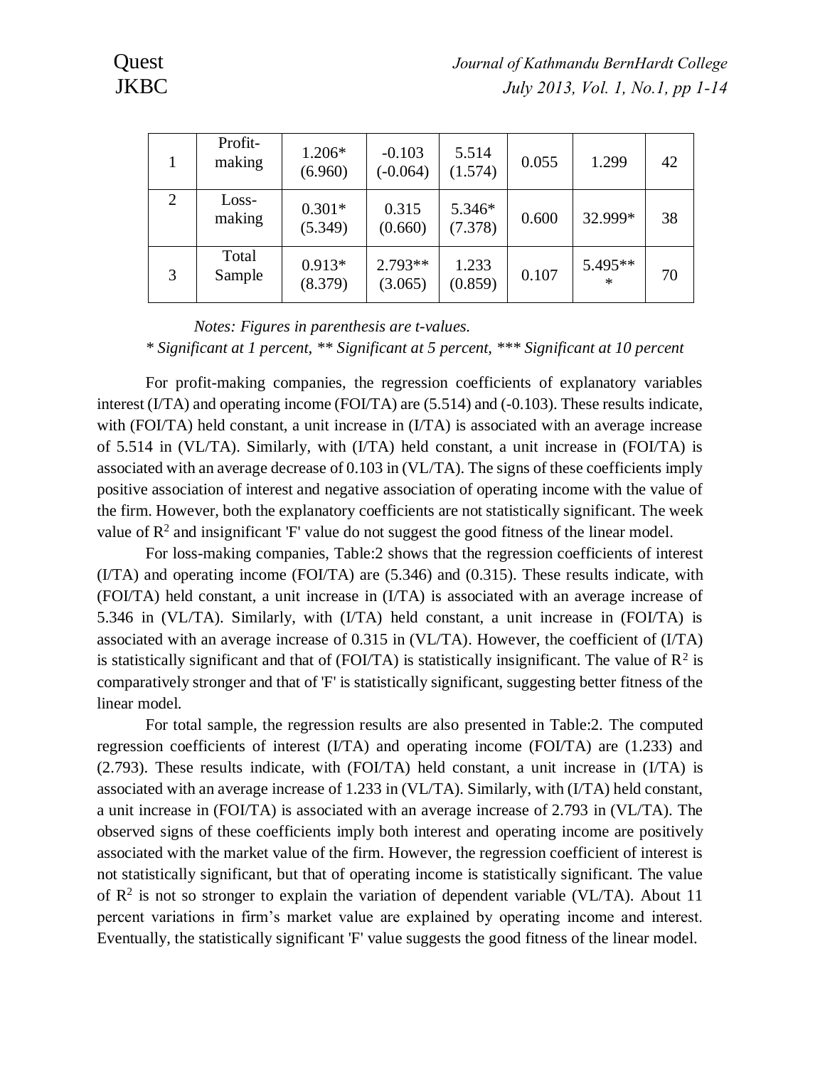| 1 | Profit-making | 1.206* (6.960) | -0.103 (-0.064) | 5.514 (1.574) | 0.055 | 1.299 | 42 |
|---|---|---|---|---|---|---|---|
| 2 | Loss-making | 0.301* (5.349) | 0.315 (0.660) | 5.346* (7.378) | 0.600 | 32.999* | 38 |
| 3 | Total Sample | 0.913* (8.379) | 2.793** (3.065) | 1.233 (0.859) | 0.107 | 5.495*** | 70 |

*Notes: Figures in parenthesis are t-values.*
*\* Significant at 1 percent, \*\* Significant at 5 percent, \*\*\* Significant at 10 percent*

For profit-making companies, the regression coefficients of explanatory variables interest (I/TA) and operating income (FOI/TA) are (5.514) and (-0.103). These results indicate, with (FOI/TA) held constant, a unit increase in (I/TA) is associated with an average increase of 5.514 in (VL/TA). Similarly, with (I/TA) held constant, a unit increase in (FOI/TA) is associated with an average decrease of 0.103 in (VL/TA). The signs of these coefficients imply positive association of interest and negative association of operating income with the value of the firm. However, both the explanatory coefficients are not statistically significant. The week value of $R^2$ and insignificant 'F' value do not suggest the good fitness of the linear model.

For loss-making companies, Table:2 shows that the regression coefficients of interest (I/TA) and operating income (FOI/TA) are (5.346) and (0.315). These results indicate, with (FOI/TA) held constant, a unit increase in (I/TA) is associated with an average increase of 5.346 in (VL/TA). Similarly, with (I/TA) held constant, a unit increase in (FOI/TA) is associated with an average increase of 0.315 in (VL/TA). However, the coefficient of (I/TA) is statistically significant and that of (FOI/TA) is statistically insignificant. The value of $R^2$ is comparatively stronger and that of 'F' is statistically significant, suggesting better fitness of the linear model.

For total sample, the regression results are also presented in Table:2. The computed regression coefficients of interest (I/TA) and operating income (FOI/TA) are (1.233) and (2.793). These results indicate, with (FOI/TA) held constant, a unit increase in (I/TA) is associated with an average increase of 1.233 in (VL/TA). Similarly, with (I/TA) held constant, a unit increase in (FOI/TA) is associated with an average increase of 2.793 in (VL/TA). The observed signs of these coefficients imply both interest and operating income are positively associated with the market value of the firm. However, the regression coefficient of interest is not statistically significant, but that of operating income is statistically significant. The value of $R^2$ is not so stronger to explain the variation of dependent variable (VL/TA). About 11 percent variations in firm's market value are explained by operating income and interest. Eventually, the statistically significant 'F' value suggests the good fitness of the linear model.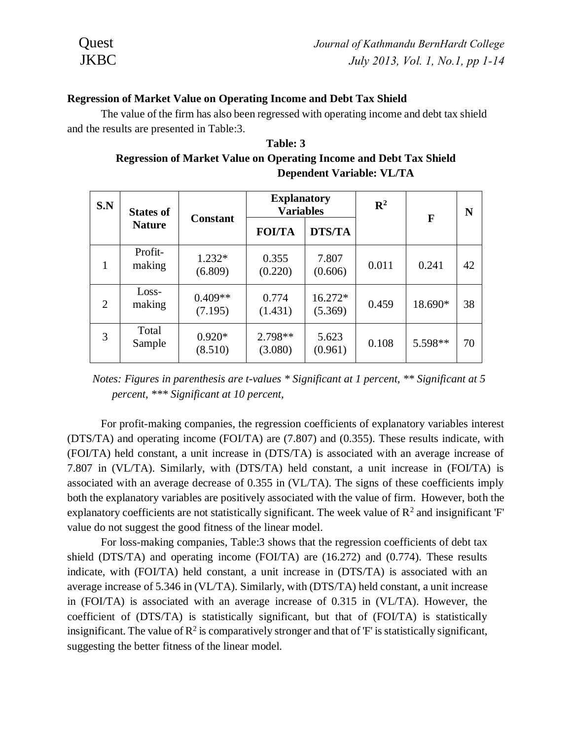**Regression of Market Value on Operating Income and Debt Tax Shield**

The value of the firm has also been regressed with operating income and debt tax shield and the results are presented in Table:3.

**Table: 3**
**Regression of Market Value on Operating Income and Debt Tax Shield**
**Dependent Variable: VL/TA**

| S.N | States of Nature | Constant | Explanatory Variables | | $R^2$ | F | N |
|---|---|---|---|---|---|---|---|
| | | | FOI/TA | DTS/TA | | | |
| 1 | Profit-making | 1.232* (6.809) | 0.355 (0.220) | 7.807 (0.606) | 0.011 | 0.241 | 42 |
| 2 | Loss-making | 0.409** (7.195) | 0.774 (1.431) | 16.272* (5.369) | 0.459 | 18.690* | 38 |
| 3 | Total Sample | 0.920* (8.510) | 2.798** (3.080) | 5.623 (0.961) | 0.108 | 5.598** | 70 |

*Notes: Figures in parenthesis are t-values * Significant at 1 percent, ** Significant at 5 percent, *** Significant at 10 percent,*

For profit-making companies, the regression coefficients of explanatory variables interest (DTS/TA) and operating income (FOI/TA) are (7.807) and (0.355). These results indicate, with (FOI/TA) held constant, a unit increase in (DTS/TA) is associated with an average increase of 7.807 in (VL/TA). Similarly, with (DTS/TA) held constant, a unit increase in (FOI/TA) is associated with an average decrease of 0.355 in (VL/TA). The signs of these coefficients imply both the explanatory variables are positively associated with the value of firm. However, both the explanatory coefficients are not statistically significant. The week value of $R^2$ and insignificant 'F' value do not suggest the good fitness of the linear model.

For loss-making companies, Table:3 shows that the regression coefficients of debt tax shield (DTS/TA) and operating income (FOI/TA) are (16.272) and (0.774). These results indicate, with (FOI/TA) held constant, a unit increase in (DTS/TA) is associated with an average increase of 5.346 in (VL/TA). Similarly, with (DTS/TA) held constant, a unit increase in (FOI/TA) is associated with an average increase of 0.315 in (VL/TA). However, the coefficient of (DTS/TA) is statistically significant, but that of (FOI/TA) is statistically insignificant. The value of $R^2$ is comparatively stronger and that of 'F' is statistically significant, suggesting the better fitness of the linear model.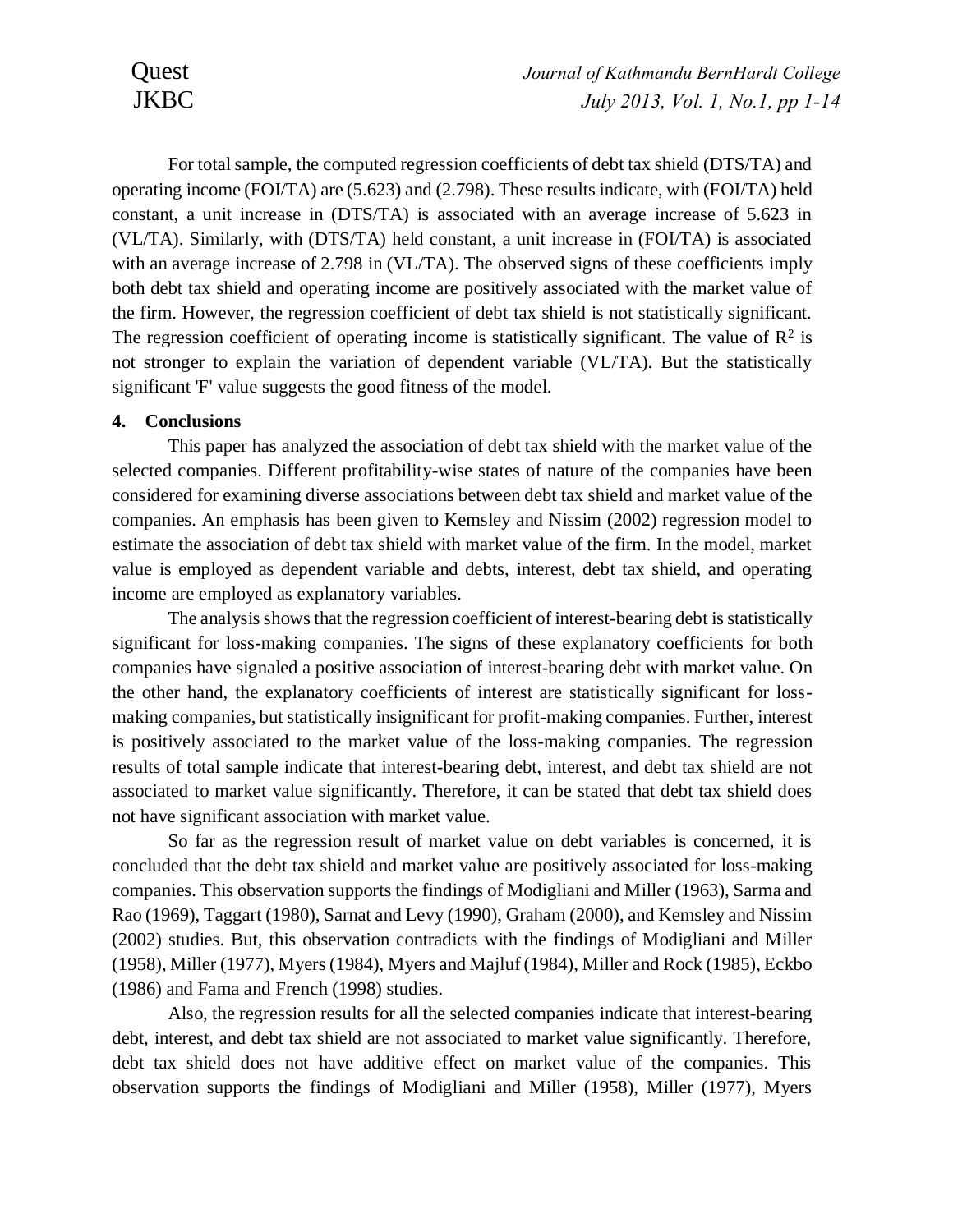For total sample, the computed regression coefficients of debt tax shield (DTS/TA) and operating income (FOI/TA) are (5.623) and (2.798). These results indicate, with (FOI/TA) held constant, a unit increase in (DTS/TA) is associated with an average increase of 5.623 in (VL/TA). Similarly, with (DTS/TA) held constant, a unit increase in (FOI/TA) is associated with an average increase of 2.798 in (VL/TA). The observed signs of these coefficients imply both debt tax shield and operating income are positively associated with the market value of the firm. However, the regression coefficient of debt tax shield is not statistically significant. The regression coefficient of operating income is statistically significant. The value of $R^2$ is not stronger to explain the variation of dependent variable (VL/TA). But the statistically significant 'F' value suggests the good fitness of the model.

## 4. Conclusions

This paper has analyzed the association of debt tax shield with the market value of the selected companies. Different profitability-wise states of nature of the companies have been considered for examining diverse associations between debt tax shield and market value of the companies. An emphasis has been given to Kemsley and Nissim (2002) regression model to estimate the association of debt tax shield with market value of the firm. In the model, market value is employed as dependent variable and debts, interest, debt tax shield, and operating income are employed as explanatory variables.

The analysis shows that the regression coefficient of interest-bearing debt is statistically significant for loss-making companies. The signs of these explanatory coefficients for both companies have signaled a positive association of interest-bearing debt with market value. On the other hand, the explanatory coefficients of interest are statistically significant for loss-making companies, but statistically insignificant for profit-making companies. Further, interest is positively associated to the market value of the loss-making companies. The regression results of total sample indicate that interest-bearing debt, interest, and debt tax shield are not associated to market value significantly. Therefore, it can be stated that debt tax shield does not have significant association with market value.

So far as the regression result of market value on debt variables is concerned, it is concluded that the debt tax shield and market value are positively associated for loss-making companies. This observation supports the findings of Modigliani and Miller (1963), Sarma and Rao (1969), Taggart (1980), Sarnat and Levy (1990), Graham (2000), and Kemsley and Nissim (2002) studies. But, this observation contradicts with the findings of Modigliani and Miller (1958), Miller (1977), Myers (1984), Myers and Majluf (1984), Miller and Rock (1985), Eckbo (1986) and Fama and French (1998) studies.

Also, the regression results for all the selected companies indicate that interest-bearing debt, interest, and debt tax shield are not associated to market value significantly. Therefore, debt tax shield does not have additive effect on market value of the companies. This observation supports the findings of Modigliani and Miller (1958), Miller (1977), Myers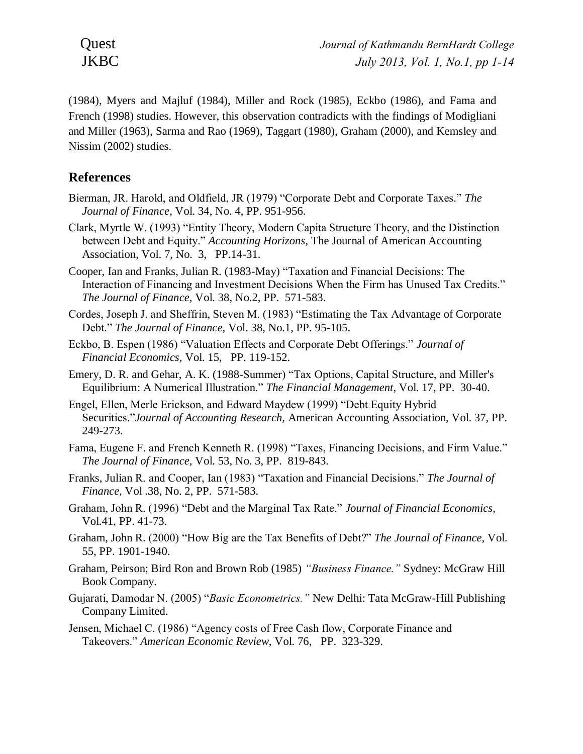(1984), Myers and Majluf (1984), Miller and Rock (1985), Eckbo (1986), and Fama and French (1998) studies. However, this observation contradicts with the findings of Modigliani and Miller (1963), Sarma and Rao (1969), Taggart (1980), Graham (2000), and Kemsley and Nissim (2002) studies.

## References

Bierman, JR. Harold, and Oldfield, JR (1979) "Corporate Debt and Corporate Taxes." *The Journal of Finance*, Vol. 34, No. 4, PP. 951-956.

Clark, Myrtle W. (1993) "Entity Theory, Modern Capita Structure Theory, and the Distinction between Debt and Equity." *Accounting Horizons*, The Journal of American Accounting Association, Vol. 7, No. 3, PP.14-31.

Cooper, Ian and Franks, Julian R. (1983-May) "Taxation and Financial Decisions: The Interaction of Financing and Investment Decisions When the Firm has Unused Tax Credits." *The Journal of Finance*, Vol. 38, No.2, PP. 571-583.

Cordes, Joseph J. and Sheffrin, Steven M. (1983) "Estimating the Tax Advantage of Corporate Debt." *The Journal of Finance*, Vol. 38, No.1, PP. 95-105.

Eckbo, B. Espen (1986) "Valuation Effects and Corporate Debt Offerings." *Journal of Financial Economics,* Vol. 15, PP. 119-152.

Emery, D. R. and Gehar, A. K. (1988-Summer) "Tax Options, Capital Structure, and Miller's Equilibrium: A Numerical Illustration." *The Financial Management*, Vol. 17, PP. 30-40.

Engel, Ellen, Merle Erickson, and Edward Maydew (1999) "Debt Equity Hybrid Securities."*Journal of Accounting Research,* American Accounting Association, Vol. 37, PP. 249-273.

Fama, Eugene F. and French Kenneth R. (1998) "Taxes, Financing Decisions, and Firm Value." *The Journal of Finance,* Vol. 53, No. 3, PP. 819-843.

Franks, Julian R. and Cooper, Ian (1983) "Taxation and Financial Decisions." *The Journal of Finance,* Vol .38, No. 2, PP. 571-583.

Graham, John R. (1996) "Debt and the Marginal Tax Rate." *Journal of Financial Economics,* Vol.41, PP. 41-73.

Graham, John R. (2000) "How Big are the Tax Benefits of Debt?" *The Journal of Finance,* Vol. 55, PP. 1901-1940.

Graham, Peirson; Bird Ron and Brown Rob (1985) *"Business Finance."* Sydney: McGraw Hill Book Company.

Gujarati, Damodar N. (2005) "*Basic Econometrics."* New Delhi: Tata McGraw-Hill Publishing Company Limited.

Jensen, Michael C. (1986) "Agency costs of Free Cash flow, Corporate Finance and Takeovers." *American Economic Review,* Vol. 76, PP. 323-329.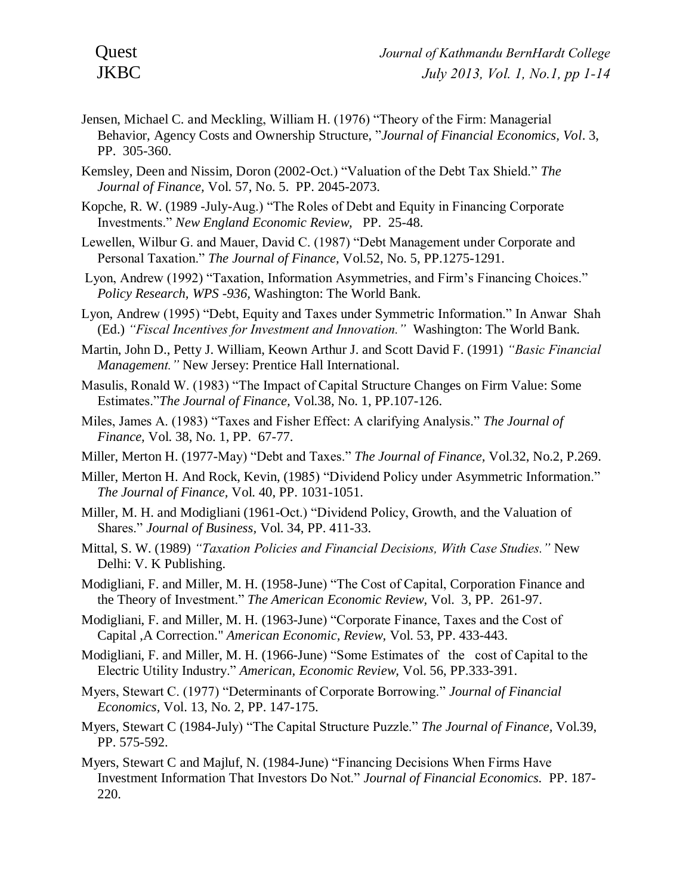Jensen, Michael C. and Meckling, William H. (1976) "Theory of the Firm: Managerial Behavior, Agency Costs and Ownership Structure, "*Journal of Financial Economics, Vol*. 3, PP. 305-360.

Kemsley, Deen and Nissim, Doron (2002-Oct.) "Valuation of the Debt Tax Shield." *The Journal of Finance,* Vol. 57, No. 5. PP. 2045-2073.

Kopche, R. W. (1989 -July-Aug.) "The Roles of Debt and Equity in Financing Corporate Investments." *New England Economic Review,* PP. 25-48.

Lewellen, Wilbur G. and Mauer, David C. (1987) "Debt Management under Corporate and Personal Taxation." *The Journal of Finance,* Vol.52, No. 5, PP.1275-1291.

Lyon, Andrew (1992) "Taxation, Information Asymmetries, and Firm's Financing Choices." *Policy Research, WPS -936,* Washington: The World Bank.

Lyon, Andrew (1995) "Debt, Equity and Taxes under Symmetric Information." In Anwar Shah (Ed.) *"Fiscal Incentives for Investment and Innovation."* Washington: The World Bank.

Martin, John D., Petty J. William, Keown Arthur J. and Scott David F. (1991) *"Basic Financial Management."* New Jersey: Prentice Hall International.

Masulis, Ronald W. (1983) "The Impact of Capital Structure Changes on Firm Value: Some Estimates."*The Journal of Finance,* Vol.38, No. 1, PP.107-126.

Miles, James A. (1983) "Taxes and Fisher Effect: A clarifying Analysis." *The Journal of Finance*, Vol. 38, No. 1, PP. 67-77.

Miller, Merton H. (1977-May) "Debt and Taxes." *The Journal of Finance,* Vol.32, No.2, P.269.

Miller, Merton H. And Rock, Kevin, (1985) "Dividend Policy under Asymmetric Information." *The Journal of Finance,* Vol. 40, PP. 1031-1051.

Miller, M. H. and Modigliani (1961-Oct.) "Dividend Policy, Growth, and the Valuation of Shares." *Journal of Business,* Vol. 34, PP. 411-33.

Mittal, S. W. (1989) *"Taxation Policies and Financial Decisions, With Case Studies."* New Delhi: V. K Publishing.

Modigliani, F. and Miller, M. H. (1958-June) "The Cost of Capital, Corporation Finance and the Theory of Investment." *The American Economic Review,* Vol. 3, PP. 261-97.

Modigliani, F. and Miller, M. H. (1963-June) "Corporate Finance, Taxes and the Cost of Capital ,A Correction." *American Economic, Review,* Vol. 53, PP. 433-443.

Modigliani, F. and Miller, M. H. (1966-June) "Some Estimates of the cost of Capital to the Electric Utility Industry." *American, Economic Review,* Vol. 56, PP.333-391.

Myers, Stewart C. (1977) "Determinants of Corporate Borrowing." *Journal of Financial Economics,* Vol. 13, No. 2, PP. 147-175.

Myers, Stewart C (1984-July) "The Capital Structure Puzzle." *The Journal of Finance,* Vol.39, PP. 575-592.

Myers, Stewart C and Majluf, N. (1984-June) "Financing Decisions When Firms Have Investment Information That Investors Do Not." *Journal of Financial Economics.* PP. 187-220.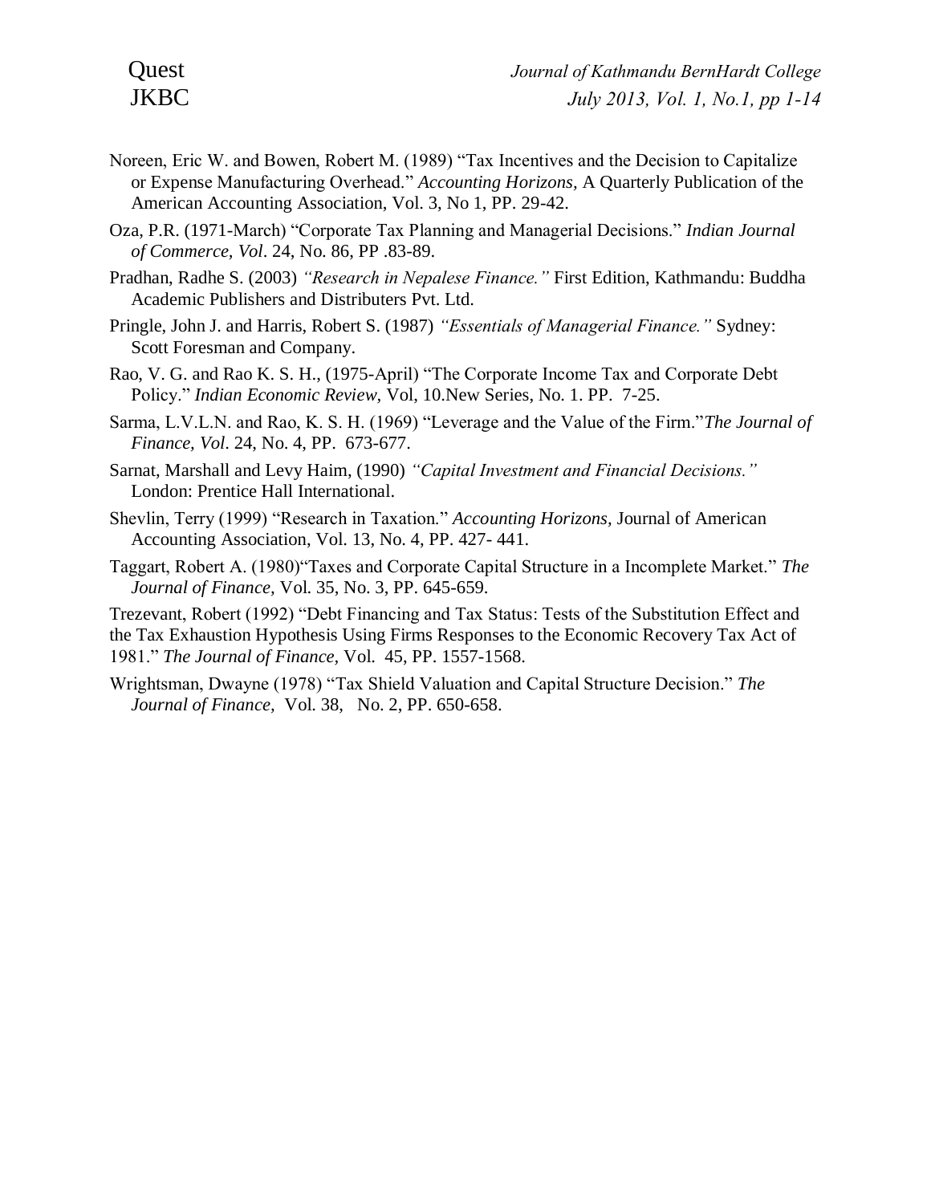Noreen, Eric W. and Bowen, Robert M. (1989) "Tax Incentives and the Decision to Capitalize or Expense Manufacturing Overhead." *Accounting Horizons,* A Quarterly Publication of the American Accounting Association, Vol. 3, No 1, PP. 29-42.

Oza, P.R. (1971-March) "Corporate Tax Planning and Managerial Decisions." *Indian Journal of Commerce, Vol*. 24, No. 86, PP .83-89.

Pradhan, Radhe S. (2003) *"Research in Nepalese Finance."* First Edition, Kathmandu: Buddha Academic Publishers and Distributers Pvt. Ltd.

Pringle, John J. and Harris, Robert S. (1987) *"Essentials of Managerial Finance."* Sydney: Scott Foresman and Company.

Rao, V. G. and Rao K. S. H., (1975-April) "The Corporate Income Tax and Corporate Debt Policy." *Indian Economic Review,* Vol, 10.New Series, No. 1. PP. 7-25.

Sarma, L.V.L.N. and Rao, K. S. H. (1969) "Leverage and the Value of the Firm."*The Journal of Finance, Vol*. 24, No. 4, PP. 673-677.

Sarnat, Marshall and Levy Haim, (1990) *"Capital Investment and Financial Decisions."* London: Prentice Hall International.

Shevlin, Terry (1999) "Research in Taxation." *Accounting Horizons,* Journal of American Accounting Association, Vol. 13, No. 4, PP. 427- 441.

Taggart, Robert A. (1980)"Taxes and Corporate Capital Structure in a Incomplete Market." *The Journal of Finance,* Vol. 35, No. 3, PP. 645-659.

Trezevant, Robert (1992) "Debt Financing and Tax Status: Tests of the Substitution Effect and the Tax Exhaustion Hypothesis Using Firms Responses to the Economic Recovery Tax Act of 1981." *The Journal of Finance,* Vol. 45, PP. 1557-1568.

Wrightsman, Dwayne (1978) "Tax Shield Valuation and Capital Structure Decision." *The Journal of Finance,* Vol. 38, No. 2, PP. 650-658.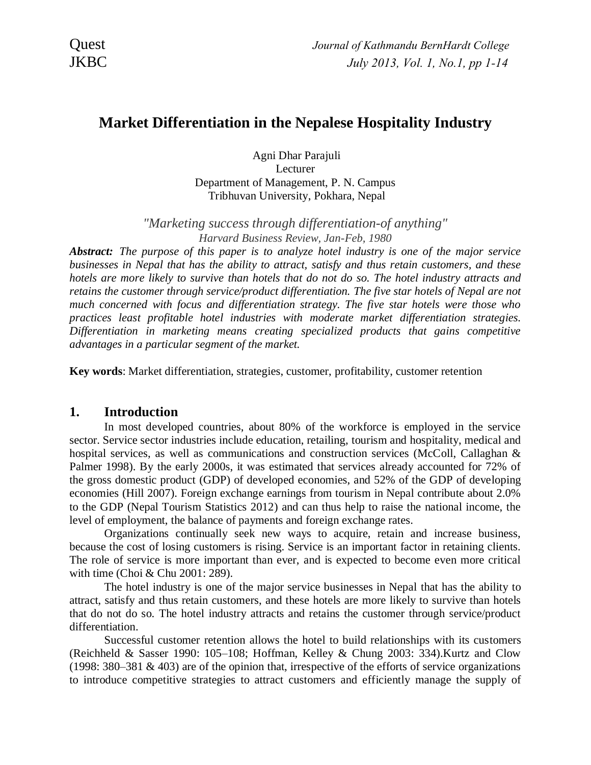# Market Differentiation in the Nepalese Hospitality Industry

Agni Dhar Parajuli
Lecturer
Department of Management, P. N. Campus
Tribhuvan University, Pokhara, Nepal

*"Marketing success through differentiation-of anything"*
*Harvard Business Review, Jan-Feb, 1980*

***Abstract:*** *The purpose of this paper is to analyze hotel industry is one of the major service businesses in Nepal that has the ability to attract, satisfy and thus retain customers, and these hotels are more likely to survive than hotels that do not do so. The hotel industry attracts and retains the customer through service/product differentiation. The five star hotels of Nepal are not much concerned with focus and differentiation strategy. The five star hotels were those who practices least profitable hotel industries with moderate market differentiation strategies. Differentiation in marketing means creating specialized products that gains competitive advantages in a particular segment of the market.*

**Key words**: Market differentiation, strategies, customer, profitability, customer retention

## 1. Introduction

In most developed countries, about 80% of the workforce is employed in the service sector. Service sector industries include education, retailing, tourism and hospitality, medical and hospital services, as well as communications and construction services (McColl, Callaghan & Palmer 1998). By the early 2000s, it was estimated that services already accounted for 72% of the gross domestic product (GDP) of developed economies, and 52% of the GDP of developing economies (Hill 2007). Foreign exchange earnings from tourism in Nepal contribute about 2.0% to the GDP (Nepal Tourism Statistics 2012) and can thus help to raise the national income, the level of employment, the balance of payments and foreign exchange rates.

Organizations continually seek new ways to acquire, retain and increase business, because the cost of losing customers is rising. Service is an important factor in retaining clients. The role of service is more important than ever, and is expected to become even more critical with time (Choi & Chu 2001: 289).

The hotel industry is one of the major service businesses in Nepal that has the ability to attract, satisfy and thus retain customers, and these hotels are more likely to survive than hotels that do not do so. The hotel industry attracts and retains the customer through service/product differentiation.

Successful customer retention allows the hotel to build relationships with its customers (Reichheld & Sasser 1990: 105–108; Hoffman, Kelley & Chung 2003: 334).Kurtz and Clow (1998: 380–381 & 403) are of the opinion that, irrespective of the efforts of service organizations to introduce competitive strategies to attract customers and efficiently manage the supply of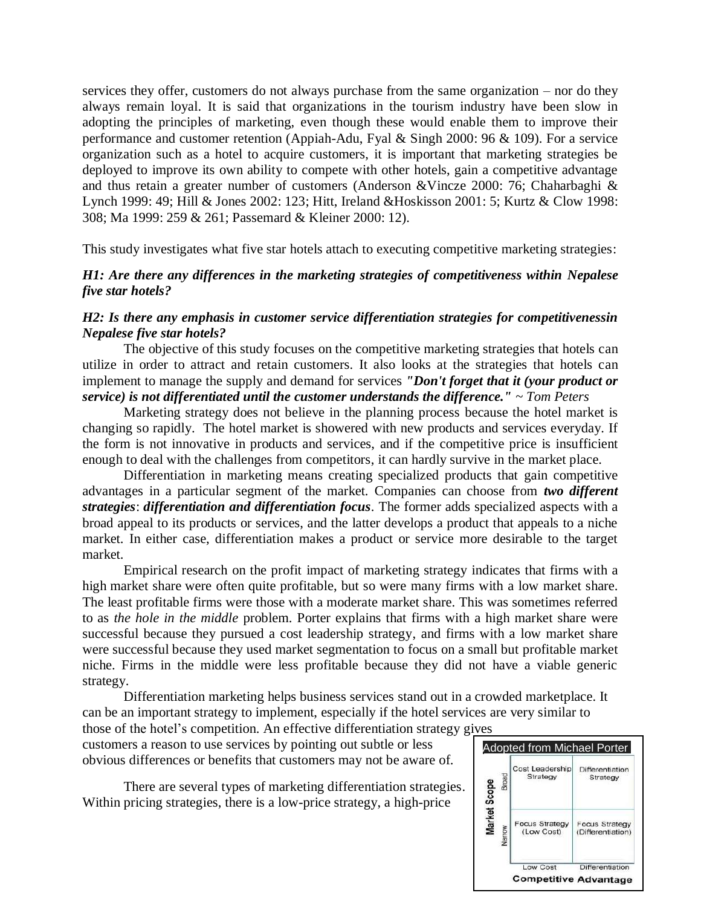services they offer, customers do not always purchase from the same organization – nor do they always remain loyal. It is said that organizations in the tourism industry have been slow in adopting the principles of marketing, even though these would enable them to improve their performance and customer retention (Appiah-Adu, Fyal & Singh 2000: 96 & 109). For a service organization such as a hotel to acquire customers, it is important that marketing strategies be deployed to improve its own ability to compete with other hotels, gain a competitive advantage and thus retain a greater number of customers (Anderson &Vincze 2000: 76; Chaharbaghi & Lynch 1999: 49; Hill & Jones 2002: 123; Hitt, Ireland &Hoskisson 2001: 5; Kurtz & Clow 1998: 308; Ma 1999: 259 & 261; Passemard & Kleiner 2000: 12).

This study investigates what five star hotels attach to executing competitive marketing strategies:

***H1: Are there any differences in the marketing strategies of competitiveness within Nepalese five star hotels?***

***H2: Is there any emphasis in customer service differentiation strategies for competitivenessin Nepalese five star hotels?***

The objective of this study focuses on the competitive marketing strategies that hotels can utilize in order to attract and retain customers. It also looks at the strategies that hotels can implement to manage the supply and demand for services ***"Don't forget that it (your product or service) is not differentiated until the customer understands the difference."*** *~ Tom Peters*

Marketing strategy does not believe in the planning process because the hotel market is changing so rapidly. The hotel market is showered with new products and services everyday. If the form is not innovative in products and services, and if the competitive price is insufficient enough to deal with the challenges from competitors, it can hardly survive in the market place.

Differentiation in marketing means creating specialized products that gain competitive advantages in a particular segment of the market. Companies can choose from ***two different strategies***: ***differentiation and differentiation focus***. The former adds specialized aspects with a broad appeal to its products or services, and the latter develops a product that appeals to a niche market. In either case, differentiation makes a product or service more desirable to the target market.

Empirical research on the profit impact of marketing strategy indicates that firms with a high market share were often quite profitable, but so were many firms with a low market share. The least profitable firms were those with a moderate market share. This was sometimes referred to as *the hole in the middle* problem. Porter explains that firms with a high market share were successful because they pursued a cost leadership strategy, and firms with a low market share were successful because they used market segmentation to focus on a small but profitable market niche. Firms in the middle were less profitable because they did not have a viable generic strategy.

Differentiation marketing helps business services stand out in a crowded marketplace. It can be an important strategy to implement, especially if the hotel services are very similar to those of the hotel's competition. An effective differentiation strategy gives customers a reason to use services by pointing out subtle or less obvious differences or benefits that customers may not be aware of.

Adopted from Michael Porter

| Market Scope | Low Cost | Differentiation |
|---|---|---|
| Broad | Cost Leadership Strategy | Differentiation Strategy |
| Narrow | Focus Strategy (Low Cost) | Focus Strategy (Differentiation) |

Competitive Advantage

There are several types of marketing differentiation strategies. Within pricing strategies, there is a low-price strategy, a high-price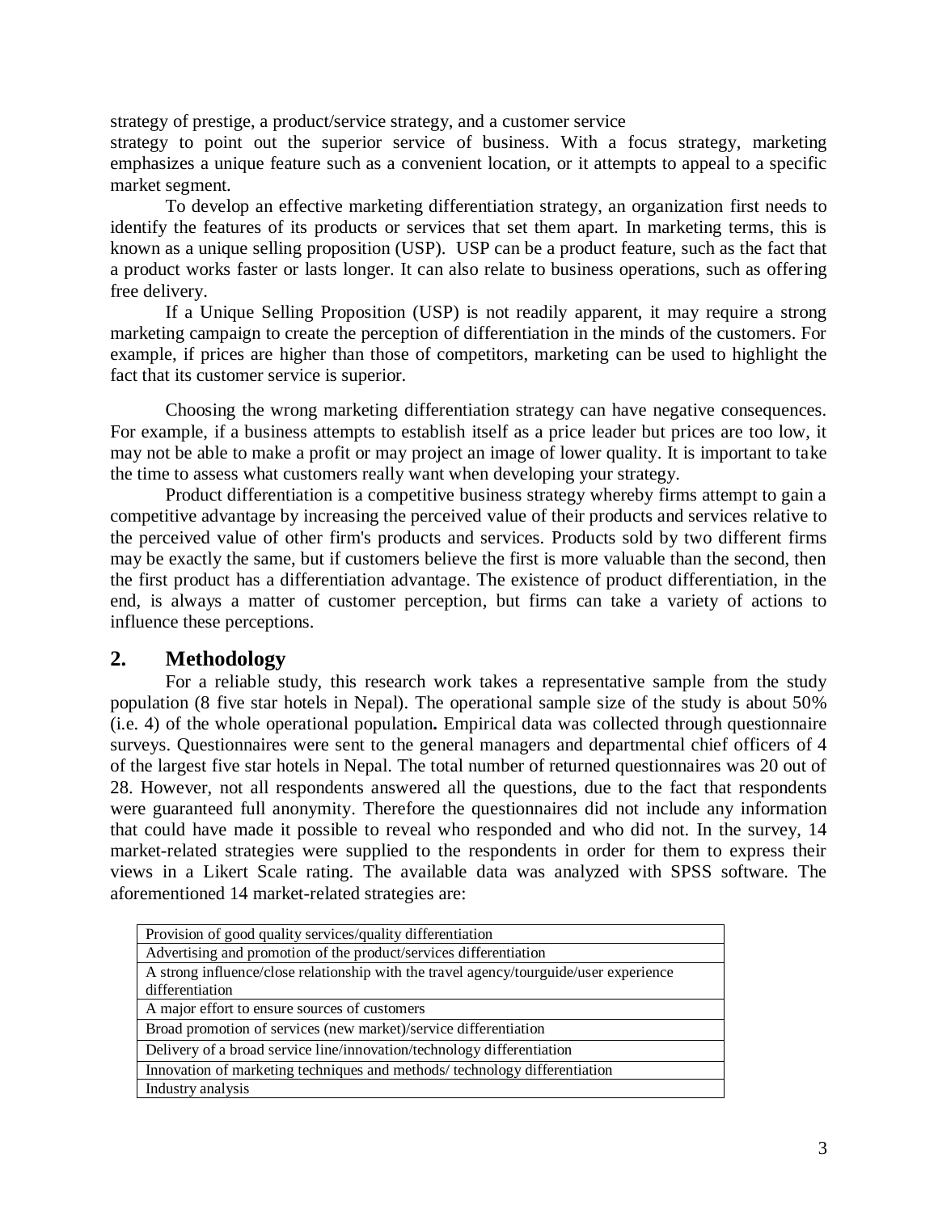strategy of prestige, a product/service strategy, and a customer service strategy to point out the superior service of business. With a focus strategy, marketing emphasizes a unique feature such as a convenient location, or it attempts to appeal to a specific market segment.

To develop an effective marketing differentiation strategy, an organization first needs to identify the features of its products or services that set them apart. In marketing terms, this is known as a unique selling proposition (USP). USP can be a product feature, such as the fact that a product works faster or lasts longer. It can also relate to business operations, such as offering free delivery.

If a Unique Selling Proposition (USP) is not readily apparent, it may require a strong marketing campaign to create the perception of differentiation in the minds of the customers. For example, if prices are higher than those of competitors, marketing can be used to highlight the fact that its customer service is superior.

Choosing the wrong marketing differentiation strategy can have negative consequences. For example, if a business attempts to establish itself as a price leader but prices are too low, it may not be able to make a profit or may project an image of lower quality. It is important to take the time to assess what customers really want when developing your strategy.

Product differentiation is a competitive business strategy whereby firms attempt to gain a competitive advantage by increasing the perceived value of their products and services relative to the perceived value of other firm's products and services. Products sold by two different firms may be exactly the same, but if customers believe the first is more valuable than the second, then the first product has a differentiation advantage. The existence of product differentiation, in the end, is always a matter of customer perception, but firms can take a variety of actions to influence these perceptions.

## 2. Methodology

For a reliable study, this research work takes a representative sample from the study population (8 five star hotels in Nepal). The operational sample size of the study is about 50% (i.e. 4) of the whole operational population**.** Empirical data was collected through questionnaire surveys. Questionnaires were sent to the general managers and departmental chief officers of 4 of the largest five star hotels in Nepal. The total number of returned questionnaires was 20 out of 28. However, not all respondents answered all the questions, due to the fact that respondents were guaranteed full anonymity. Therefore the questionnaires did not include any information that could have made it possible to reveal who responded and who did not. In the survey, 14 market-related strategies were supplied to the respondents in order for them to express their views in a Likert Scale rating. The available data was analyzed with SPSS software. The aforementioned 14 market-related strategies are:

| Provision of good quality services/quality differentiation |
|---|
| Advertising and promotion of the product/services differentiation |
| A strong influence/close relationship with the travel agency/tourguide/user experience differentiation |
| A major effort to ensure sources of customers |
| Broad promotion of services (new market)/service differentiation |
| Delivery of a broad service line/innovation/technology differentiation |
| Innovation of marketing techniques and methods/ technology differentiation |
| Industry analysis |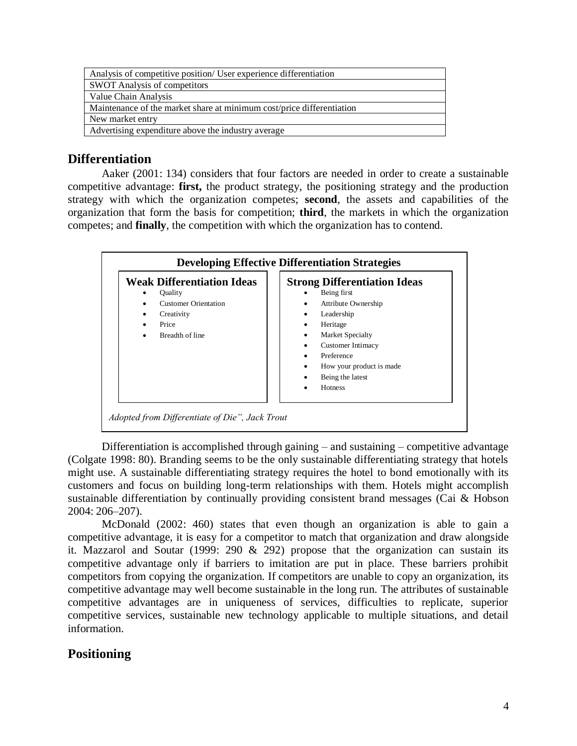| Analysis of competitive position/ User experience differentiation |
| --- |
| SWOT Analysis of competitors |
| Value Chain Analysis |
| Maintenance of the market share at minimum cost/price differentiation |
| New market entry |
| Advertising expenditure above the industry average |

## Differentiation

Aaker (2001: 134) considers that four factors are needed in order to create a sustainable competitive advantage: **first,** the product strategy, the positioning strategy and the production strategy with which the organization competes; **second**, the assets and capabilities of the organization that form the basis for competition; **third**, the markets in which the organization competes; and **finally**, the competition with which the organization has to contend.

**Developing Effective Differentiation Strategies**

| Weak Differentiation Ideas | Strong Differentiation Ideas |
| --- | --- |
| • Quality | • Being first |
| • Customer Orientation | • Attribute Ownership |
| • Creativity | • Leadership |
| • Price | • Heritage |
| • Breadth of line | • Market Specialty |
| | • Customer Intimacy |
| | • Preference |
| | • How your product is made |
| | • Being the latest |
| | • Hotness |

*Adopted from Differentiate of Die", Jack Trout*

Differentiation is accomplished through gaining – and sustaining – competitive advantage (Colgate 1998: 80). Branding seems to be the only sustainable differentiating strategy that hotels might use. A sustainable differentiating strategy requires the hotel to bond emotionally with its customers and focus on building long-term relationships with them. Hotels might accomplish sustainable differentiation by continually providing consistent brand messages (Cai & Hobson 2004: 206–207).

McDonald (2002: 460) states that even though an organization is able to gain a competitive advantage, it is easy for a competitor to match that organization and draw alongside it. Mazzarol and Soutar (1999: 290 & 292) propose that the organization can sustain its competitive advantage only if barriers to imitation are put in place. These barriers prohibit competitors from copying the organization. If competitors are unable to copy an organization, its competitive advantage may well become sustainable in the long run. The attributes of sustainable competitive advantages are in uniqueness of services, difficulties to replicate, superior competitive services, sustainable new technology applicable to multiple situations, and detail information.

## Positioning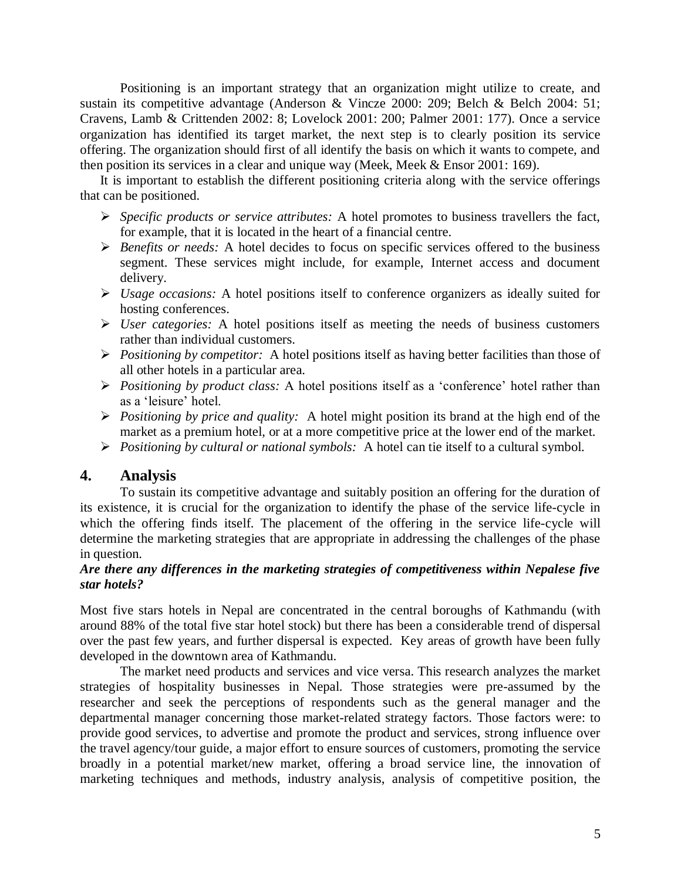Positioning is an important strategy that an organization might utilize to create, and sustain its competitive advantage (Anderson & Vincze 2000: 209; Belch & Belch 2004: 51; Cravens, Lamb & Crittenden 2002: 8; Lovelock 2001: 200; Palmer 2001: 177). Once a service organization has identified its target market, the next step is to clearly position its service offering. The organization should first of all identify the basis on which it wants to compete, and then position its services in a clear and unique way (Meek, Meek & Ensor 2001: 169).

It is important to establish the different positioning criteria along with the service offerings that can be positioned.

- *Specific products or service attributes:* A hotel promotes to business travellers the fact, for example, that it is located in the heart of a financial centre.
- *Benefits or needs:* A hotel decides to focus on specific services offered to the business segment. These services might include, for example, Internet access and document delivery.
- *Usage occasions:* A hotel positions itself to conference organizers as ideally suited for hosting conferences.
- *User categories:* A hotel positions itself as meeting the needs of business customers rather than individual customers.
- *Positioning by competitor:* A hotel positions itself as having better facilities than those of all other hotels in a particular area.
- *Positioning by product class:* A hotel positions itself as a 'conference' hotel rather than as a 'leisure' hotel.
- *Positioning by price and quality:* A hotel might position its brand at the high end of the market as a premium hotel, or at a more competitive price at the lower end of the market.
- *Positioning by cultural or national symbols:* A hotel can tie itself to a cultural symbol.

## 4. Analysis

To sustain its competitive advantage and suitably position an offering for the duration of its existence, it is crucial for the organization to identify the phase of the service life-cycle in which the offering finds itself. The placement of the offering in the service life-cycle will determine the marketing strategies that are appropriate in addressing the challenges of the phase in question.

***Are there any differences in the marketing strategies of competitiveness within Nepalese five star hotels?***

Most five stars hotels in Nepal are concentrated in the central boroughs of Kathmandu (with around 88% of the total five star hotel stock) but there has been a considerable trend of dispersal over the past few years, and further dispersal is expected. Key areas of growth have been fully developed in the downtown area of Kathmandu.

The market need products and services and vice versa. This research analyzes the market strategies of hospitality businesses in Nepal. Those strategies were pre-assumed by the researcher and seek the perceptions of respondents such as the general manager and the departmental manager concerning those market-related strategy factors. Those factors were: to provide good services, to advertise and promote the product and services, strong influence over the travel agency/tour guide, a major effort to ensure sources of customers, promoting the service broadly in a potential market/new market, offering a broad service line, the innovation of marketing techniques and methods, industry analysis, analysis of competitive position, the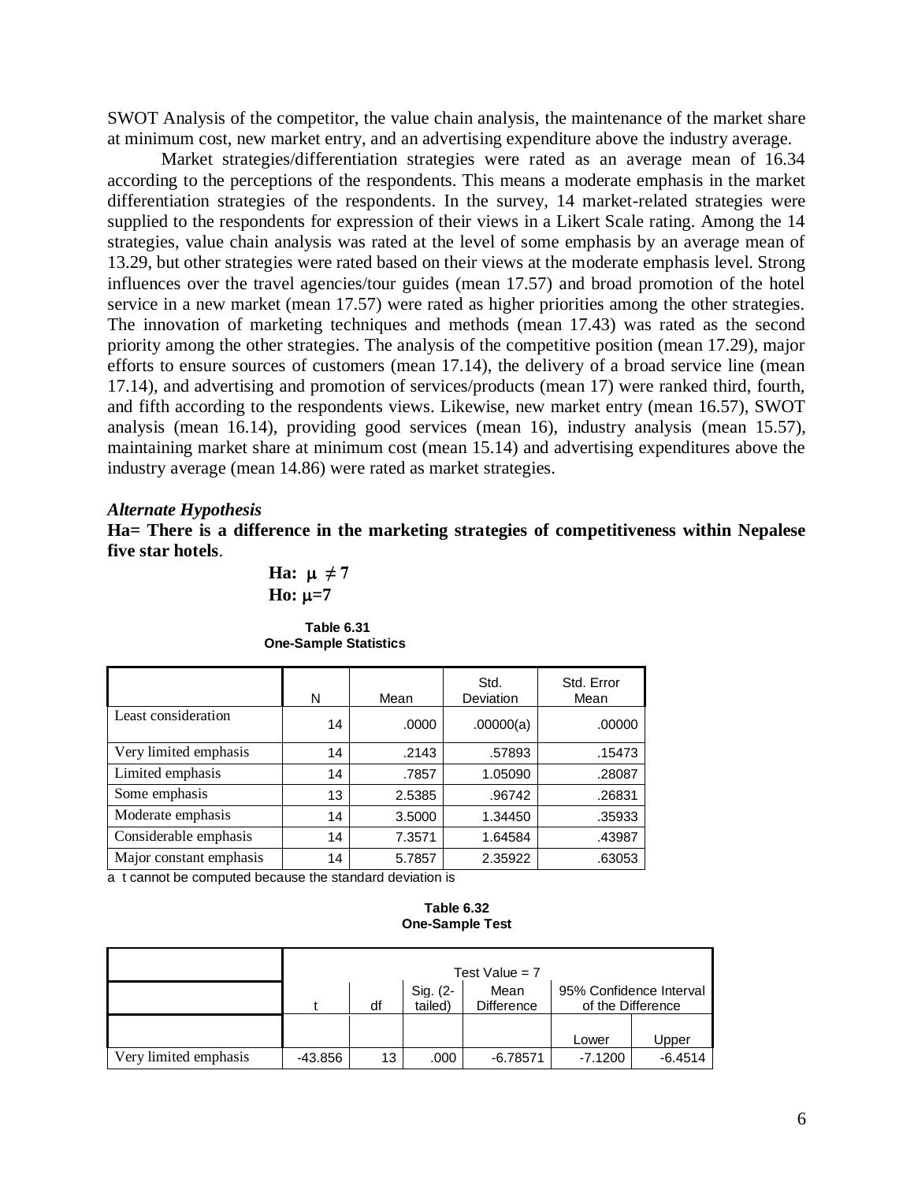SWOT Analysis of the competitor, the value chain analysis, the maintenance of the market share at minimum cost, new market entry, and an advertising expenditure above the industry average.

Market strategies/differentiation strategies were rated as an average mean of 16.34 according to the perceptions of the respondents. This means a moderate emphasis in the market differentiation strategies of the respondents. In the survey, 14 market-related strategies were supplied to the respondents for expression of their views in a Likert Scale rating. Among the 14 strategies, value chain analysis was rated at the level of some emphasis by an average mean of 13.29, but other strategies were rated based on their views at the moderate emphasis level. Strong influences over the travel agencies/tour guides (mean 17.57) and broad promotion of the hotel service in a new market (mean 17.57) were rated as higher priorities among the other strategies. The innovation of marketing techniques and methods (mean 17.43) was rated as the second priority among the other strategies. The analysis of the competitive position (mean 17.29), major efforts to ensure sources of customers (mean 17.14), the delivery of a broad service line (mean 17.14), and advertising and promotion of services/products (mean 17) were ranked third, fourth, and fifth according to the respondents views. Likewise, new market entry (mean 16.57), SWOT analysis (mean 16.14), providing good services (mean 16), industry analysis (mean 15.57), maintaining market share at minimum cost (mean 15.14) and advertising expenditures above the industry average (mean 14.86) were rated as market strategies.

***Alternate Hypothesis***

**Ha= There is a difference in the marketing strategies of competitiveness within Nepalese five star hotels**.

**Ha: $\mu \neq 7$**

**Ho: $\mu = 7$**

**Table 6.31**
**One-Sample Statistics**

| | N | Mean | Std. Deviation | Std. Error Mean |
|---|---|---|---|---|
| Least consideration | 14 | .0000 | .00000(a) | .00000 |
| Very limited emphasis | 14 | .2143 | .57893 | .15473 |
| Limited emphasis | 14 | .7857 | 1.05090 | .28087 |
| Some emphasis | 13 | 2.5385 | .96742 | .26831 |
| Moderate emphasis | 14 | 3.5000 | 1.34450 | .35933 |
| Considerable emphasis | 14 | 7.3571 | 1.64584 | .43987 |
| Major constant emphasis | 14 | 5.7857 | 2.35922 | .63053 |

a t cannot be computed because the standard deviation is

**Table 6.32**
**One-Sample Test**

| | Test Value = 7 | | | | | |
|---|---|---|---|---|---|---|
| | t | df | Sig. (2-tailed) | Mean Difference | 95% Confidence Interval of the Difference | |
| | | | | | Lower | Upper |
| Very limited emphasis | -43.856 | 13 | .000 | -6.78571 | -7.1200 | -6.4514 |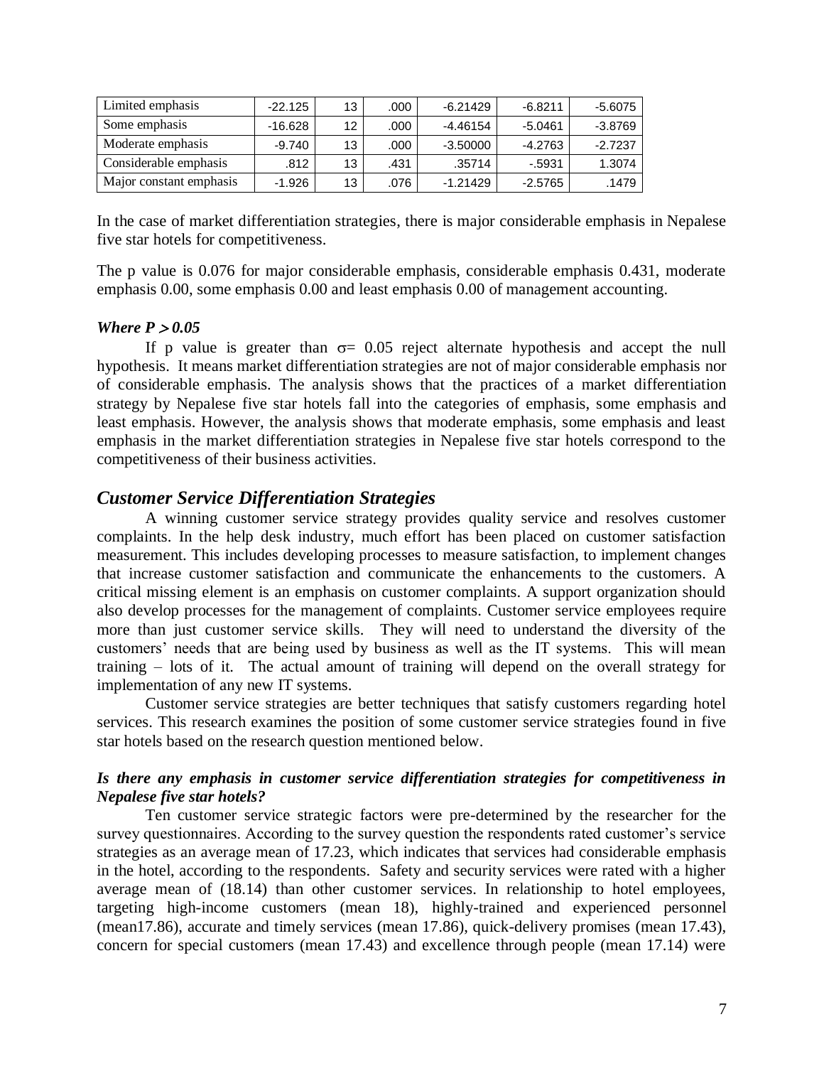| Limited emphasis | -22.125 | 13 | .000 | -6.21429 | -6.8211 | -5.6075 |
|---|---|---|---|---|---|---|
| Some emphasis | -16.628 | 12 | .000 | -4.46154 | -5.0461 | -3.8769 |
| Moderate emphasis | -9.740 | 13 | .000 | -3.50000 | -4.2763 | -2.7237 |
| Considerable emphasis | .812 | 13 | .431 | .35714 | -.5931 | 1.3074 |
| Major constant emphasis | -1.926 | 13 | .076 | -1.21429 | -2.5765 | .1479 |

In the case of market differentiation strategies, there is major considerable emphasis in Nepalese five star hotels for competitiveness.

The p value is 0.076 for major considerable emphasis, considerable emphasis 0.431, moderate emphasis 0.00, some emphasis 0.00 and least emphasis 0.00 of management accounting.

***Where $P > 0.05$***

If p value is greater than $\sigma = 0.05$ reject alternate hypothesis and accept the null hypothesis. It means market differentiation strategies are not of major considerable emphasis nor of considerable emphasis. The analysis shows that the practices of a market differentiation strategy by Nepalese five star hotels fall into the categories of emphasis, some emphasis and least emphasis. However, the analysis shows that moderate emphasis, some emphasis and least emphasis in the market differentiation strategies in Nepalese five star hotels correspond to the competitiveness of their business activities.

## *Customer Service Differentiation Strategies*

A winning customer service strategy provides quality service and resolves customer complaints. In the help desk industry, much effort has been placed on customer satisfaction measurement. This includes developing processes to measure satisfaction, to implement changes that increase customer satisfaction and communicate the enhancements to the customers. A critical missing element is an emphasis on customer complaints. A support organization should also develop processes for the management of complaints. Customer service employees require more than just customer service skills. They will need to understand the diversity of the customers' needs that are being used by business as well as the IT systems. This will mean training – lots of it. The actual amount of training will depend on the overall strategy for implementation of any new IT systems.

Customer service strategies are better techniques that satisfy customers regarding hotel services. This research examines the position of some customer service strategies found in five star hotels based on the research question mentioned below.

***Is there any emphasis in customer service differentiation strategies for competitiveness in Nepalese five star hotels?***

Ten customer service strategic factors were pre-determined by the researcher for the survey questionnaires. According to the survey question the respondents rated customer's service strategies as an average mean of 17.23, which indicates that services had considerable emphasis in the hotel, according to the respondents. Safety and security services were rated with a higher average mean of (18.14) than other customer services. In relationship to hotel employees, targeting high-income customers (mean 18), highly-trained and experienced personnel (mean17.86), accurate and timely services (mean 17.86), quick-delivery promises (mean 17.43), concern for special customers (mean 17.43) and excellence through people (mean 17.14) were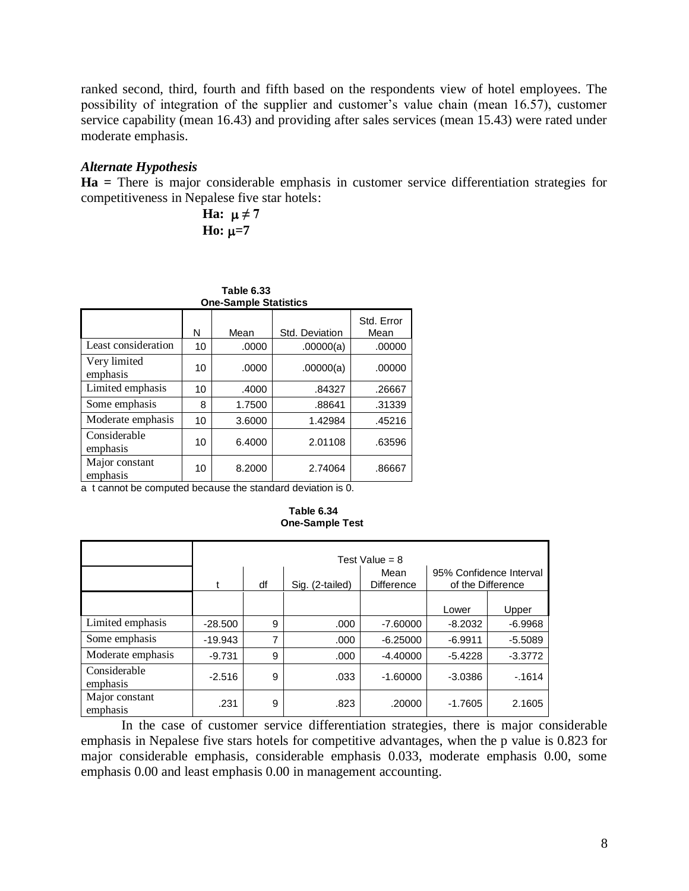ranked second, third, fourth and fifth based on the respondents view of hotel employees. The possibility of integration of the supplier and customer's value chain (mean 16.57), customer service capability (mean 16.43) and providing after sales services (mean 15.43) were rated under moderate emphasis.

### *Alternate Hypothesis*

**Ha =** There is major considerable emphasis in customer service differentiation strategies for competitiveness in Nepalese five star hotels:

**Ha:** $\mu \neq 7$

**Ho:** $\mu = 7$

**Table 6.33**
**One-Sample Statistics**

| | N | Mean | Std. Deviation | Std. Error Mean |
|---|---|---|---|---|
| Least consideration | 10 | .0000 | .00000(a) | .00000 |
| Very limited emphasis | 10 | .0000 | .00000(a) | .00000 |
| Limited emphasis | 10 | .4000 | .84327 | .26667 |
| Some emphasis | 8 | 1.7500 | .88641 | .31339 |
| Moderate emphasis | 10 | 3.6000 | 1.42984 | .45216 |
| Considerable emphasis | 10 | 6.4000 | 2.01108 | .63596 |
| Major constant emphasis | 10 | 8.2000 | 2.74064 | .86667 |

a t cannot be computed because the standard deviation is 0.

**Table 6.34**
**One-Sample Test**

| | Test Value = 8 | | | | | |
|---|---|---|---|---|---|---|
| | t | df | Sig. (2-tailed) | Mean Difference | 95% Confidence Interval of the Difference | |
| | | | | | Lower | Upper |
| Limited emphasis | -28.500 | 9 | .000 | -7.60000 | -8.2032 | -6.9968 |
| Some emphasis | -19.943 | 7 | .000 | -6.25000 | -6.9911 | -5.5089 |
| Moderate emphasis | -9.731 | 9 | .000 | -4.40000 | -5.4228 | -3.3772 |
| Considerable emphasis | -2.516 | 9 | .033 | -1.60000 | -3.0386 | -.1614 |
| Major constant emphasis | .231 | 9 | .823 | .20000 | -1.7605 | 2.1605 |

In the case of customer service differentiation strategies, there is major considerable emphasis in Nepalese five stars hotels for competitive advantages, when the p value is 0.823 for major considerable emphasis, considerable emphasis 0.033, moderate emphasis 0.00, some emphasis 0.00 and least emphasis 0.00 in management accounting.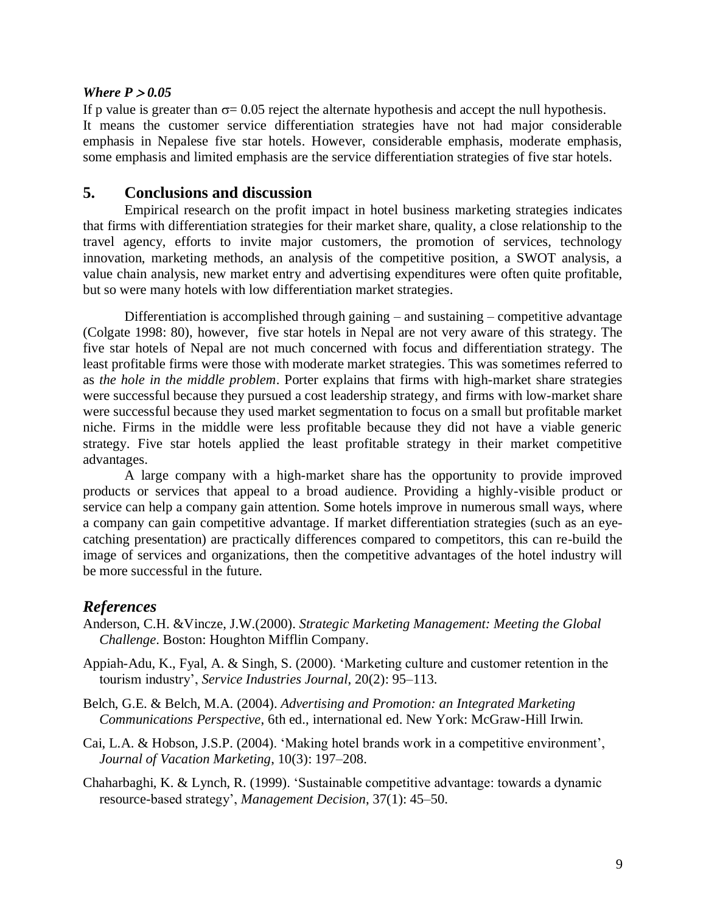***Where $P > 0.05$***

If p value is greater than $\sigma= 0.05$ reject the alternate hypothesis and accept the null hypothesis. It means the customer service differentiation strategies have not had major considerable emphasis in Nepalese five star hotels. However, considerable emphasis, moderate emphasis, some emphasis and limited emphasis are the service differentiation strategies of five star hotels.

## 5. Conclusions and discussion

Empirical research on the profit impact in hotel business marketing strategies indicates that firms with differentiation strategies for their market share, quality, a close relationship to the travel agency, efforts to invite major customers, the promotion of services, technology innovation, marketing methods, an analysis of the competitive position, a SWOT analysis, a value chain analysis, new market entry and advertising expenditures were often quite profitable, but so were many hotels with low differentiation market strategies.

Differentiation is accomplished through gaining – and sustaining – competitive advantage (Colgate 1998: 80), however, five star hotels in Nepal are not very aware of this strategy. The five star hotels of Nepal are not much concerned with focus and differentiation strategy. The least profitable firms were those with moderate market strategies. This was sometimes referred to as *the hole in the middle problem*. Porter explains that firms with high-market share strategies were successful because they pursued a cost leadership strategy, and firms with low-market share were successful because they used market segmentation to focus on a small but profitable market niche. Firms in the middle were less profitable because they did not have a viable generic strategy. Five star hotels applied the least profitable strategy in their market competitive advantages.

A large company with a high-market share has the opportunity to provide improved products or services that appeal to a broad audience. Providing a highly-visible product or service can help a company gain attention. Some hotels improve in numerous small ways, where a company can gain competitive advantage. If market differentiation strategies (such as an eye-catching presentation) are practically differences compared to competitors, this can re-build the image of services and organizations, then the competitive advantages of the hotel industry will be more successful in the future.

## *References*

Anderson, C.H. &Vincze, J.W.(2000). *Strategic Marketing Management: Meeting the Global Challenge*. Boston: Houghton Mifflin Company.

Appiah-Adu, K., Fyal, A. & Singh, S. (2000). 'Marketing culture and customer retention in the tourism industry', *Service Industries Journal*, 20(2): 95–113.

Belch, G.E. & Belch, M.A. (2004). *Advertising and Promotion: an Integrated Marketing Communications Perspective*, 6th ed., international ed. New York: McGraw-Hill Irwin.

Cai, L.A. & Hobson, J.S.P. (2004). 'Making hotel brands work in a competitive environment', *Journal of Vacation Marketing*, 10(3): 197–208.

Chaharbaghi, K. & Lynch, R. (1999). 'Sustainable competitive advantage: towards a dynamic resource-based strategy', *Management Decision*, 37(1): 45–50.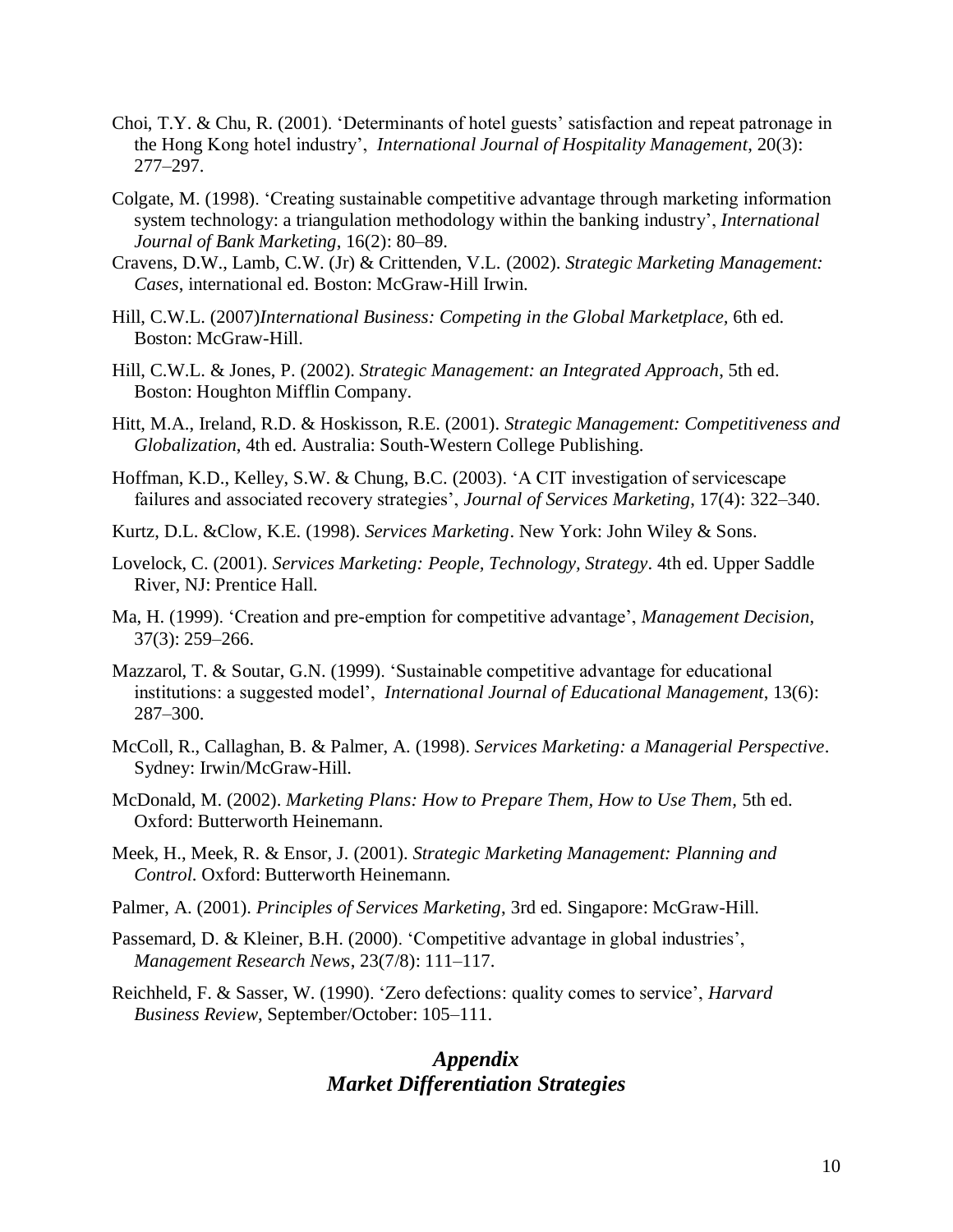Choi, T.Y. & Chu, R. (2001). 'Determinants of hotel guests' satisfaction and repeat patronage in the Hong Kong hotel industry', *International Journal of Hospitality Management*, 20(3): 277–297.

Colgate, M. (1998). 'Creating sustainable competitive advantage through marketing information system technology: a triangulation methodology within the banking industry', *International Journal of Bank Marketing*, 16(2): 80–89.

Cravens, D.W., Lamb, C.W. (Jr) & Crittenden, V.L. (2002). *Strategic Marketing Management: Cases*, international ed. Boston: McGraw-Hill Irwin.

Hill, C.W.L. (2007)*International Business: Competing in the Global Marketplace*, 6th ed. Boston: McGraw-Hill.

Hill, C.W.L. & Jones, P. (2002). *Strategic Management: an Integrated Approach*, 5th ed. Boston: Houghton Mifflin Company.

Hitt, M.A., Ireland, R.D. & Hoskisson, R.E. (2001). *Strategic Management: Competitiveness and Globalization*, 4th ed. Australia: South-Western College Publishing.

Hoffman, K.D., Kelley, S.W. & Chung, B.C. (2003). 'A CIT investigation of servicescape failures and associated recovery strategies', *Journal of Services Marketing*, 17(4): 322–340.

Kurtz, D.L. &Clow, K.E. (1998). *Services Marketing*. New York: John Wiley & Sons.

Lovelock, C. (2001). *Services Marketing: People, Technology, Strategy*. 4th ed. Upper Saddle River, NJ: Prentice Hall.

Ma, H. (1999). 'Creation and pre-emption for competitive advantage', *Management Decision*, 37(3): 259–266.

Mazzarol, T. & Soutar, G.N. (1999). 'Sustainable competitive advantage for educational institutions: a suggested model', *International Journal of Educational Management*, 13(6): 287–300.

McColl, R., Callaghan, B. & Palmer, A. (1998). *Services Marketing: a Managerial Perspective*. Sydney: Irwin/McGraw-Hill.

McDonald, M. (2002). *Marketing Plans: How to Prepare Them, How to Use Them*, 5th ed. Oxford: Butterworth Heinemann.

Meek, H., Meek, R. & Ensor, J. (2001). *Strategic Marketing Management: Planning and Control*. Oxford: Butterworth Heinemann.

Palmer, A. (2001). *Principles of Services Marketing*, 3rd ed. Singapore: McGraw-Hill.

Passemard, D. & Kleiner, B.H. (2000). 'Competitive advantage in global industries', *Management Research News*, 23(7/8): 111–117.

Reichheld, F. & Sasser, W. (1990). 'Zero defections: quality comes to service', *Harvard Business Review*, September/October: 105–111.

## *Appendix*
## *Market Differentiation Strategies*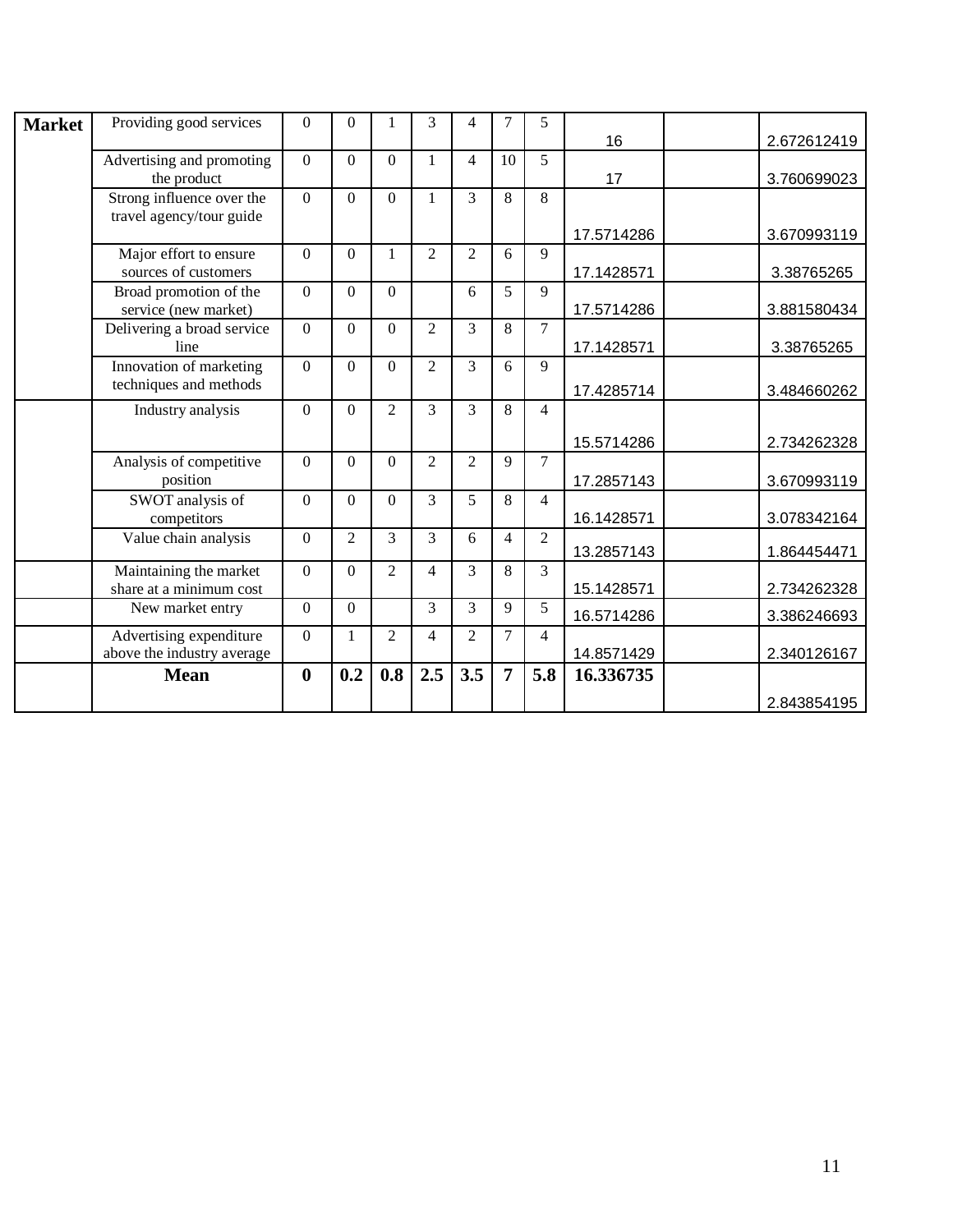| | | | | | | | | | | | |
|---|---|---|---|---|---|---|---|---|---|---|---|
| **Market** | Providing good services | 0 | 0 | 1 | 3 | 4 | 7 | 5 | 16 | | 2.672612419 |
| | Advertising and promoting the product | 0 | 0 | 0 | 1 | 4 | 10 | 5 | 17 | | 3.760699023 |
| | Strong influence over the travel agency/tour guide | 0 | 0 | 0 | 1 | 3 | 8 | 8 | 17.5714286 | | 3.670993119 |
| | Major effort to ensure sources of customers | 0 | 0 | 1 | 2 | 2 | 6 | 9 | 17.1428571 | | 3.38765265 |
| | Broad promotion of the service (new market) | 0 | 0 | 0 | | 6 | 5 | 9 | 17.5714286 | | 3.881580434 |
| | Delivering a broad service line | 0 | 0 | 0 | 2 | 3 | 8 | 7 | 17.1428571 | | 3.38765265 |
| | Innovation of marketing techniques and methods | 0 | 0 | 0 | 2 | 3 | 6 | 9 | 17.4285714 | | 3.484660262 |
| | Industry analysis | 0 | 0 | 2 | 3 | 3 | 8 | 4 | 15.5714286 | | 2.734262328 |
| | Analysis of competitive position | 0 | 0 | 0 | 2 | 2 | 9 | 7 | 17.2857143 | | 3.670993119 |
| | SWOT analysis of competitors | 0 | 0 | 0 | 3 | 5 | 8 | 4 | 16.1428571 | | 3.078342164 |
| | Value chain analysis | 0 | 2 | 3 | 3 | 6 | 4 | 2 | 13.2857143 | | 1.864454471 |
| | Maintaining the market share at a minimum cost | 0 | 0 | 2 | 4 | 3 | 8 | 3 | 15.1428571 | | 2.734262328 |
| | New market entry | 0 | 0 | | 3 | 3 | 9 | 5 | 16.5714286 | | 3.386246693 |
| | Advertising expenditure above the industry average | 0 | 1 | 2 | 4 | 2 | 7 | 4 | 14.8571429 | | 2.340126167 |
| | **Mean** | **0** | **0.2** | **0.8** | **2.5** | **3.5** | **7** | **5.8** | **16.336735** | | 2.843854195 |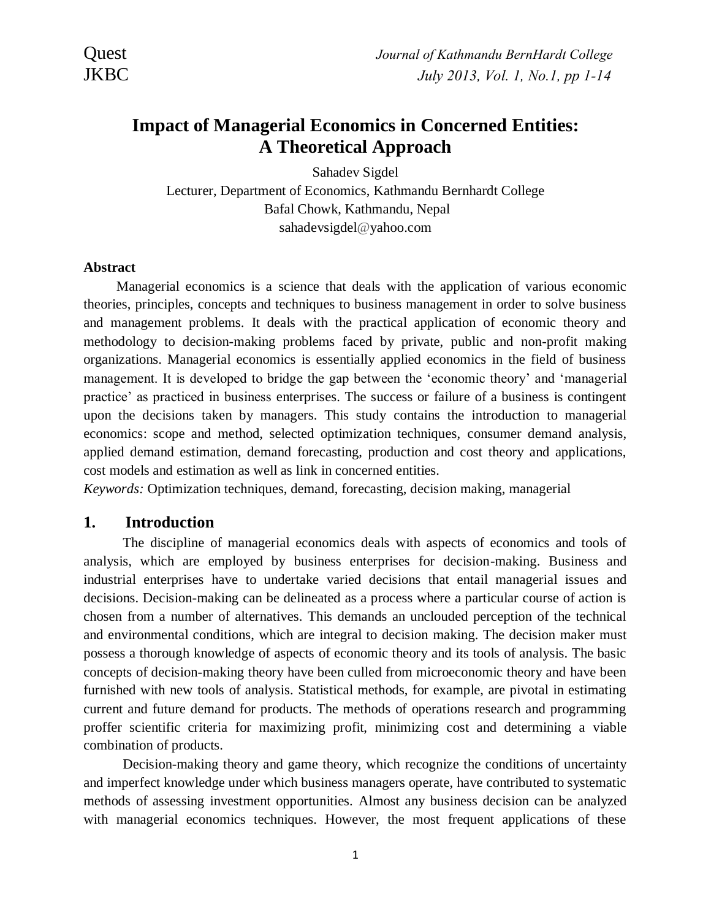# Impact of Managerial Economics in Concerned Entities: A Theoretical Approach

Sahadev Sigdel
Lecturer, Department of Economics, Kathmandu Bernhardt College
Bafal Chowk, Kathmandu, Nepal
sahadevsigdel@yahoo.com

**Abstract**

Managerial economics is a science that deals with the application of various economic theories, principles, concepts and techniques to business management in order to solve business and management problems. It deals with the practical application of economic theory and methodology to decision-making problems faced by private, public and non-profit making organizations. Managerial economics is essentially applied economics in the field of business management. It is developed to bridge the gap between the 'economic theory' and 'managerial practice' as practiced in business enterprises. The success or failure of a business is contingent upon the decisions taken by managers. This study contains the introduction to managerial economics: scope and method, selected optimization techniques, consumer demand analysis, applied demand estimation, demand forecasting, production and cost theory and applications, cost models and estimation as well as link in concerned entities.

*Keywords:* Optimization techniques, demand, forecasting, decision making, managerial

## 1. Introduction

The discipline of managerial economics deals with aspects of economics and tools of analysis, which are employed by business enterprises for decision-making. Business and industrial enterprises have to undertake varied decisions that entail managerial issues and decisions. Decision-making can be delineated as a process where a particular course of action is chosen from a number of alternatives. This demands an unclouded perception of the technical and environmental conditions, which are integral to decision making. The decision maker must possess a thorough knowledge of aspects of economic theory and its tools of analysis. The basic concepts of decision-making theory have been culled from microeconomic theory and have been furnished with new tools of analysis. Statistical methods, for example, are pivotal in estimating current and future demand for products. The methods of operations research and programming proffer scientific criteria for maximizing profit, minimizing cost and determining a viable combination of products.

Decision-making theory and game theory, which recognize the conditions of uncertainty and imperfect knowledge under which business managers operate, have contributed to systematic methods of assessing investment opportunities. Almost any business decision can be analyzed with managerial economics techniques. However, the most frequent applications of these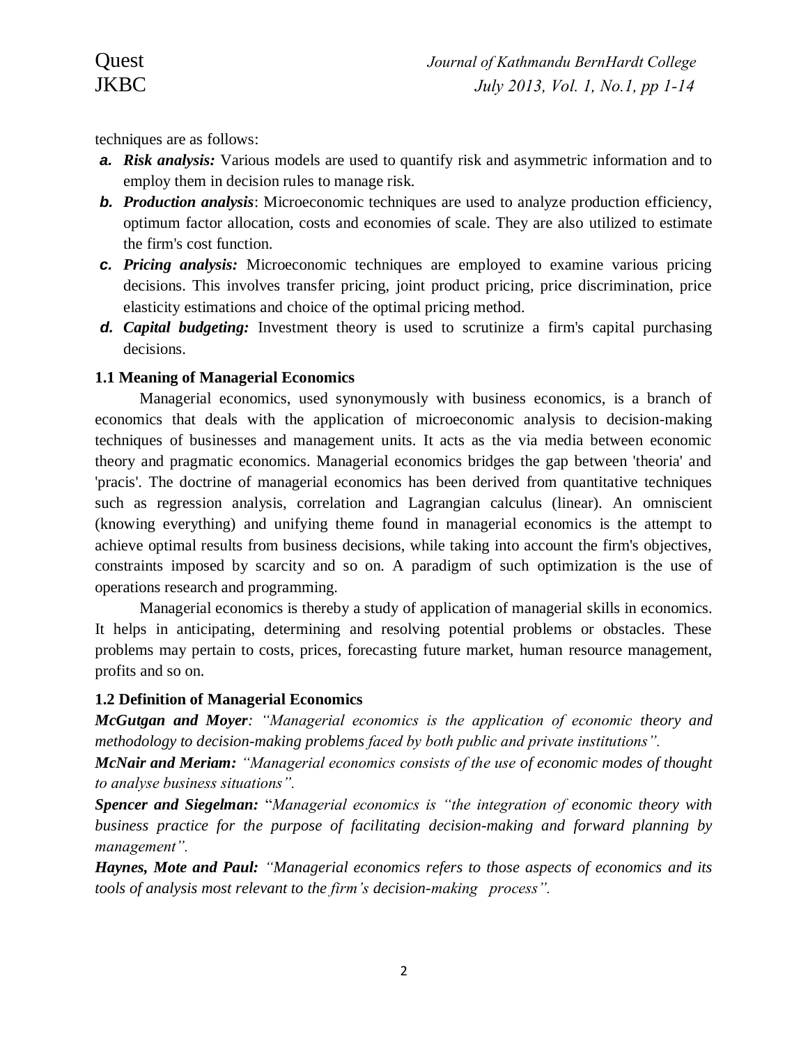techniques are as follows:

- ***a. Risk analysis:*** Various models are used to quantify risk and asymmetric information and to employ them in decision rules to manage risk.
- ***b. Production analysis***: Microeconomic techniques are used to analyze production efficiency, optimum factor allocation, costs and economies of scale. They are also utilized to estimate the firm's cost function.
- ***c. Pricing analysis:*** Microeconomic techniques are employed to examine various pricing decisions. This involves transfer pricing, joint product pricing, price discrimination, price elasticity estimations and choice of the optimal pricing method.
- ***d. Capital budgeting:*** Investment theory is used to scrutinize a firm's capital purchasing decisions.

**1.1 Meaning of Managerial Economics**

Managerial economics, used synonymously with business economics, is a branch of economics that deals with the application of microeconomic analysis to decision-making techniques of businesses and management units. It acts as the via media between economic theory and pragmatic economics. Managerial economics bridges the gap between 'theoria' and 'pracis'. The doctrine of managerial economics has been derived from quantitative techniques such as regression analysis, correlation and Lagrangian calculus (linear). An omniscient (knowing everything) and unifying theme found in managerial economics is the attempt to achieve optimal results from business decisions, while taking into account the firm's objectives, constraints imposed by scarcity and so on. A paradigm of such optimization is the use of operations research and programming.

Managerial economics is thereby a study of application of managerial skills in economics. It helps in anticipating, determining and resolving potential problems or obstacles. These problems may pertain to costs, prices, forecasting future market, human resource management, profits and so on.

**1.2 Definition of Managerial Economics**

***McGutgan and Moyer****: "Managerial economics is the application of economic theory and methodology to decision-making problems faced by both public and private institutions".*

***McNair and Meriam:*** *"Managerial economics consists of the use of economic modes of thought to analyse business situations".*

***Spencer and Siegelman:*** "*Managerial economics is "the integration of economic theory with business practice for the purpose of facilitating decision-making and forward planning by management".*

***Haynes, Mote and Paul:*** *"Managerial economics refers to those aspects of economics and its tools of analysis most relevant to the firm's decision-making process".*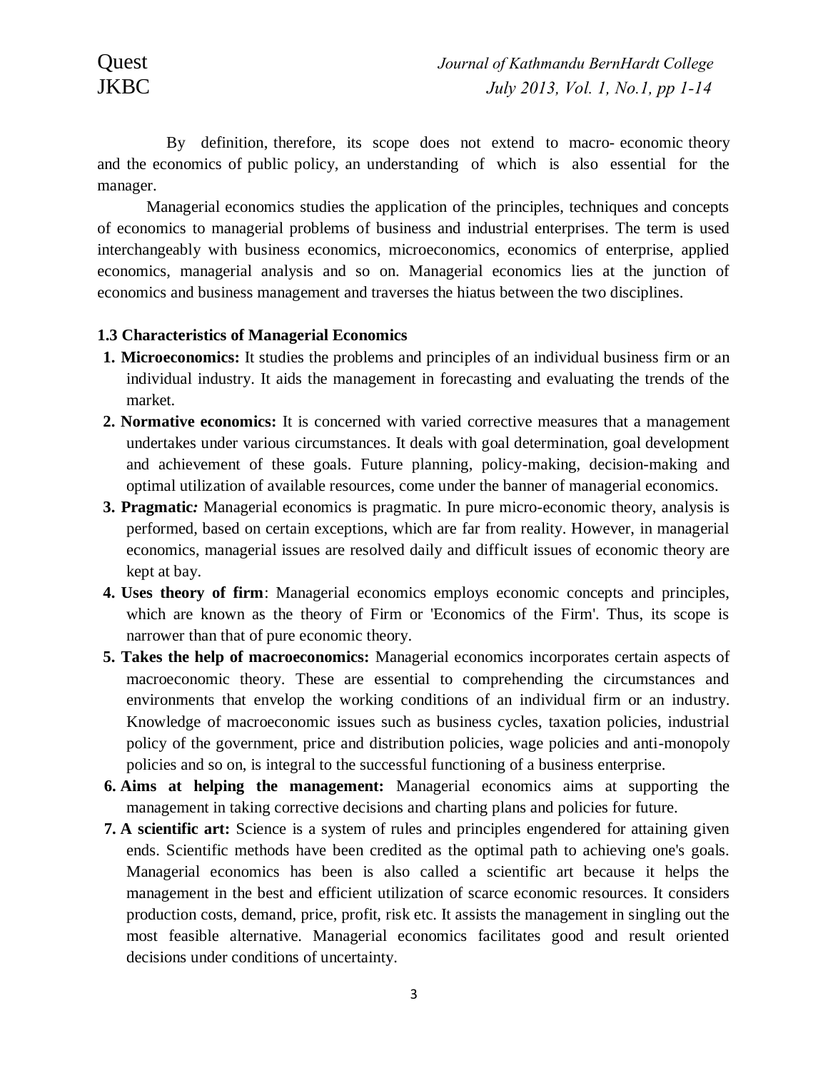By definition, therefore, its scope does not extend to macro- economic theory and the economics of public policy, an understanding of which is also essential for the manager.

Managerial economics studies the application of the principles, techniques and concepts of economics to managerial problems of business and industrial enterprises. The term is used interchangeably with business economics, microeconomics, economics of enterprise, applied economics, managerial analysis and so on. Managerial economics lies at the junction of economics and business management and traverses the hiatus between the two disciplines.

### 1.3 Characteristics of Managerial Economics

1. **Microeconomics:** It studies the problems and principles of an individual business firm or an individual industry. It aids the management in forecasting and evaluating the trends of the market.
2. **Normative economics:** It is concerned with varied corrective measures that a management undertakes under various circumstances. It deals with goal determination, goal development and achievement of these goals. Future planning, policy-making, decision-making and optimal utilization of available resources, come under the banner of managerial economics.
3. **Pragmatic*:*** Managerial economics is pragmatic. In pure micro-economic theory, analysis is performed, based on certain exceptions, which are far from reality. However, in managerial economics, managerial issues are resolved daily and difficult issues of economic theory are kept at bay.
4. **Uses theory of firm**: Managerial economics employs economic concepts and principles, which are known as the theory of Firm or 'Economics of the Firm'. Thus, its scope is narrower than that of pure economic theory.
5. **Takes the help of macroeconomics:** Managerial economics incorporates certain aspects of macroeconomic theory. These are essential to comprehending the circumstances and environments that envelop the working conditions of an individual firm or an industry. Knowledge of macroeconomic issues such as business cycles, taxation policies, industrial policy of the government, price and distribution policies, wage policies and anti-monopoly policies and so on, is integral to the successful functioning of a business enterprise.
6. **Aims at helping the management:** Managerial economics aims at supporting the management in taking corrective decisions and charting plans and policies for future.
7. **A scientific art:** Science is a system of rules and principles engendered for attaining given ends. Scientific methods have been credited as the optimal path to achieving one's goals. Managerial economics has been is also called a scientific art because it helps the management in the best and efficient utilization of scarce economic resources. It considers production costs, demand, price, profit, risk etc. It assists the management in singling out the most feasible alternative. Managerial economics facilitates good and result oriented decisions under conditions of uncertainty.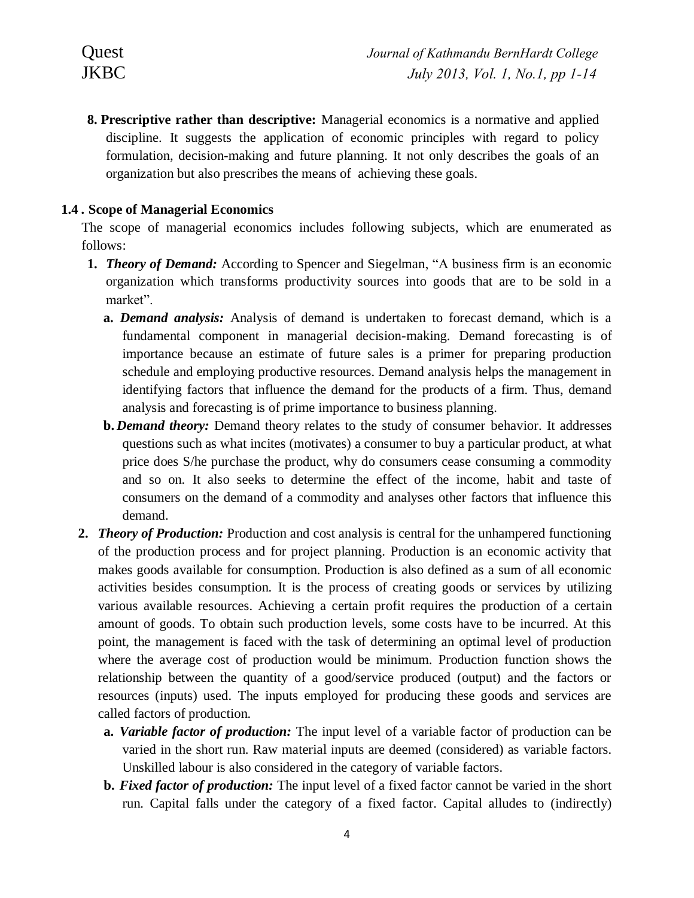8. **Prescriptive rather than descriptive:** Managerial economics is a normative and applied discipline. It suggests the application of economic principles with regard to policy formulation, decision-making and future planning. It not only describes the goals of an organization but also prescribes the means of achieving these goals.

### 1.4 . Scope of Managerial Economics

The scope of managerial economics includes following subjects, which are enumerated as follows:

1. ***Theory of Demand:*** According to Spencer and Siegelman, "A business firm is an economic organization which transforms productivity sources into goods that are to be sold in a market".
   a. ***Demand analysis:*** Analysis of demand is undertaken to forecast demand, which is a fundamental component in managerial decision-making. Demand forecasting is of importance because an estimate of future sales is a primer for preparing production schedule and employing productive resources. Demand analysis helps the management in identifying factors that influence the demand for the products of a firm. Thus, demand analysis and forecasting is of prime importance to business planning.
   b. ***Demand theory:*** Demand theory relates to the study of consumer behavior. It addresses questions such as what incites (motivates) a consumer to buy a particular product, at what price does S/he purchase the product, why do consumers cease consuming a commodity and so on. It also seeks to determine the effect of the income, habit and taste of consumers on the demand of a commodity and analyses other factors that influence this demand.
2. ***Theory of Production:*** Production and cost analysis is central for the unhampered functioning of the production process and for project planning. Production is an economic activity that makes goods available for consumption. Production is also defined as a sum of all economic activities besides consumption. It is the process of creating goods or services by utilizing various available resources. Achieving a certain profit requires the production of a certain amount of goods. To obtain such production levels, some costs have to be incurred. At this point, the management is faced with the task of determining an optimal level of production where the average cost of production would be minimum. Production function shows the relationship between the quantity of a good/service produced (output) and the factors or resources (inputs) used. The inputs employed for producing these goods and services are called factors of production.
   a. ***Variable factor of production:*** The input level of a variable factor of production can be varied in the short run. Raw material inputs are deemed (considered) as variable factors. Unskilled labour is also considered in the category of variable factors.
   b. ***Fixed factor of production:*** The input level of a fixed factor cannot be varied in the short run. Capital falls under the category of a fixed factor. Capital alludes to (indirectly)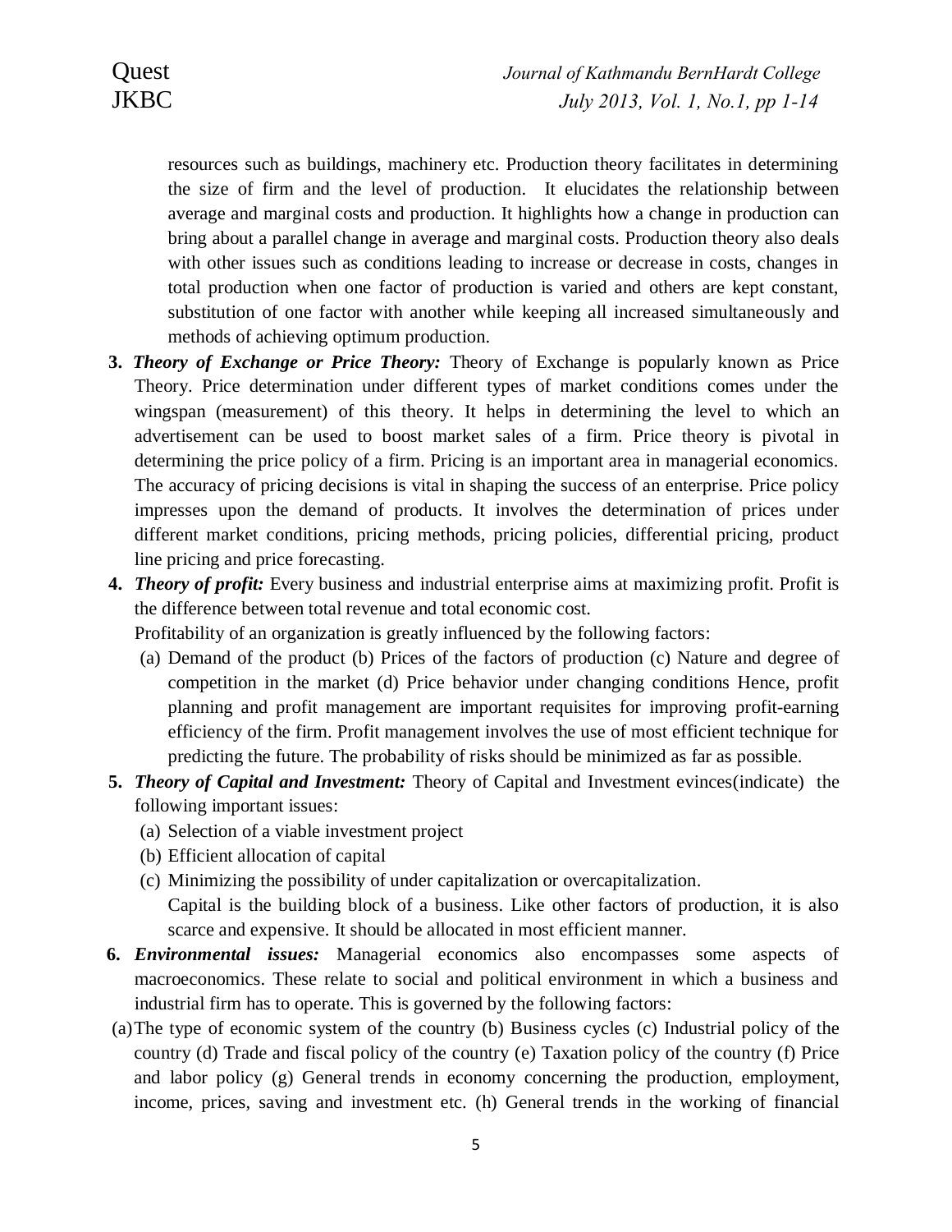resources such as buildings, machinery etc. Production theory facilitates in determining the size of firm and the level of production. It elucidates the relationship between average and marginal costs and production. It highlights how a change in production can bring about a parallel change in average and marginal costs. Production theory also deals with other issues such as conditions leading to increase or decrease in costs, changes in total production when one factor of production is varied and others are kept constant, substitution of one factor with another while keeping all increased simultaneously and methods of achieving optimum production.

3. ***Theory of Exchange or Price Theory:*** Theory of Exchange is popularly known as Price Theory. Price determination under different types of market conditions comes under the wingspan (measurement) of this theory. It helps in determining the level to which an advertisement can be used to boost market sales of a firm. Price theory is pivotal in determining the price policy of a firm. Pricing is an important area in managerial economics. The accuracy of pricing decisions is vital in shaping the success of an enterprise. Price policy impresses upon the demand of products. It involves the determination of prices under different market conditions, pricing methods, pricing policies, differential pricing, product line pricing and price forecasting.

4. ***Theory of profit:*** Every business and industrial enterprise aims at maximizing profit. Profit is the difference between total revenue and total economic cost.

   Profitability of an organization is greatly influenced by the following factors:

   (a) Demand of the product (b) Prices of the factors of production (c) Nature and degree of competition in the market (d) Price behavior under changing conditions Hence, profit planning and profit management are important requisites for improving profit-earning efficiency of the firm. Profit management involves the use of most efficient technique for predicting the future. The probability of risks should be minimized as far as possible.

5. ***Theory of Capital and Investment:*** Theory of Capital and Investment evinces(indicate) the following important issues:

   (a) Selection of a viable investment project
   (b) Efficient allocation of capital
   (c) Minimizing the possibility of under capitalization or overcapitalization.

   Capital is the building block of a business. Like other factors of production, it is also scarce and expensive. It should be allocated in most efficient manner.

6. ***Environmental issues:*** Managerial economics also encompasses some aspects of macroeconomics. These relate to social and political environment in which a business and industrial firm has to operate. This is governed by the following factors:

(a) The type of economic system of the country (b) Business cycles (c) Industrial policy of the country (d) Trade and fiscal policy of the country (e) Taxation policy of the country (f) Price and labor policy (g) General trends in economy concerning the production, employment, income, prices, saving and investment etc. (h) General trends in the working of financial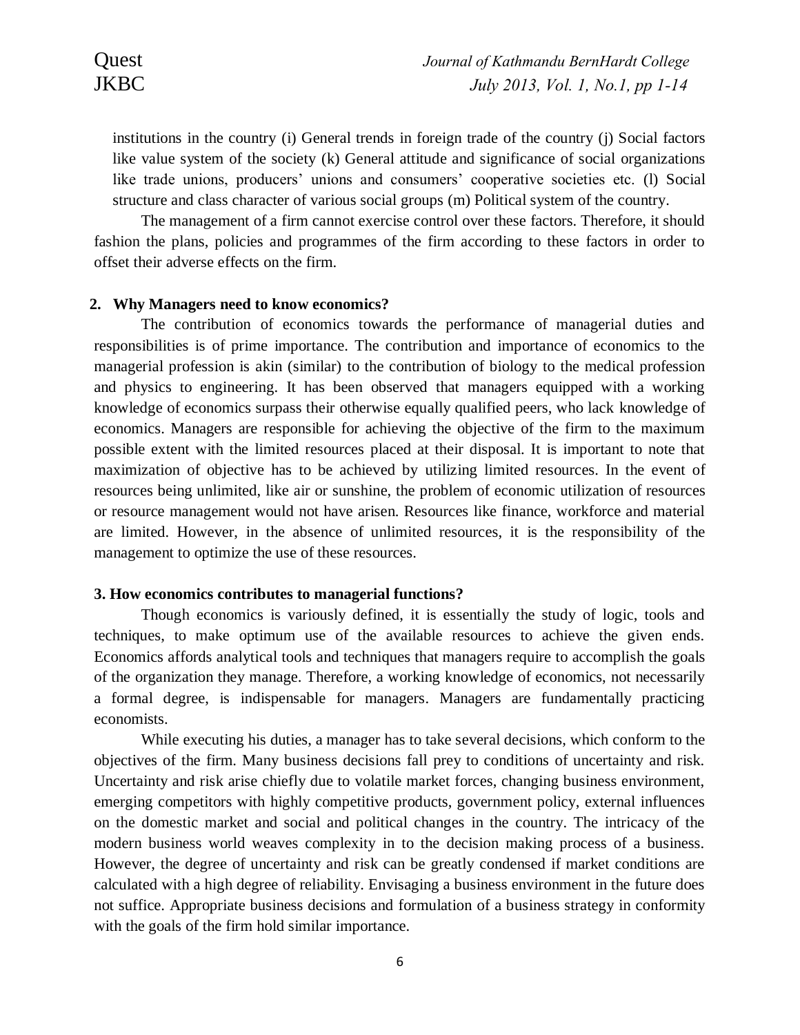institutions in the country (i) General trends in foreign trade of the country (j) Social factors like value system of the society (k) General attitude and significance of social organizations like trade unions, producers' unions and consumers' cooperative societies etc. (l) Social structure and class character of various social groups (m) Political system of the country.

The management of a firm cannot exercise control over these factors. Therefore, it should fashion the plans, policies and programmes of the firm according to these factors in order to offset their adverse effects on the firm.

## 2. Why Managers need to know economics?

The contribution of economics towards the performance of managerial duties and responsibilities is of prime importance. The contribution and importance of economics to the managerial profession is akin (similar) to the contribution of biology to the medical profession and physics to engineering. It has been observed that managers equipped with a working knowledge of economics surpass their otherwise equally qualified peers, who lack knowledge of economics. Managers are responsible for achieving the objective of the firm to the maximum possible extent with the limited resources placed at their disposal. It is important to note that maximization of objective has to be achieved by utilizing limited resources. In the event of resources being unlimited, like air or sunshine, the problem of economic utilization of resources or resource management would not have arisen. Resources like finance, workforce and material are limited. However, in the absence of unlimited resources, it is the responsibility of the management to optimize the use of these resources.

## 3. How economics contributes to managerial functions?

Though economics is variously defined, it is essentially the study of logic, tools and techniques, to make optimum use of the available resources to achieve the given ends. Economics affords analytical tools and techniques that managers require to accomplish the goals of the organization they manage. Therefore, a working knowledge of economics, not necessarily a formal degree, is indispensable for managers. Managers are fundamentally practicing economists.

While executing his duties, a manager has to take several decisions, which conform to the objectives of the firm. Many business decisions fall prey to conditions of uncertainty and risk. Uncertainty and risk arise chiefly due to volatile market forces, changing business environment, emerging competitors with highly competitive products, government policy, external influences on the domestic market and social and political changes in the country. The intricacy of the modern business world weaves complexity in to the decision making process of a business. However, the degree of uncertainty and risk can be greatly condensed if market conditions are calculated with a high degree of reliability. Envisaging a business environment in the future does not suffice. Appropriate business decisions and formulation of a business strategy in conformity with the goals of the firm hold similar importance.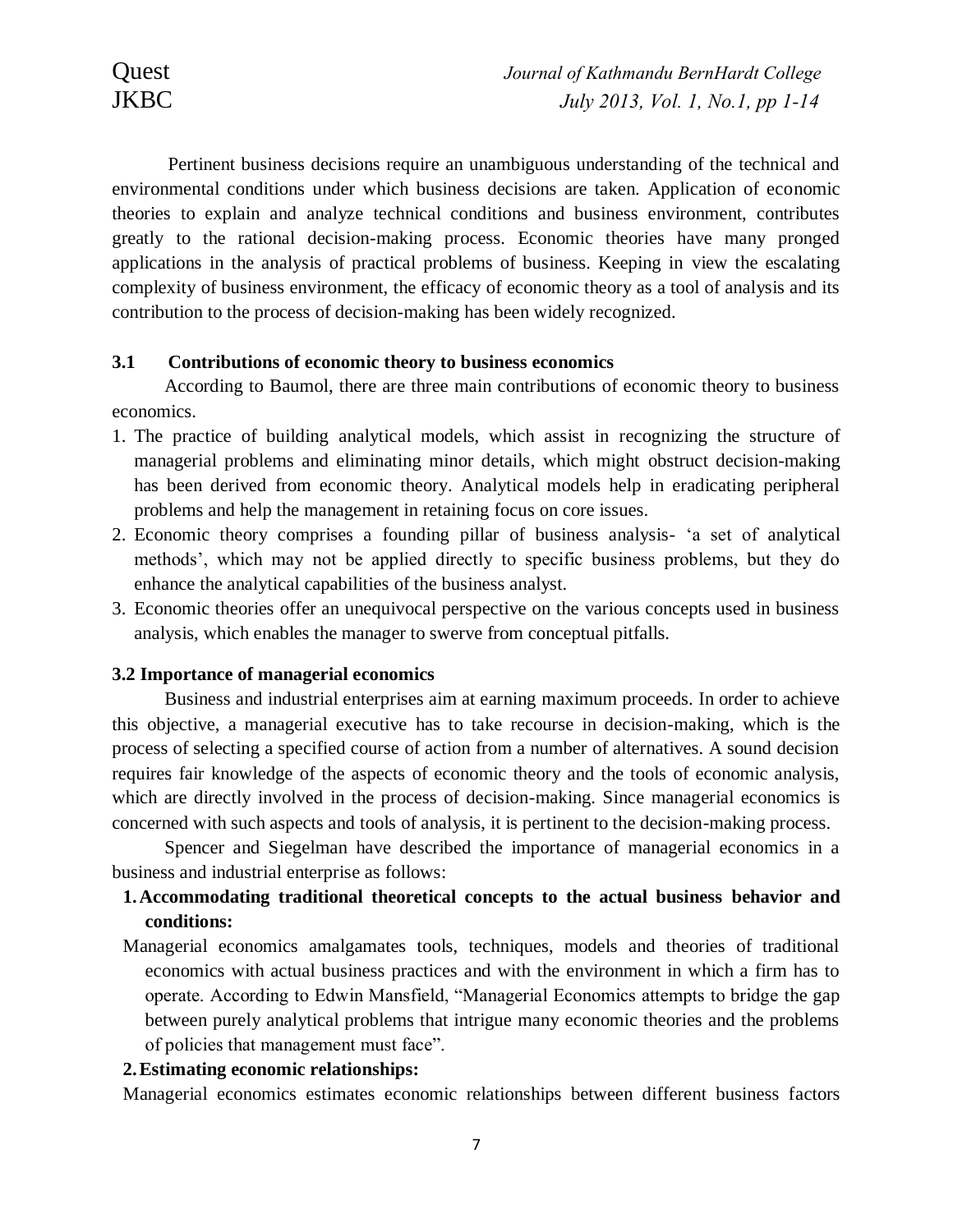Pertinent business decisions require an unambiguous understanding of the technical and environmental conditions under which business decisions are taken. Application of economic theories to explain and analyze technical conditions and business environment, contributes greatly to the rational decision-making process. Economic theories have many pronged applications in the analysis of practical problems of business. Keeping in view the escalating complexity of business environment, the efficacy of economic theory as a tool of analysis and its contribution to the process of decision-making has been widely recognized.

### 3.1 Contributions of economic theory to business economics

According to Baumol, there are three main contributions of economic theory to business economics.

1. The practice of building analytical models, which assist in recognizing the structure of managerial problems and eliminating minor details, which might obstruct decision-making has been derived from economic theory. Analytical models help in eradicating peripheral problems and help the management in retaining focus on core issues.
2. Economic theory comprises a founding pillar of business analysis- 'a set of analytical methods', which may not be applied directly to specific business problems, but they do enhance the analytical capabilities of the business analyst.
3. Economic theories offer an unequivocal perspective on the various concepts used in business analysis, which enables the manager to swerve from conceptual pitfalls.

### 3.2 Importance of managerial economics

Business and industrial enterprises aim at earning maximum proceeds. In order to achieve this objective, a managerial executive has to take recourse in decision-making, which is the process of selecting a specified course of action from a number of alternatives. A sound decision requires fair knowledge of the aspects of economic theory and the tools of economic analysis, which are directly involved in the process of decision-making. Since managerial economics is concerned with such aspects and tools of analysis, it is pertinent to the decision-making process.

Spencer and Siegelman have described the importance of managerial economics in a business and industrial enterprise as follows:

1. **Accommodating traditional theoretical concepts to the actual business behavior and conditions:**

Managerial economics amalgamates tools, techniques, models and theories of traditional economics with actual business practices and with the environment in which a firm has to operate. According to Edwin Mansfield, "Managerial Economics attempts to bridge the gap between purely analytical problems that intrigue many economic theories and the problems of policies that management must face".

2. **Estimating economic relationships:**

Managerial economics estimates economic relationships between different business factors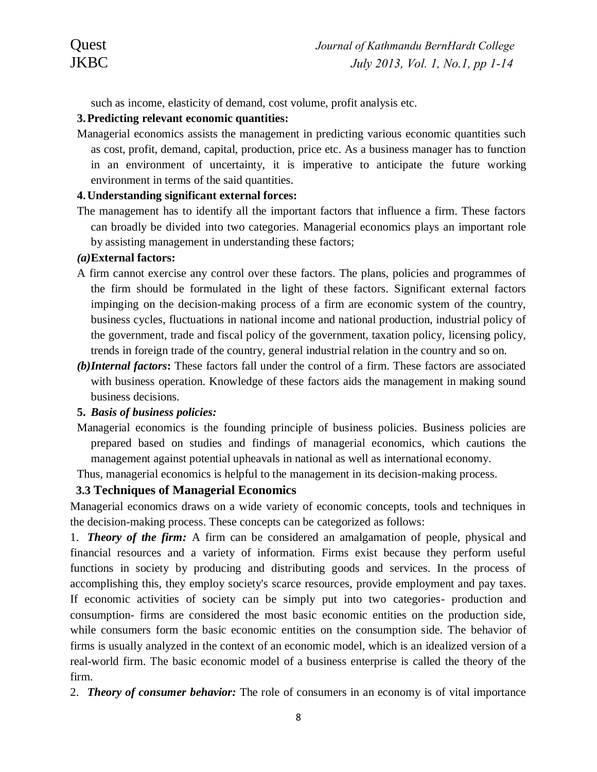such as income, elasticity of demand, cost volume, profit analysis etc.

**3. Predicting relevant economic quantities:**

Managerial economics assists the management in predicting various economic quantities such as cost, profit, demand, capital, production, price etc. As a business manager has to function in an environment of uncertainty, it is imperative to anticipate the future working environment in terms of the said quantities.

**4. Understanding significant external forces:**

The management has to identify all the important factors that influence a firm. These factors can broadly be divided into two categories. Managerial economics plays an important role by assisting management in understanding these factors;

***(a)*External factors:**

A firm cannot exercise any control over these factors. The plans, policies and programmes of the firm should be formulated in the light of these factors. Significant external factors impinging on the decision-making process of a firm are economic system of the country, business cycles, fluctuations in national income and national production, industrial policy of the government, trade and fiscal policy of the government, taxation policy, licensing policy, trends in foreign trade of the country, general industrial relation in the country and so on.

***(b)Internal factors*:** These factors fall under the control of a firm. These factors are associated with business operation. Knowledge of these factors aids the management in making sound business decisions.

**5. *Basis of business policies:***

Managerial economics is the founding principle of business policies. Business policies are prepared based on studies and findings of managerial economics, which cautions the management against potential upheavals in national as well as international economy.

Thus, managerial economics is helpful to the management in its decision-making process.

### 3.3 Techniques of Managerial Economics

Managerial economics draws on a wide variety of economic concepts, tools and techniques in the decision-making process. These concepts can be categorized as follows:

1. ***Theory of the firm:*** A firm can be considered an amalgamation of people, physical and financial resources and a variety of information. Firms exist because they perform useful functions in society by producing and distributing goods and services. In the process of accomplishing this, they employ society's scarce resources, provide employment and pay taxes. If economic activities of society can be simply put into two categories- production and consumption- firms are considered the most basic economic entities on the production side, while consumers form the basic economic entities on the consumption side. The behavior of firms is usually analyzed in the context of an economic model, which is an idealized version of a real-world firm. The basic economic model of a business enterprise is called the theory of the firm.

2. ***Theory of consumer behavior:*** The role of consumers in an economy is of vital importance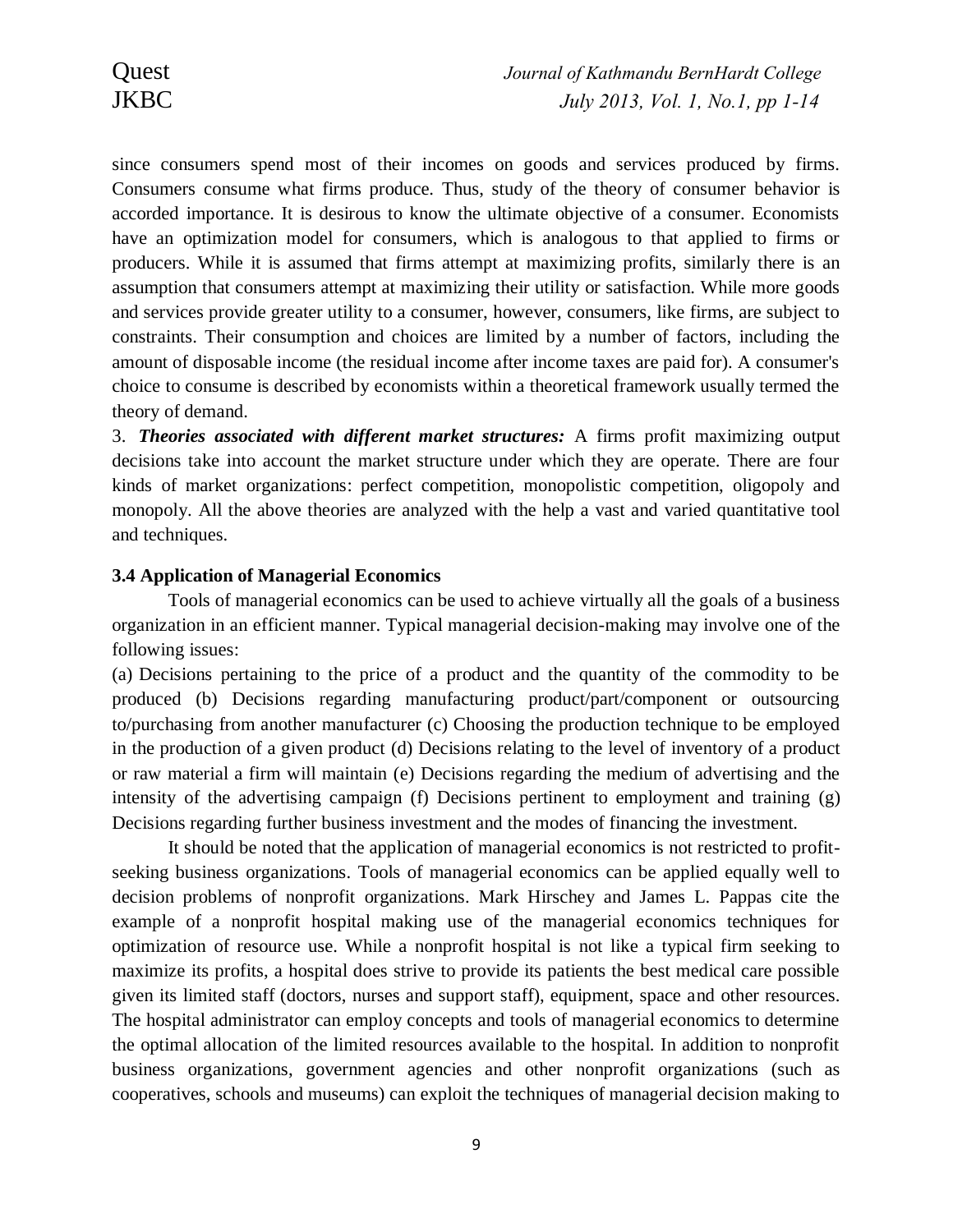since consumers spend most of their incomes on goods and services produced by firms. Consumers consume what firms produce. Thus, study of the theory of consumer behavior is accorded importance. It is desirous to know the ultimate objective of a consumer. Economists have an optimization model for consumers, which is analogous to that applied to firms or producers. While it is assumed that firms attempt at maximizing profits, similarly there is an assumption that consumers attempt at maximizing their utility or satisfaction. While more goods and services provide greater utility to a consumer, however, consumers, like firms, are subject to constraints. Their consumption and choices are limited by a number of factors, including the amount of disposable income (the residual income after income taxes are paid for). A consumer's choice to consume is described by economists within a theoretical framework usually termed the theory of demand.

3. ***Theories associated with different market structures:*** A firms profit maximizing output decisions take into account the market structure under which they are operate. There are four kinds of market organizations: perfect competition, monopolistic competition, oligopoly and monopoly. All the above theories are analyzed with the help a vast and varied quantitative tool and techniques.

**3.4 Application of Managerial Economics**

Tools of managerial economics can be used to achieve virtually all the goals of a business organization in an efficient manner. Typical managerial decision-making may involve one of the following issues:

(a) Decisions pertaining to the price of a product and the quantity of the commodity to be produced (b) Decisions regarding manufacturing product/part/component or outsourcing to/purchasing from another manufacturer (c) Choosing the production technique to be employed in the production of a given product (d) Decisions relating to the level of inventory of a product or raw material a firm will maintain (e) Decisions regarding the medium of advertising and the intensity of the advertising campaign (f) Decisions pertinent to employment and training (g) Decisions regarding further business investment and the modes of financing the investment.

It should be noted that the application of managerial economics is not restricted to profit-seeking business organizations. Tools of managerial economics can be applied equally well to decision problems of nonprofit organizations. Mark Hirschey and James L. Pappas cite the example of a nonprofit hospital making use of the managerial economics techniques for optimization of resource use. While a nonprofit hospital is not like a typical firm seeking to maximize its profits, a hospital does strive to provide its patients the best medical care possible given its limited staff (doctors, nurses and support staff), equipment, space and other resources. The hospital administrator can employ concepts and tools of managerial economics to determine the optimal allocation of the limited resources available to the hospital. In addition to nonprofit business organizations, government agencies and other nonprofit organizations (such as cooperatives, schools and museums) can exploit the techniques of managerial decision making to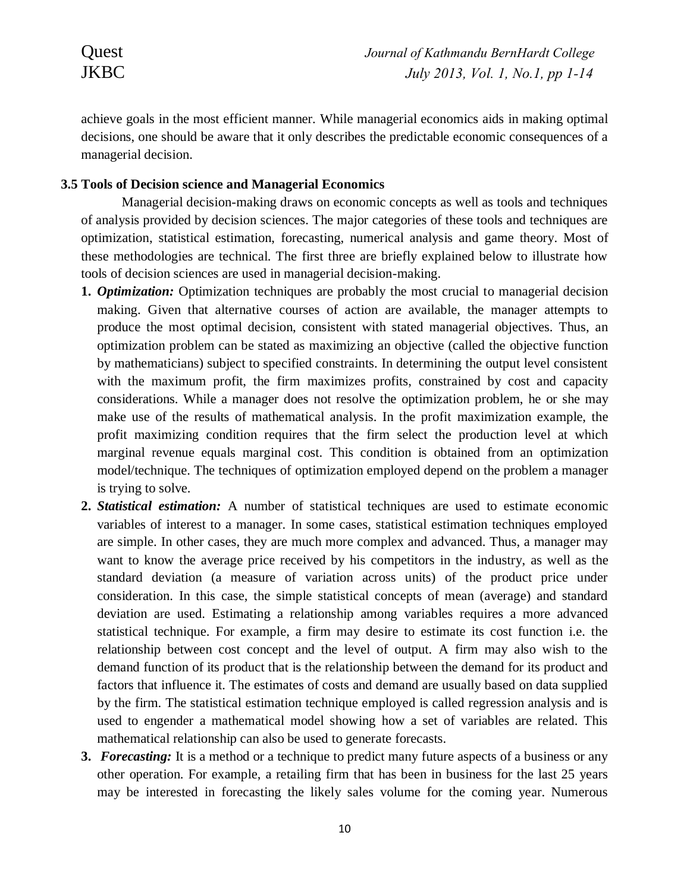achieve goals in the most efficient manner. While managerial economics aids in making optimal decisions, one should be aware that it only describes the predictable economic consequences of a managerial decision.

### 3.5 Tools of Decision science and Managerial Economics

Managerial decision-making draws on economic concepts as well as tools and techniques of analysis provided by decision sciences. The major categories of these tools and techniques are optimization, statistical estimation, forecasting, numerical analysis and game theory. Most of these methodologies are technical. The first three are briefly explained below to illustrate how tools of decision sciences are used in managerial decision-making.

1. ***Optimization:*** Optimization techniques are probably the most crucial to managerial decision making. Given that alternative courses of action are available, the manager attempts to produce the most optimal decision, consistent with stated managerial objectives. Thus, an optimization problem can be stated as maximizing an objective (called the objective function by mathematicians) subject to specified constraints. In determining the output level consistent with the maximum profit, the firm maximizes profits, constrained by cost and capacity considerations. While a manager does not resolve the optimization problem, he or she may make use of the results of mathematical analysis. In the profit maximization example, the profit maximizing condition requires that the firm select the production level at which marginal revenue equals marginal cost. This condition is obtained from an optimization model/technique. The techniques of optimization employed depend on the problem a manager is trying to solve.
2. ***Statistical estimation:*** A number of statistical techniques are used to estimate economic variables of interest to a manager. In some cases, statistical estimation techniques employed are simple. In other cases, they are much more complex and advanced. Thus, a manager may want to know the average price received by his competitors in the industry, as well as the standard deviation (a measure of variation across units) of the product price under consideration. In this case, the simple statistical concepts of mean (average) and standard deviation are used. Estimating a relationship among variables requires a more advanced statistical technique. For example, a firm may desire to estimate its cost function i.e. the relationship between cost concept and the level of output. A firm may also wish to the demand function of its product that is the relationship between the demand for its product and factors that influence it. The estimates of costs and demand are usually based on data supplied by the firm. The statistical estimation technique employed is called regression analysis and is used to engender a mathematical model showing how a set of variables are related. This mathematical relationship can also be used to generate forecasts.
3. ***Forecasting:*** It is a method or a technique to predict many future aspects of a business or any other operation. For example, a retailing firm that has been in business for the last 25 years may be interested in forecasting the likely sales volume for the coming year. Numerous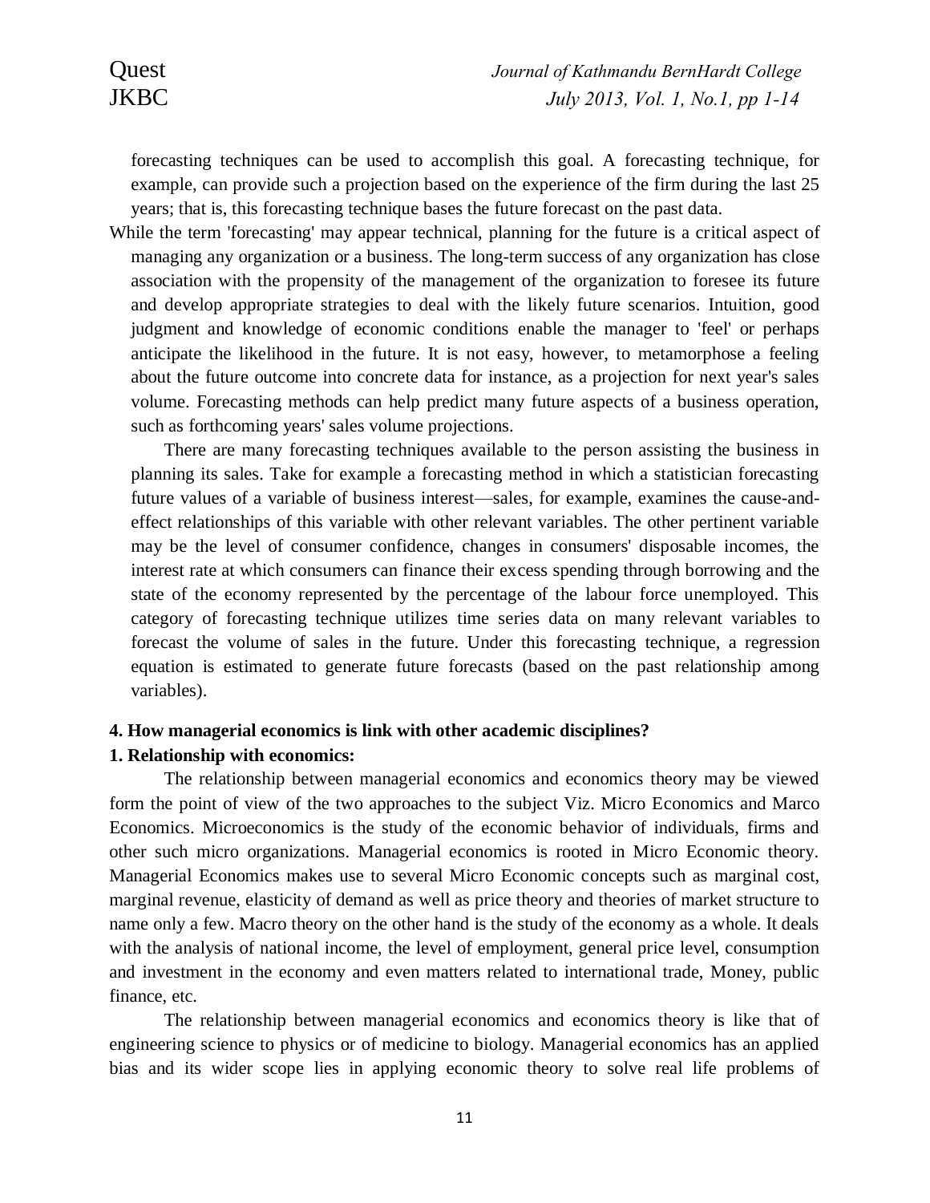forecasting techniques can be used to accomplish this goal. A forecasting technique, for example, can provide such a projection based on the experience of the firm during the last 25 years; that is, this forecasting technique bases the future forecast on the past data.

While the term 'forecasting' may appear technical, planning for the future is a critical aspect of managing any organization or a business. The long-term success of any organization has close association with the propensity of the management of the organization to foresee its future and develop appropriate strategies to deal with the likely future scenarios. Intuition, good judgment and knowledge of economic conditions enable the manager to 'feel' or perhaps anticipate the likelihood in the future. It is not easy, however, to metamorphose a feeling about the future outcome into concrete data for instance, as a projection for next year's sales volume. Forecasting methods can help predict many future aspects of a business operation, such as forthcoming years' sales volume projections.

There are many forecasting techniques available to the person assisting the business in planning its sales. Take for example a forecasting method in which a statistician forecasting future values of a variable of business interest—sales, for example, examines the cause-and-effect relationships of this variable with other relevant variables. The other pertinent variable may be the level of consumer confidence, changes in consumers' disposable incomes, the interest rate at which consumers can finance their excess spending through borrowing and the state of the economy represented by the percentage of the labour force unemployed. This category of forecasting technique utilizes time series data on many relevant variables to forecast the volume of sales in the future. Under this forecasting technique, a regression equation is estimated to generate future forecasts (based on the past relationship among variables).

**4. How managerial economics is link with other academic disciplines?**

**1. Relationship with economics:**

The relationship between managerial economics and economics theory may be viewed form the point of view of the two approaches to the subject Viz. Micro Economics and Marco Economics. Microeconomics is the study of the economic behavior of individuals, firms and other such micro organizations. Managerial economics is rooted in Micro Economic theory. Managerial Economics makes use to several Micro Economic concepts such as marginal cost, marginal revenue, elasticity of demand as well as price theory and theories of market structure to name only a few. Macro theory on the other hand is the study of the economy as a whole. It deals with the analysis of national income, the level of employment, general price level, consumption and investment in the economy and even matters related to international trade, Money, public finance, etc.

The relationship between managerial economics and economics theory is like that of engineering science to physics or of medicine to biology. Managerial economics has an applied bias and its wider scope lies in applying economic theory to solve real life problems of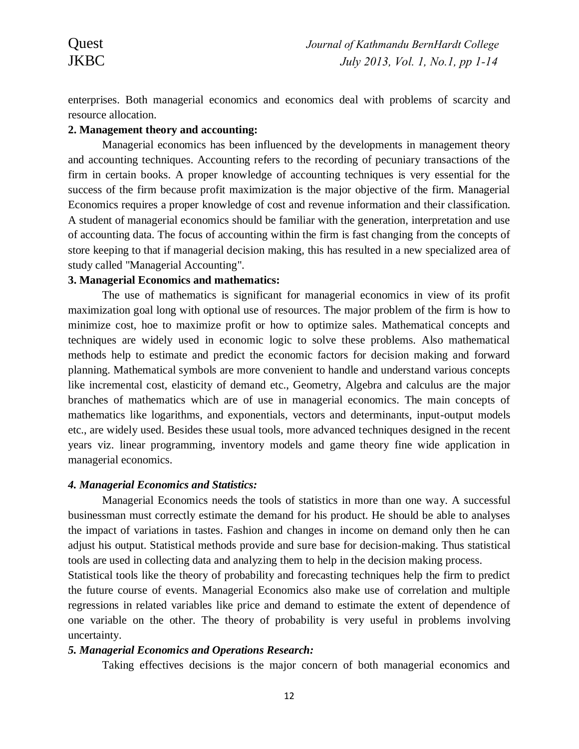enterprises. Both managerial economics and economics deal with problems of scarcity and resource allocation.

**2. Management theory and accounting:**

Managerial economics has been influenced by the developments in management theory and accounting techniques. Accounting refers to the recording of pecuniary transactions of the firm in certain books. A proper knowledge of accounting techniques is very essential for the success of the firm because profit maximization is the major objective of the firm. Managerial Economics requires a proper knowledge of cost and revenue information and their classification. A student of managerial economics should be familiar with the generation, interpretation and use of accounting data. The focus of accounting within the firm is fast changing from the concepts of store keeping to that if managerial decision making, this has resulted in a new specialized area of study called "Managerial Accounting".

**3. Managerial Economics and mathematics:**

The use of mathematics is significant for managerial economics in view of its profit maximization goal long with optional use of resources. The major problem of the firm is how to minimize cost, hoe to maximize profit or how to optimize sales. Mathematical concepts and techniques are widely used in economic logic to solve these problems. Also mathematical methods help to estimate and predict the economic factors for decision making and forward planning. Mathematical symbols are more convenient to handle and understand various concepts like incremental cost, elasticity of demand etc., Geometry, Algebra and calculus are the major branches of mathematics which are of use in managerial economics. The main concepts of mathematics like logarithms, and exponentials, vectors and determinants, input-output models etc., are widely used. Besides these usual tools, more advanced techniques designed in the recent years viz. linear programming, inventory models and game theory fine wide application in managerial economics.

***4. Managerial Economics and Statistics:***

Managerial Economics needs the tools of statistics in more than one way. A successful businessman must correctly estimate the demand for his product. He should be able to analyses the impact of variations in tastes. Fashion and changes in income on demand only then he can adjust his output. Statistical methods provide and sure base for decision-making. Thus statistical tools are used in collecting data and analyzing them to help in the decision making process.

Statistical tools like the theory of probability and forecasting techniques help the firm to predict the future course of events. Managerial Economics also make use of correlation and multiple regressions in related variables like price and demand to estimate the extent of dependence of one variable on the other. The theory of probability is very useful in problems involving uncertainty.

***5. Managerial Economics and Operations Research:***

Taking effectives decisions is the major concern of both managerial economics and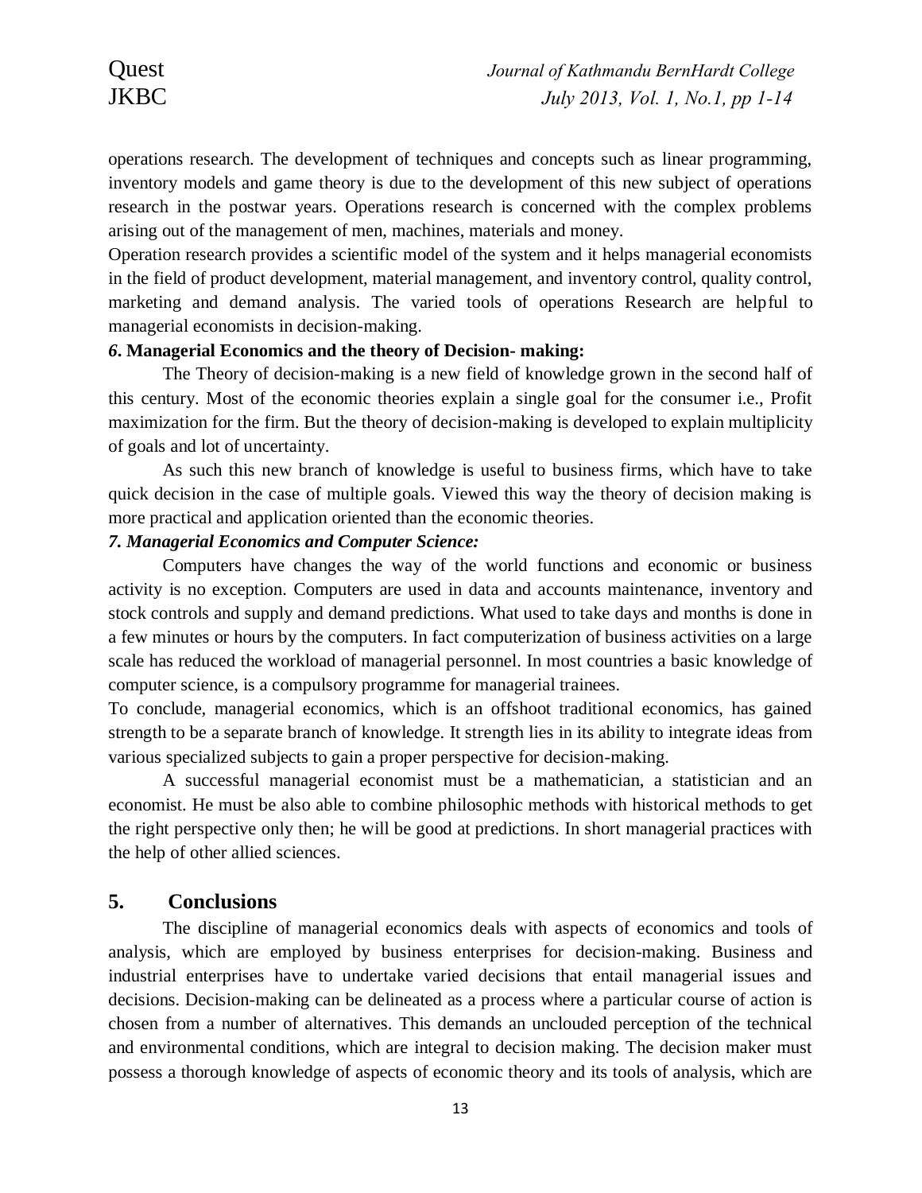operations research. The development of techniques and concepts such as linear programming, inventory models and game theory is due to the development of this new subject of operations research in the postwar years. Operations research is concerned with the complex problems arising out of the management of men, machines, materials and money.

Operation research provides a scientific model of the system and it helps managerial economists in the field of product development, material management, and inventory control, quality control, marketing and demand analysis. The varied tools of operations Research are helpful to managerial economists in decision-making.

***6*. Managerial Economics and the theory of Decision- making:**

The Theory of decision-making is a new field of knowledge grown in the second half of this century. Most of the economic theories explain a single goal for the consumer i.e., Profit maximization for the firm. But the theory of decision-making is developed to explain multiplicity of goals and lot of uncertainty.

As such this new branch of knowledge is useful to business firms, which have to take quick decision in the case of multiple goals. Viewed this way the theory of decision making is more practical and application oriented than the economic theories.

***7. Managerial Economics and Computer Science:***

Computers have changes the way of the world functions and economic or business activity is no exception. Computers are used in data and accounts maintenance, inventory and stock controls and supply and demand predictions. What used to take days and months is done in a few minutes or hours by the computers. In fact computerization of business activities on a large scale has reduced the workload of managerial personnel. In most countries a basic knowledge of computer science, is a compulsory programme for managerial trainees.

To conclude, managerial economics, which is an offshoot traditional economics, has gained strength to be a separate branch of knowledge. It strength lies in its ability to integrate ideas from various specialized subjects to gain a proper perspective for decision-making.

A successful managerial economist must be a mathematician, a statistician and an economist. He must be also able to combine philosophic methods with historical methods to get the right perspective only then; he will be good at predictions. In short managerial practices with the help of other allied sciences.

## 5. Conclusions

The discipline of managerial economics deals with aspects of economics and tools of analysis, which are employed by business enterprises for decision-making. Business and industrial enterprises have to undertake varied decisions that entail managerial issues and decisions. Decision-making can be delineated as a process where a particular course of action is chosen from a number of alternatives. This demands an unclouded perception of the technical and environmental conditions, which are integral to decision making. The decision maker must possess a thorough knowledge of aspects of economic theory and its tools of analysis, which are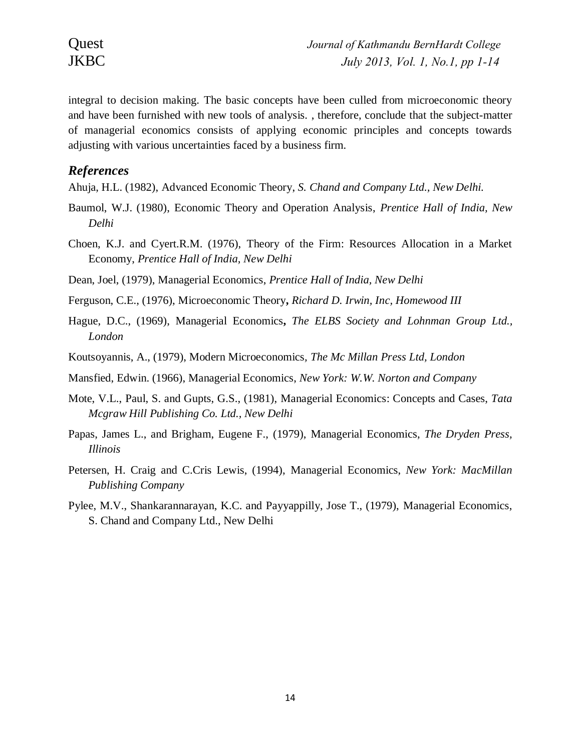integral to decision making. The basic concepts have been culled from microeconomic theory and have been furnished with new tools of analysis. , therefore, conclude that the subject-matter of managerial economics consists of applying economic principles and concepts towards adjusting with various uncertainties faced by a business firm.

## *References*

Ahuja, H.L. (1982), Advanced Economic Theory, *S. Chand and Company Ltd., New Delhi.*

Baumol, W.J. (1980), Economic Theory and Operation Analysis, *Prentice Hall of India, New Delhi*

Choen, K.J. and Cyert.R.M. (1976), Theory of the Firm: Resources Allocation in a Market Economy, *Prentice Hall of India, New Delhi*

Dean, Joel, (1979), Managerial Economics, *Prentice Hall of India, New Delhi*

Ferguson, C.E., (1976), Microeconomic Theory**,** *Richard D. Irwin, Inc, Homewood III*

Hague, D.C., (1969), Managerial Economics**,** *The ELBS Society and Lohnman Group Ltd., London*

Koutsoyannis, A., (1979), Modern Microeconomics*, The Mc Millan Press Ltd, London*

Mansfied, Edwin. (1966), Managerial Economics, *New York: W.W. Norton and Company*

Mote, V.L., Paul, S. and Gupts, G.S., (1981), Managerial Economics: Concepts and Cases, *Tata Mcgraw Hill Publishing Co. Ltd., New Delhi*

Papas, James L., and Brigham, Eugene F., (1979), Managerial Economics, *The Dryden Press, Illinois*

Petersen, H. Craig and C.Cris Lewis, (1994), Managerial Economics, *New York: MacMillan Publishing Company*

Pylee, M.V., Shankarannarayan, K.C. and Payyappilly, Jose T., (1979), Managerial Economics, S. Chand and Company Ltd., New Delhi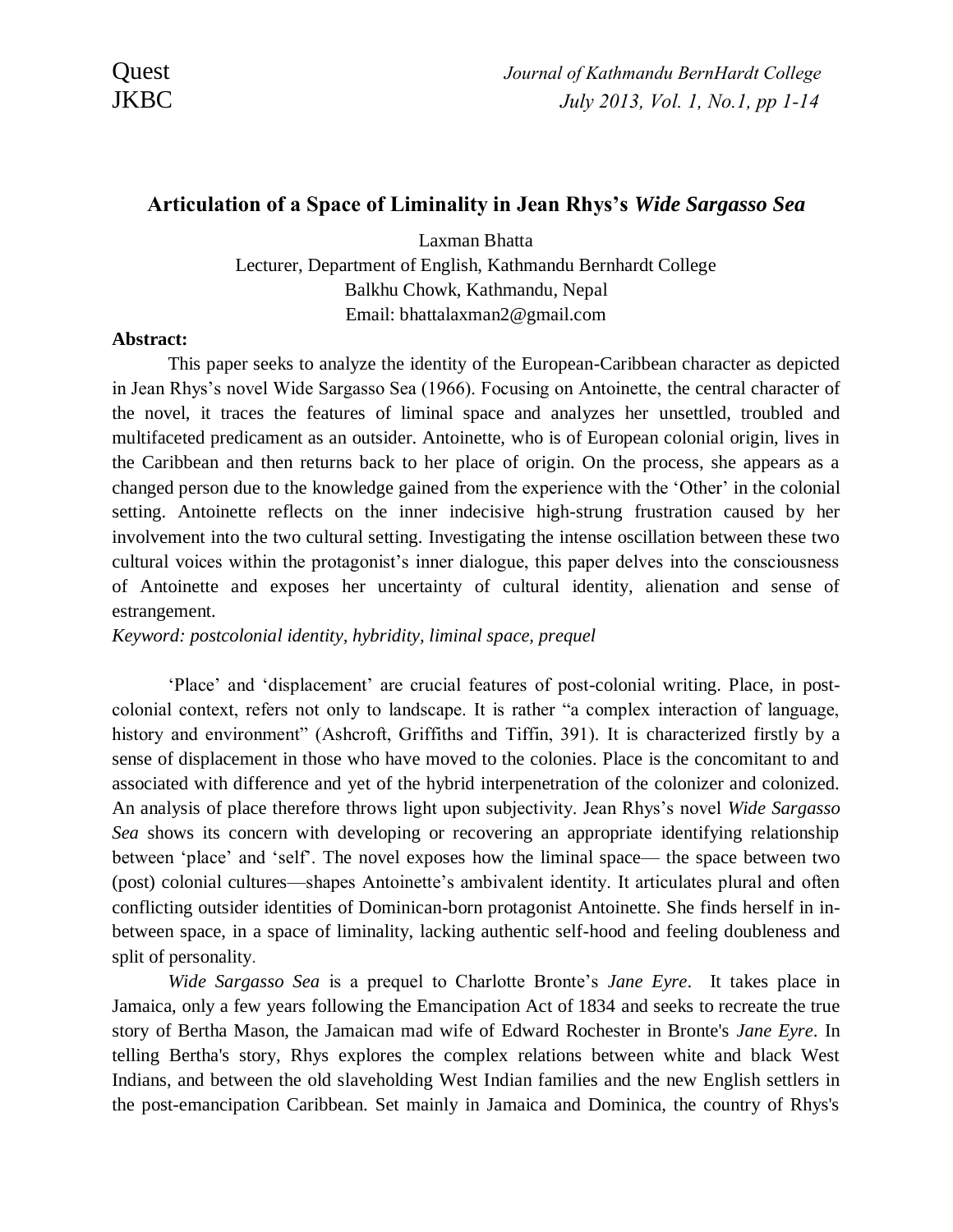# Articulation of a Space of Liminality in Jean Rhys's *Wide Sargasso Sea*

Laxman Bhatta
Lecturer, Department of English, Kathmandu Bernhardt College
Balkhu Chowk, Kathmandu, Nepal
Email: bhattalaxman2@gmail.com

**Abstract:**

This paper seeks to analyze the identity of the European-Caribbean character as depicted in Jean Rhys's novel Wide Sargasso Sea (1966). Focusing on Antoinette, the central character of the novel, it traces the features of liminal space and analyzes her unsettled, troubled and multifaceted predicament as an outsider. Antoinette, who is of European colonial origin, lives in the Caribbean and then returns back to her place of origin. On the process, she appears as a changed person due to the knowledge gained from the experience with the 'Other' in the colonial setting. Antoinette reflects on the inner indecisive high-strung frustration caused by her involvement into the two cultural setting. Investigating the intense oscillation between these two cultural voices within the protagonist's inner dialogue, this paper delves into the consciousness of Antoinette and exposes her uncertainty of cultural identity, alienation and sense of estrangement.

*Keyword: postcolonial identity, hybridity, liminal space, prequel*

'Place' and 'displacement' are crucial features of post-colonial writing. Place, in post-colonial context, refers not only to landscape. It is rather "a complex interaction of language, history and environment" (Ashcroft, Griffiths and Tiffin, 391). It is characterized firstly by a sense of displacement in those who have moved to the colonies. Place is the concomitant to and associated with difference and yet of the hybrid interpenetration of the colonizer and colonized. An analysis of place therefore throws light upon subjectivity. Jean Rhys's novel *Wide Sargasso Sea* shows its concern with developing or recovering an appropriate identifying relationship between 'place' and 'self'. The novel exposes how the liminal space— the space between two (post) colonial cultures—shapes Antoinette's ambivalent identity. It articulates plural and often conflicting outsider identities of Dominican-born protagonist Antoinette. She finds herself in in-between space, in a space of liminality, lacking authentic self-hood and feeling doubleness and split of personality.

*Wide Sargasso Sea* is a prequel to Charlotte Bronte's *Jane Eyre*. It takes place in Jamaica, only a few years following the Emancipation Act of 1834 and seeks to recreate the true story of Bertha Mason, the Jamaican mad wife of Edward Rochester in Bronte's *Jane Eyre*. In telling Bertha's story, Rhys explores the complex relations between white and black West Indians, and between the old slaveholding West Indian families and the new English settlers in the post-emancipation Caribbean. Set mainly in Jamaica and Dominica, the country of Rhys's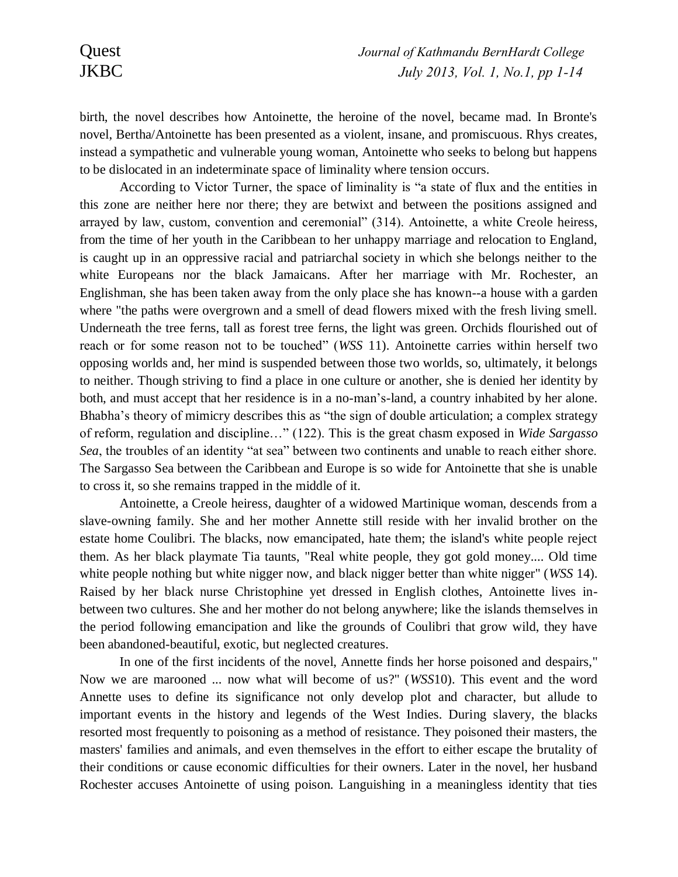birth, the novel describes how Antoinette, the heroine of the novel, became mad. In Bronte's novel, Bertha/Antoinette has been presented as a violent, insane, and promiscuous. Rhys creates, instead a sympathetic and vulnerable young woman, Antoinette who seeks to belong but happens to be dislocated in an indeterminate space of liminality where tension occurs.

According to Victor Turner, the space of liminality is "a state of flux and the entities in this zone are neither here nor there; they are betwixt and between the positions assigned and arrayed by law, custom, convention and ceremonial" (314). Antoinette, a white Creole heiress, from the time of her youth in the Caribbean to her unhappy marriage and relocation to England, is caught up in an oppressive racial and patriarchal society in which she belongs neither to the white Europeans nor the black Jamaicans. After her marriage with Mr. Rochester, an Englishman, she has been taken away from the only place she has known--a house with a garden where "the paths were overgrown and a smell of dead flowers mixed with the fresh living smell. Underneath the tree ferns, tall as forest tree ferns, the light was green. Orchids flourished out of reach or for some reason not to be touched" (*WSS* 11). Antoinette carries within herself two opposing worlds and, her mind is suspended between those two worlds, so, ultimately, it belongs to neither. Though striving to find a place in one culture or another, she is denied her identity by both, and must accept that her residence is in a no-man's-land, a country inhabited by her alone. Bhabha's theory of mimicry describes this as "the sign of double articulation; a complex strategy of reform, regulation and discipline…" (122). This is the great chasm exposed in *Wide Sargasso Sea*, the troubles of an identity "at sea" between two continents and unable to reach either shore. The Sargasso Sea between the Caribbean and Europe is so wide for Antoinette that she is unable to cross it, so she remains trapped in the middle of it.

Antoinette, a Creole heiress, daughter of a widowed Martinique woman, descends from a slave-owning family. She and her mother Annette still reside with her invalid brother on the estate home Coulibri. The blacks, now emancipated, hate them; the island's white people reject them. As her black playmate Tia taunts, "Real white people, they got gold money.... Old time white people nothing but white nigger now, and black nigger better than white nigger" (*WSS* 14). Raised by her black nurse Christophine yet dressed in English clothes, Antoinette lives in-between two cultures. She and her mother do not belong anywhere; like the islands themselves in the period following emancipation and like the grounds of Coulibri that grow wild, they have been abandoned-beautiful, exotic, but neglected creatures.

In one of the first incidents of the novel, Annette finds her horse poisoned and despairs," Now we are marooned ... now what will become of us?" (*WSS*10). This event and the word Annette uses to define its significance not only develop plot and character, but allude to important events in the history and legends of the West Indies. During slavery, the blacks resorted most frequently to poisoning as a method of resistance. They poisoned their masters, the masters' families and animals, and even themselves in the effort to either escape the brutality of their conditions or cause economic difficulties for their owners. Later in the novel, her husband Rochester accuses Antoinette of using poison. Languishing in a meaningless identity that ties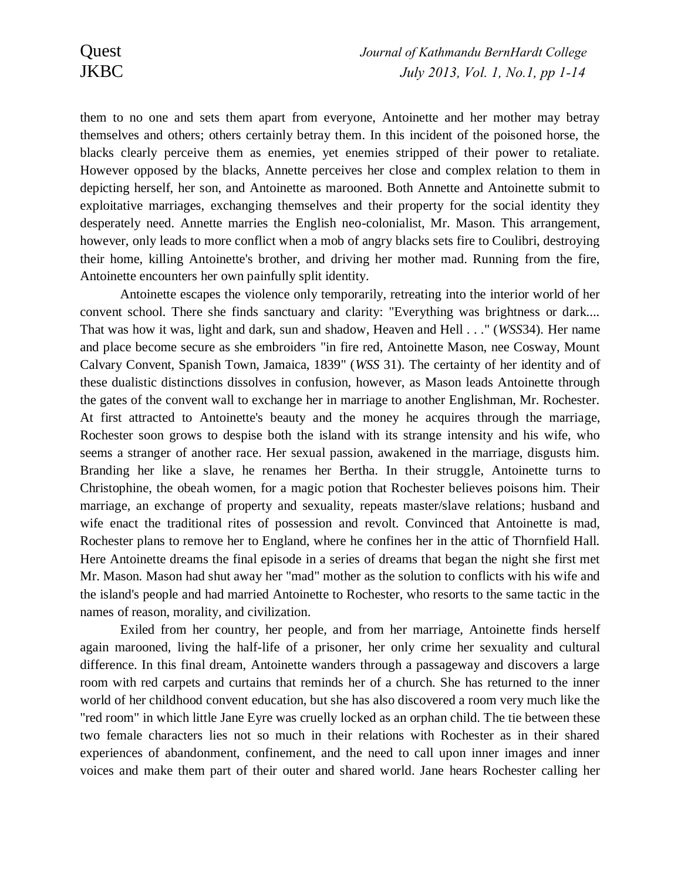them to no one and sets them apart from everyone, Antoinette and her mother may betray themselves and others; others certainly betray them. In this incident of the poisoned horse, the blacks clearly perceive them as enemies, yet enemies stripped of their power to retaliate. However opposed by the blacks, Annette perceives her close and complex relation to them in depicting herself, her son, and Antoinette as marooned. Both Annette and Antoinette submit to exploitative marriages, exchanging themselves and their property for the social identity they desperately need. Annette marries the English neo-colonialist, Mr. Mason. This arrangement, however, only leads to more conflict when a mob of angry blacks sets fire to Coulibri, destroying their home, killing Antoinette's brother, and driving her mother mad. Running from the fire, Antoinette encounters her own painfully split identity.

Antoinette escapes the violence only temporarily, retreating into the interior world of her convent school. There she finds sanctuary and clarity: "Everything was brightness or dark.... That was how it was, light and dark, sun and shadow, Heaven and Hell . . ." (*WSS*34). Her name and place become secure as she embroiders "in fire red, Antoinette Mason, nee Cosway, Mount Calvary Convent, Spanish Town, Jamaica, 1839" (*WSS* 31). The certainty of her identity and of these dualistic distinctions dissolves in confusion, however, as Mason leads Antoinette through the gates of the convent wall to exchange her in marriage to another Englishman, Mr. Rochester. At first attracted to Antoinette's beauty and the money he acquires through the marriage, Rochester soon grows to despise both the island with its strange intensity and his wife, who seems a stranger of another race. Her sexual passion, awakened in the marriage, disgusts him. Branding her like a slave, he renames her Bertha. In their struggle, Antoinette turns to Christophine, the obeah women, for a magic potion that Rochester believes poisons him. Their marriage, an exchange of property and sexuality, repeats master/slave relations; husband and wife enact the traditional rites of possession and revolt. Convinced that Antoinette is mad, Rochester plans to remove her to England, where he confines her in the attic of Thornfield Hall. Here Antoinette dreams the final episode in a series of dreams that began the night she first met Mr. Mason. Mason had shut away her "mad" mother as the solution to conflicts with his wife and the island's people and had married Antoinette to Rochester, who resorts to the same tactic in the names of reason, morality, and civilization.

Exiled from her country, her people, and from her marriage, Antoinette finds herself again marooned, living the half-life of a prisoner, her only crime her sexuality and cultural difference. In this final dream, Antoinette wanders through a passageway and discovers a large room with red carpets and curtains that reminds her of a church. She has returned to the inner world of her childhood convent education, but she has also discovered a room very much like the "red room" in which little Jane Eyre was cruelly locked as an orphan child. The tie between these two female characters lies not so much in their relations with Rochester as in their shared experiences of abandonment, confinement, and the need to call upon inner images and inner voices and make them part of their outer and shared world. Jane hears Rochester calling her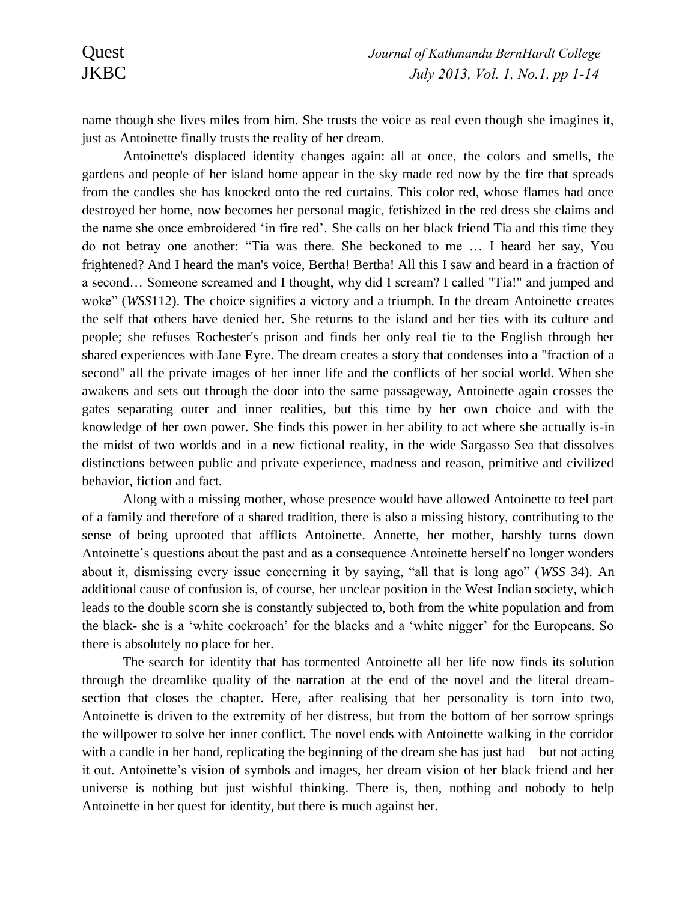name though she lives miles from him. She trusts the voice as real even though she imagines it, just as Antoinette finally trusts the reality of her dream.

Antoinette's displaced identity changes again: all at once, the colors and smells, the gardens and people of her island home appear in the sky made red now by the fire that spreads from the candles she has knocked onto the red curtains. This color red, whose flames had once destroyed her home, now becomes her personal magic, fetishized in the red dress she claims and the name she once embroidered 'in fire red'. She calls on her black friend Tia and this time they do not betray one another: "Tia was there. She beckoned to me … I heard her say, You frightened? And I heard the man's voice, Bertha! Bertha! All this I saw and heard in a fraction of a second… Someone screamed and I thought, why did I scream? I called "Tia!" and jumped and woke" (*WSS*112). The choice signifies a victory and a triumph. In the dream Antoinette creates the self that others have denied her. She returns to the island and her ties with its culture and people; she refuses Rochester's prison and finds her only real tie to the English through her shared experiences with Jane Eyre. The dream creates a story that condenses into a "fraction of a second" all the private images of her inner life and the conflicts of her social world. When she awakens and sets out through the door into the same passageway, Antoinette again crosses the gates separating outer and inner realities, but this time by her own choice and with the knowledge of her own power. She finds this power in her ability to act where she actually is-in the midst of two worlds and in a new fictional reality, in the wide Sargasso Sea that dissolves distinctions between public and private experience, madness and reason, primitive and civilized behavior, fiction and fact.

Along with a missing mother, whose presence would have allowed Antoinette to feel part of a family and therefore of a shared tradition, there is also a missing history, contributing to the sense of being uprooted that afflicts Antoinette. Annette, her mother, harshly turns down Antoinette's questions about the past and as a consequence Antoinette herself no longer wonders about it, dismissing every issue concerning it by saying, "all that is long ago" (*WSS* 34). An additional cause of confusion is, of course, her unclear position in the West Indian society, which leads to the double scorn she is constantly subjected to, both from the white population and from the black- she is a 'white cockroach' for the blacks and a 'white nigger' for the Europeans. So there is absolutely no place for her.

The search for identity that has tormented Antoinette all her life now finds its solution through the dreamlike quality of the narration at the end of the novel and the literal dream-section that closes the chapter. Here, after realising that her personality is torn into two, Antoinette is driven to the extremity of her distress, but from the bottom of her sorrow springs the willpower to solve her inner conflict. The novel ends with Antoinette walking in the corridor with a candle in her hand, replicating the beginning of the dream she has just had – but not acting it out. Antoinette's vision of symbols and images, her dream vision of her black friend and her universe is nothing but just wishful thinking. There is, then, nothing and nobody to help Antoinette in her quest for identity, but there is much against her.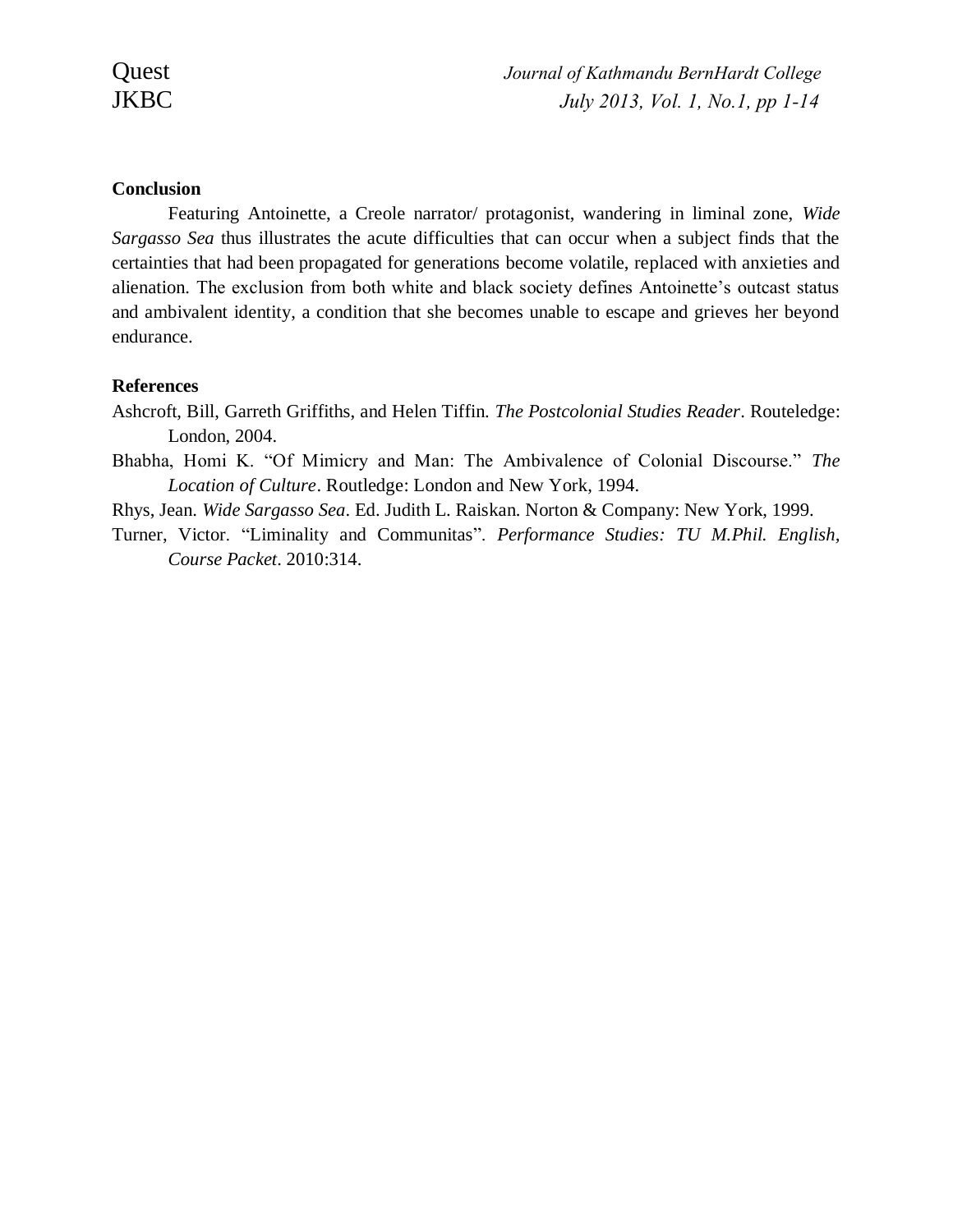**Conclusion**

Featuring Antoinette, a Creole narrator/ protagonist, wandering in liminal zone, *Wide Sargasso Sea* thus illustrates the acute difficulties that can occur when a subject finds that the certainties that had been propagated for generations become volatile, replaced with anxieties and alienation. The exclusion from both white and black society defines Antoinette's outcast status and ambivalent identity, a condition that she becomes unable to escape and grieves her beyond endurance.

**References**

Ashcroft, Bill, Garreth Griffiths, and Helen Tiffin. *The Postcolonial Studies Reader*. Routeledge: London, 2004.

Bhabha, Homi K. "Of Mimicry and Man: The Ambivalence of Colonial Discourse." *The Location of Culture*. Routledge: London and New York, 1994.

Rhys, Jean. *Wide Sargasso Sea*. Ed. Judith L. Raiskan. Norton & Company: New York, 1999.

Turner, Victor. "Liminality and Communitas". *Performance Studies: TU M.Phil. English, Course Packet*. 2010:314.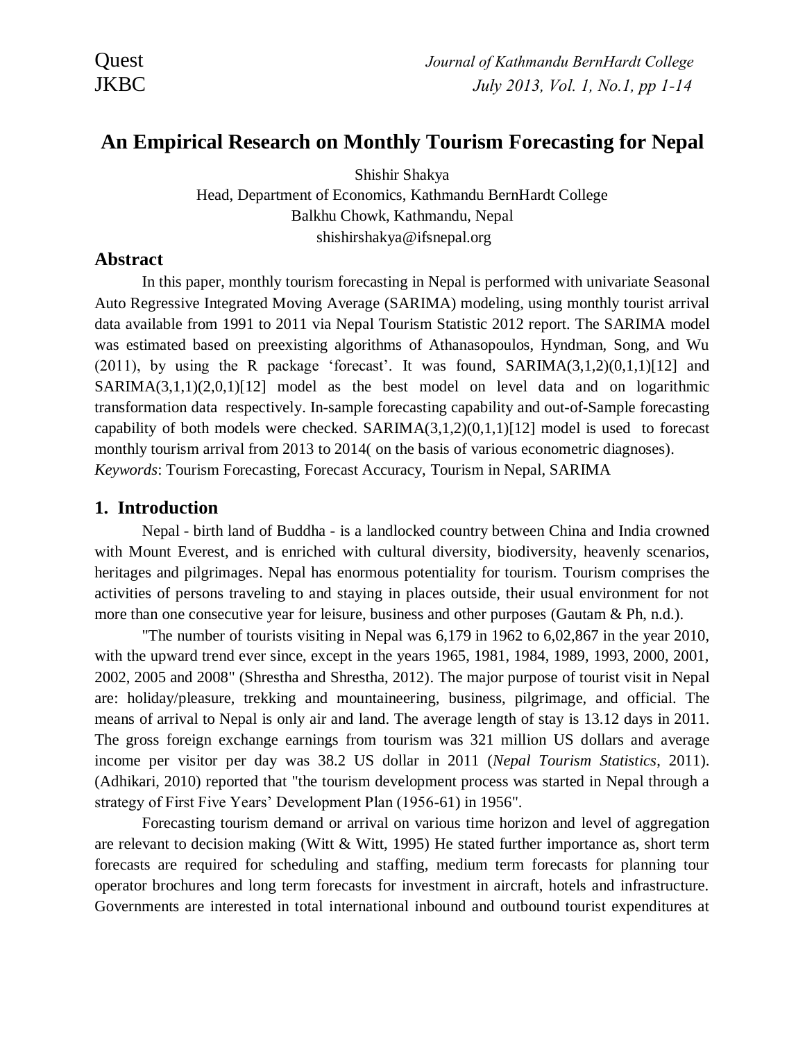# An Empirical Research on Monthly Tourism Forecasting for Nepal

Shishir Shakya
Head, Department of Economics, Kathmandu BernHardt College
Balkhu Chowk, Kathmandu, Nepal
shishirshakya@ifsnepal.org

## Abstract

In this paper, monthly tourism forecasting in Nepal is performed with univariate Seasonal Auto Regressive Integrated Moving Average (SARIMA) modeling, using monthly tourist arrival data available from 1991 to 2011 via Nepal Tourism Statistic 2012 report. The SARIMA model was estimated based on preexisting algorithms of Athanasopoulos, Hyndman, Song, and Wu (2011), by using the R package 'forecast'. It was found, SARIMA(3,1,2)(0,1,1)[12] and SARIMA(3,1,1)(2,0,1)[12] model as the best model on level data and on logarithmic transformation data respectively. In-sample forecasting capability and out-of-Sample forecasting capability of both models were checked. SARIMA(3,1,2)(0,1,1)[12] model is used to forecast monthly tourism arrival from 2013 to 2014( on the basis of various econometric diagnoses).

*Keywords*: Tourism Forecasting, Forecast Accuracy, Tourism in Nepal, SARIMA

## 1. Introduction

Nepal - birth land of Buddha - is a landlocked country between China and India crowned with Mount Everest, and is enriched with cultural diversity, biodiversity, heavenly scenarios, heritages and pilgrimages. Nepal has enormous potentiality for tourism. Tourism comprises the activities of persons traveling to and staying in places outside, their usual environment for not more than one consecutive year for leisure, business and other purposes (Gautam & Ph, n.d.).

"The number of tourists visiting in Nepal was 6,179 in 1962 to 6,02,867 in the year 2010, with the upward trend ever since, except in the years 1965, 1981, 1984, 1989, 1993, 2000, 2001, 2002, 2005 and 2008" (Shrestha and Shrestha, 2012). The major purpose of tourist visit in Nepal are: holiday/pleasure, trekking and mountaineering, business, pilgrimage, and official. The means of arrival to Nepal is only air and land. The average length of stay is 13.12 days in 2011. The gross foreign exchange earnings from tourism was 321 million US dollars and average income per visitor per day was 38.2 US dollar in 2011 (*Nepal Tourism Statistics*, 2011). (Adhikari, 2010) reported that "the tourism development process was started in Nepal through a strategy of First Five Years' Development Plan (1956-61) in 1956".

Forecasting tourism demand or arrival on various time horizon and level of aggregation are relevant to decision making (Witt & Witt, 1995) He stated further importance as, short term forecasts are required for scheduling and staffing, medium term forecasts for planning tour operator brochures and long term forecasts for investment in aircraft, hotels and infrastructure. Governments are interested in total international inbound and outbound tourist expenditures at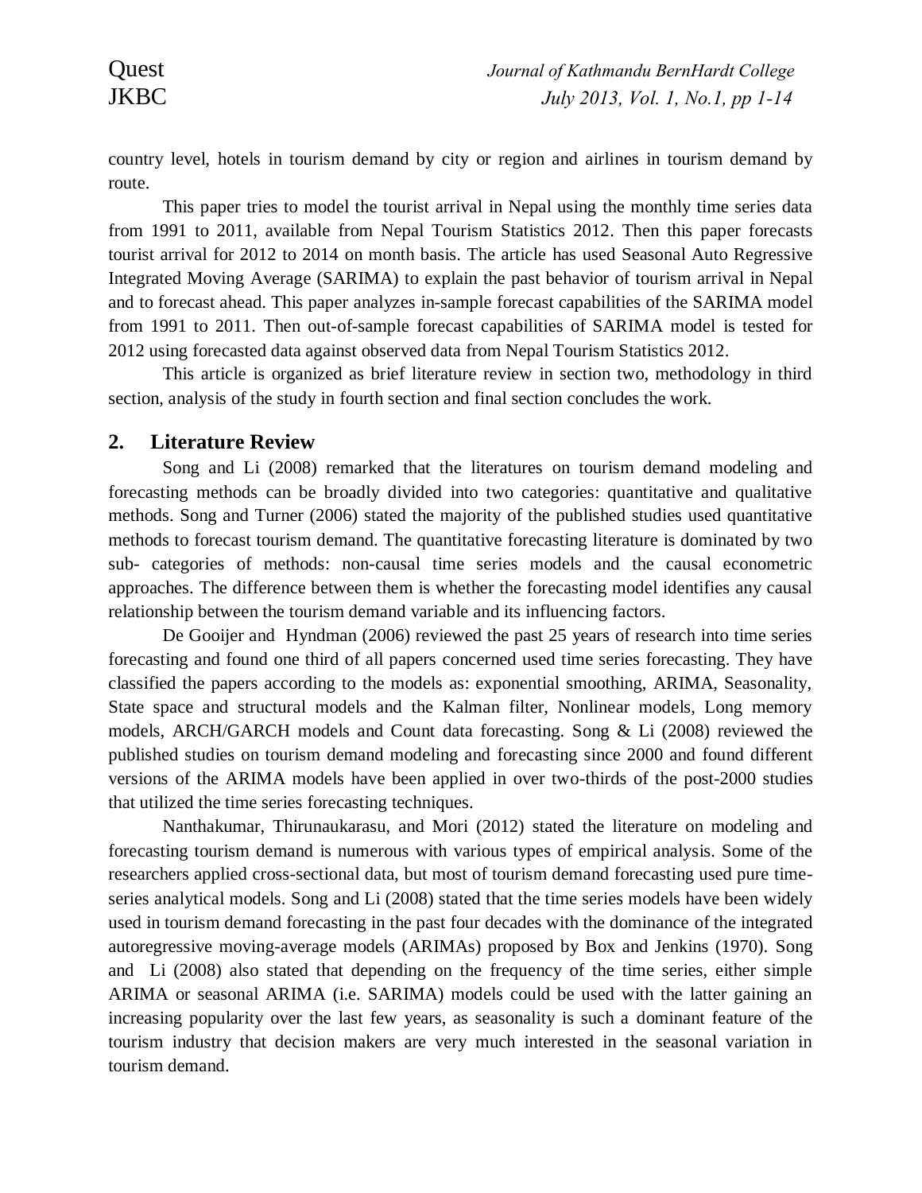country level, hotels in tourism demand by city or region and airlines in tourism demand by route.

This paper tries to model the tourist arrival in Nepal using the monthly time series data from 1991 to 2011, available from Nepal Tourism Statistics 2012. Then this paper forecasts tourist arrival for 2012 to 2014 on month basis. The article has used Seasonal Auto Regressive Integrated Moving Average (SARIMA) to explain the past behavior of tourism arrival in Nepal and to forecast ahead. This paper analyzes in-sample forecast capabilities of the SARIMA model from 1991 to 2011. Then out-of-sample forecast capabilities of SARIMA model is tested for 2012 using forecasted data against observed data from Nepal Tourism Statistics 2012.

This article is organized as brief literature review in section two, methodology in third section, analysis of the study in fourth section and final section concludes the work.

## 2. Literature Review

Song and Li (2008) remarked that the literatures on tourism demand modeling and forecasting methods can be broadly divided into two categories: quantitative and qualitative methods. Song and Turner (2006) stated the majority of the published studies used quantitative methods to forecast tourism demand. The quantitative forecasting literature is dominated by two sub- categories of methods: non-causal time series models and the causal econometric approaches. The difference between them is whether the forecasting model identifies any causal relationship between the tourism demand variable and its influencing factors.

De Gooijer and Hyndman (2006) reviewed the past 25 years of research into time series forecasting and found one third of all papers concerned used time series forecasting. They have classified the papers according to the models as: exponential smoothing, ARIMA, Seasonality, State space and structural models and the Kalman filter, Nonlinear models, Long memory models, ARCH/GARCH models and Count data forecasting. Song & Li (2008) reviewed the published studies on tourism demand modeling and forecasting since 2000 and found different versions of the ARIMA models have been applied in over two-thirds of the post-2000 studies that utilized the time series forecasting techniques.

Nanthakumar, Thirunaukarasu, and Mori (2012) stated the literature on modeling and forecasting tourism demand is numerous with various types of empirical analysis. Some of the researchers applied cross-sectional data, but most of tourism demand forecasting used pure time-series analytical models. Song and Li (2008) stated that the time series models have been widely used in tourism demand forecasting in the past four decades with the dominance of the integrated autoregressive moving-average models (ARIMAs) proposed by Box and Jenkins (1970). Song and Li (2008) also stated that depending on the frequency of the time series, either simple ARIMA or seasonal ARIMA (i.e. SARIMA) models could be used with the latter gaining an increasing popularity over the last few years, as seasonality is such a dominant feature of the tourism industry that decision makers are very much interested in the seasonal variation in tourism demand.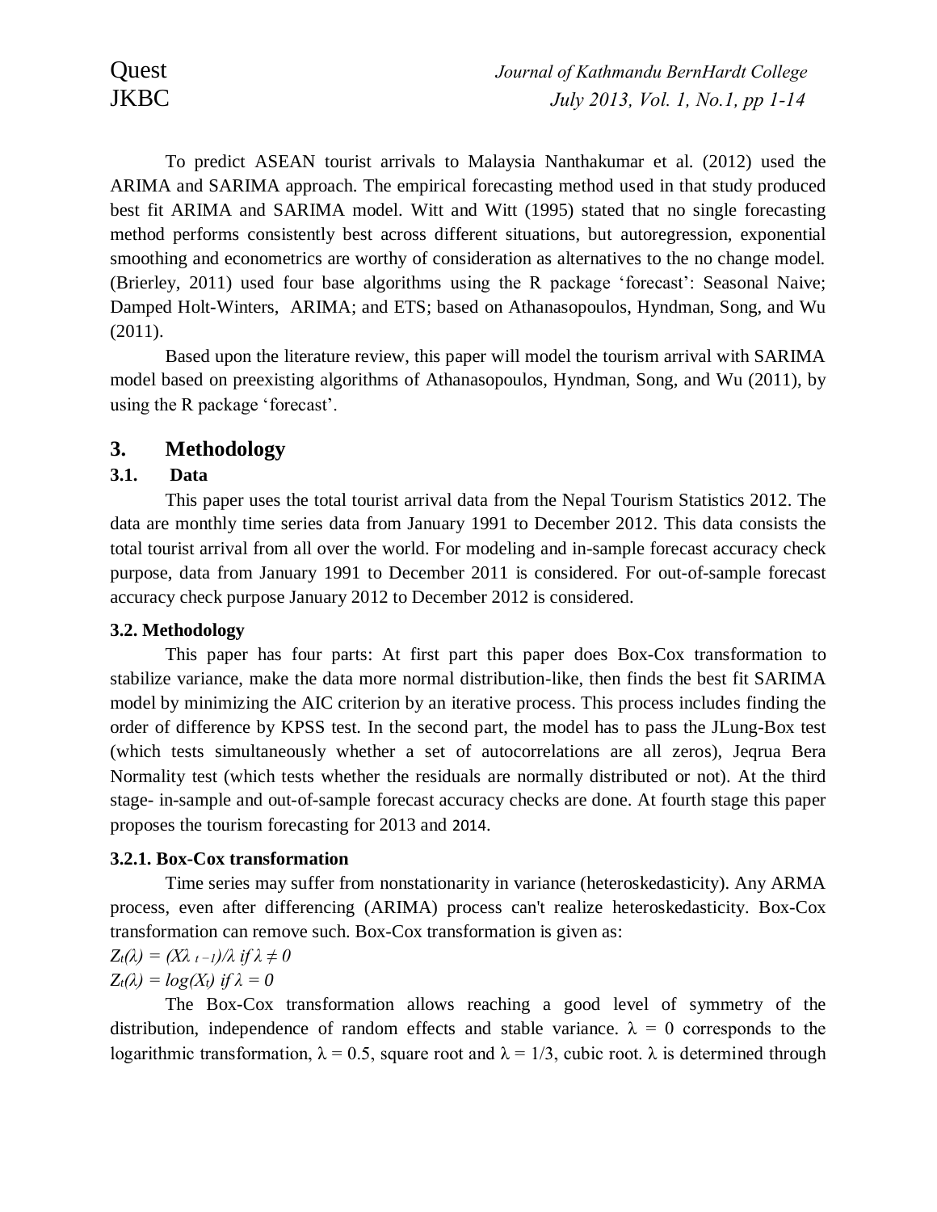To predict ASEAN tourist arrivals to Malaysia Nanthakumar et al. (2012) used the ARIMA and SARIMA approach. The empirical forecasting method used in that study produced best fit ARIMA and SARIMA model. Witt and Witt (1995) stated that no single forecasting method performs consistently best across different situations, but autoregression, exponential smoothing and econometrics are worthy of consideration as alternatives to the no change model. (Brierley, 2011) used four base algorithms using the R package 'forecast': Seasonal Naive; Damped Holt-Winters, ARIMA; and ETS; based on Athanasopoulos, Hyndman, Song, and Wu (2011).

Based upon the literature review, this paper will model the tourism arrival with SARIMA model based on preexisting algorithms of Athanasopoulos, Hyndman, Song, and Wu (2011), by using the R package 'forecast'.

## 3. Methodology

### 3.1. Data

This paper uses the total tourist arrival data from the Nepal Tourism Statistics 2012. The data are monthly time series data from January 1991 to December 2012. This data consists the total tourist arrival from all over the world. For modeling and in-sample forecast accuracy check purpose, data from January 1991 to December 2011 is considered. For out-of-sample forecast accuracy check purpose January 2012 to December 2012 is considered.

### 3.2. Methodology

This paper has four parts: At first part this paper does Box-Cox transformation to stabilize variance, make the data more normal distribution-like, then finds the best fit SARIMA model by minimizing the AIC criterion by an iterative process. This process includes finding the order of difference by KPSS test. In the second part, the model has to pass the JLung-Box test (which tests simultaneously whether a set of autocorrelations are all zeros), Jeqrua Bera Normality test (which tests whether the residuals are normally distributed or not). At the third stage- in-sample and out-of-sample forecast accuracy checks are done. At fourth stage this paper proposes the tourism forecasting for 2013 and 2014.

#### 3.2.1. Box-Cox transformation

Time series may suffer from nonstationarity in variance (heteroskedasticity). Any ARMA process, even after differencing (ARIMA) process can't realize heteroskedasticity. Box-Cox transformation can remove such. Box-Cox transformation is given as:

$Z_t(\lambda) = (X\lambda_{\ t} - 1)/\lambda \text{ if } \lambda \neq 0$

$Z_t(\lambda) = \log(X_t) \text{ if } \lambda = 0$

The Box-Cox transformation allows reaching a good level of symmetry of the distribution, independence of random effects and stable variance. $\lambda = 0$ corresponds to the logarithmic transformation, $\lambda = 0.5$, square root and $\lambda = 1/3$, cubic root. $\lambda$ is determined through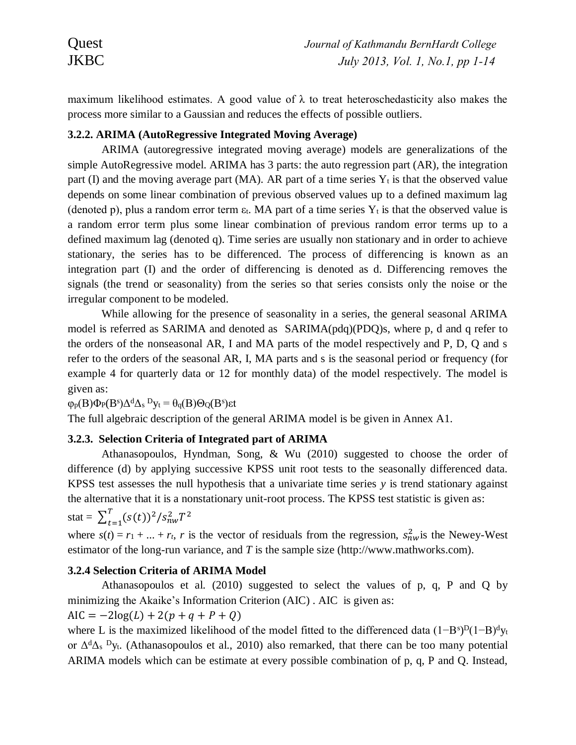maximum likelihood estimates. A good value of $\lambda$ to treat heteroschedasticity also makes the process more similar to a Gaussian and reduces the effects of possible outliers.

### 3.2.2. ARIMA (AutoRegressive Integrated Moving Average)

ARIMA (autoregressive integrated moving average) models are generalizations of the simple AutoRegressive model. ARIMA has 3 parts: the auto regression part (AR), the integration part (I) and the moving average part (MA). AR part of a time series $Y_t$ is that the observed value depends on some linear combination of previous observed values up to a defined maximum lag (denoted p), plus a random error term $\varepsilon_t$. MA part of a time series $Y_t$ is that the observed value is a random error term plus some linear combination of previous random error terms up to a defined maximum lag (denoted q). Time series are usually non stationary and in order to achieve stationary, the series has to be differenced. The process of differencing is known as an integration part (I) and the order of differencing is denoted as d. Differencing removes the signals (the trend or seasonality) from the series so that series consists only the noise or the irregular component to be modeled.

While allowing for the presence of seasonality in a series, the general seasonal ARIMA model is referred as SARIMA and denoted as SARIMA(pdq)(PDQ)s, where p, d and q refer to the orders of the nonseasonal AR, I and MA parts of the model respectively and P, D, Q and s refer to the orders of the seasonal AR, I, MA parts and s is the seasonal period or frequency (for example 4 for quarterly data or 12 for monthly data) of the model respectively. The model is given as:

$\varphi_p(B)\Phi_P(B^s)\Delta^d\Delta_s{}^D y_t = \theta_q(B)\Theta_Q(B^s)\varepsilon t$

The full algebraic description of the general ARIMA model is be given in Annex A1.

### 3.2.3. Selection Criteria of Integrated part of ARIMA

Athanasopoulos, Hyndman, Song, & Wu (2010) suggested to choose the order of difference (d) by applying successive KPSS unit root tests to the seasonally differenced data. KPSS test assesses the null hypothesis that a univariate time series *y* is trend stationary against the alternative that it is a nonstationary unit-root process. The KPSS test statistic is given as:

stat = $\sum_{t=1}^{T}(s(t))^2/s_{nw}^2 T^2$

where $s(t) = r_1 + ... + r_t$, $r$ is the vector of residuals from the regression, $s_{nw}^2$ is the Newey-West estimator of the long-run variance, and $T$ is the sample size (http://www.mathworks.com).

### 3.2.4 Selection Criteria of ARIMA Model

Athanasopoulos et al. (2010) suggested to select the values of p, q, P and Q by minimizing the Akaike's Information Criterion (AIC) . AIC is given as:

$\text{AIC} = -2\log(L) + 2(p + q + P + Q)$

where L is the maximized likelihood of the model fitted to the differenced data $(1-B^s)^D(1-B)^d y_t$ or $\Delta^d\Delta_s{}^D y_t$. (Athanasopoulos et al., 2010) also remarked, that there can be too many potential ARIMA models which can be estimate at every possible combination of p, q, P and Q. Instead,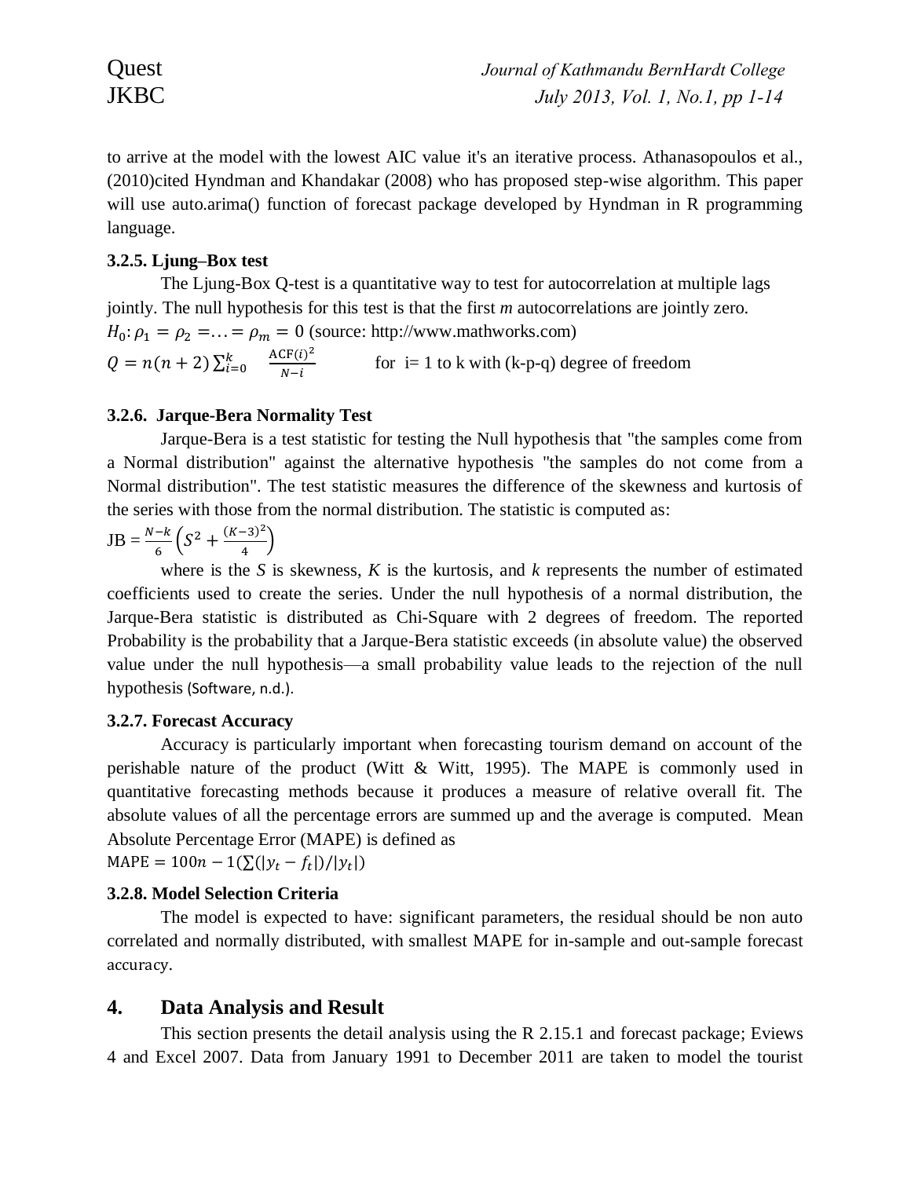to arrive at the model with the lowest AIC value it's an iterative process. Athanasopoulos et al., (2010)cited Hyndman and Khandakar (2008) who has proposed step-wise algorithm. This paper will use auto.arima() function of forecast package developed by Hyndman in R programming language.

### 3.2.5. Ljung–Box test

The Ljung-Box Q-test is a quantitative way to test for autocorrelation at multiple lags jointly. The null hypothesis for this test is that the first *m* autocorrelations are jointly zero.

$H_0: \rho_1 = \rho_2 = \ldots = \rho_m = 0$ (source: http://www.mathworks.com)

$Q = n(n+2)\sum_{i=0}^{k} \frac{\text{ACF}(i)^2}{N-i}$ for i= 1 to k with (k-p-q) degree of freedom

### 3.2.6. Jarque-Bera Normality Test

Jarque-Bera is a test statistic for testing the Null hypothesis that "the samples come from a Normal distribution" against the alternative hypothesis "the samples do not come from a Normal distribution". The test statistic measures the difference of the skewness and kurtosis of the series with those from the normal distribution. The statistic is computed as:

$$\text{JB} = \frac{N-k}{6}\left(S^2 + \frac{(K-3)^2}{4}\right)$$

where is the *S* is skewness, *K* is the kurtosis, and *k* represents the number of estimated coefficients used to create the series. Under the null hypothesis of a normal distribution, the Jarque-Bera statistic is distributed as Chi-Square with 2 degrees of freedom. The reported Probability is the probability that a Jarque-Bera statistic exceeds (in absolute value) the observed value under the null hypothesis—a small probability value leads to the rejection of the null hypothesis (Software, n.d.).

### 3.2.7. Forecast Accuracy

Accuracy is particularly important when forecasting tourism demand on account of the perishable nature of the product (Witt & Witt, 1995). The MAPE is commonly used in quantitative forecasting methods because it produces a measure of relative overall fit. The absolute values of all the percentage errors are summed up and the average is computed. Mean Absolute Percentage Error (MAPE) is defined as

$\text{MAPE} = 100n - 1(\sum(|y_t - f_t|)/|y_t|)$

### 3.2.8. Model Selection Criteria

The model is expected to have: significant parameters, the residual should be non auto correlated and normally distributed, with smallest MAPE for in-sample and out-sample forecast accuracy.

## 4. Data Analysis and Result

This section presents the detail analysis using the R 2.15.1 and forecast package; Eviews 4 and Excel 2007. Data from January 1991 to December 2011 are taken to model the tourist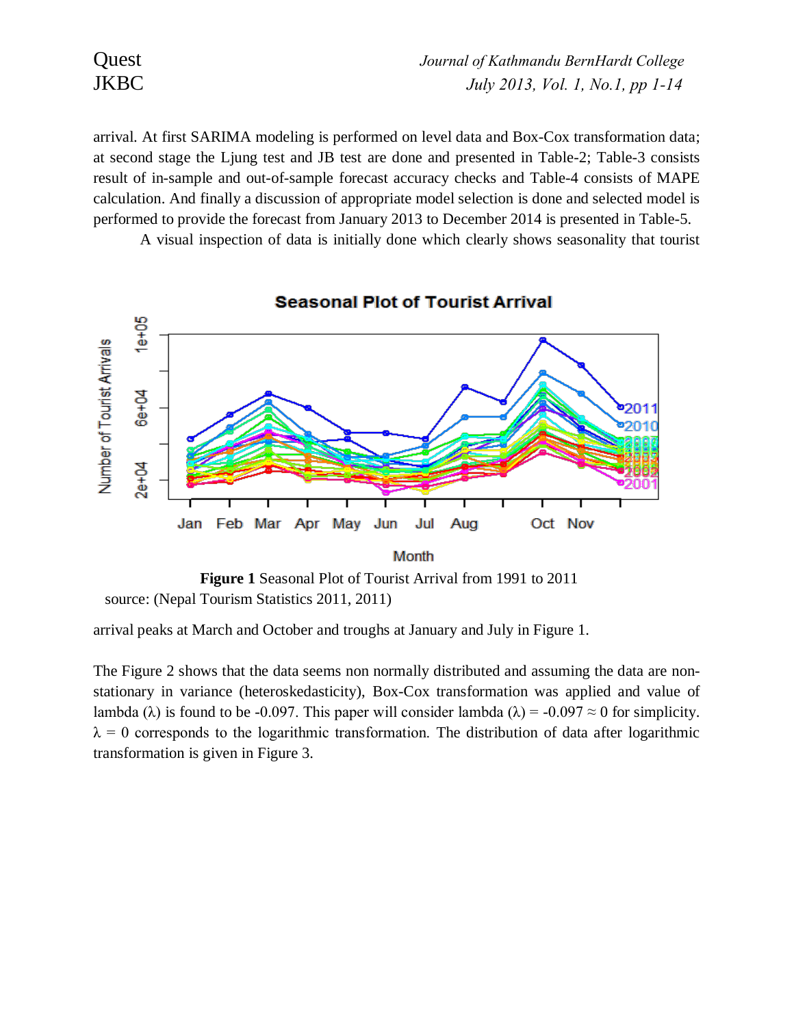arrival. At first SARIMA modeling is performed on level data and Box-Cox transformation data; at second stage the Ljung test and JB test are done and presented in Table-2; Table-3 consists result of in-sample and out-of-sample forecast accuracy checks and Table-4 consists of MAPE calculation. And finally a discussion of appropriate model selection is done and selected model is performed to provide the forecast from January 2013 to December 2014 is presented in Table-5.

A visual inspection of data is initially done which clearly shows seasonality that tourist

**Figure 1** Seasonal Plot of Tourist Arrival from 1991 to 2011

source: (Nepal Tourism Statistics 2011, 2011)

arrival peaks at March and October and troughs at January and July in Figure 1.

The Figure 2 shows that the data seems non normally distributed and assuming the data are non-stationary in variance (heteroskedasticity), Box-Cox transformation was applied and value of lambda ($\lambda$) is found to be -0.097. This paper will consider lambda ($\lambda$) = -0.097 $\approx$ 0 for simplicity. $\lambda = 0$ corresponds to the logarithmic transformation. The distribution of data after logarithmic transformation is given in Figure 3.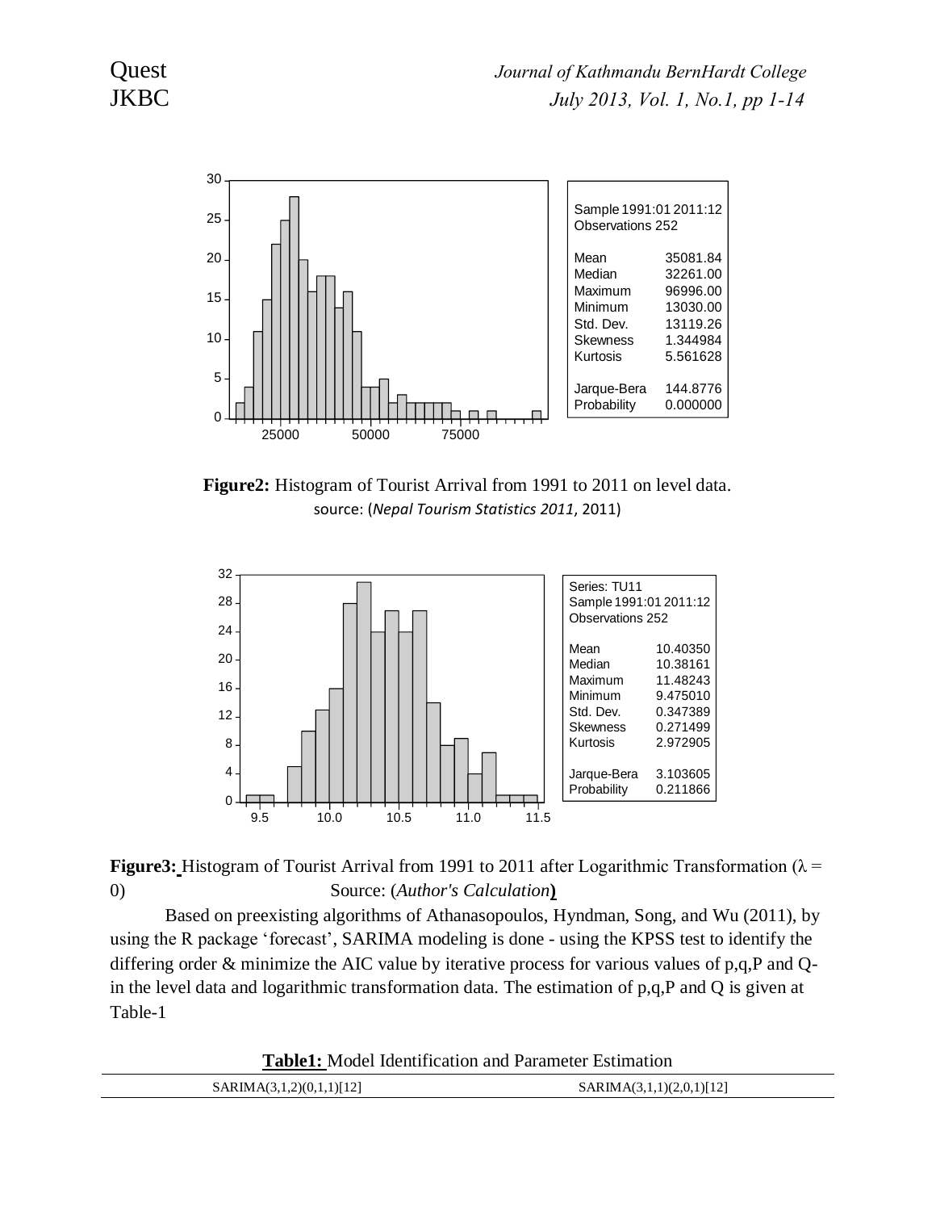| Sample 1991:01 2011:12 | |
|---|---|
| Observations 252 | |
| Mean | 35081.84 |
| Median | 32261.00 |
| Maximum | 96996.00 |
| Minimum | 13030.00 |
| Std. Dev. | 13119.26 |
| Skewness | 1.344984 |
| Kurtosis | 5.561628 |
| Jarque-Bera | 144.8776 |
| Probability | 0.000000 |

**Figure2:** Histogram of Tourist Arrival from 1991 to 2011 on level data. source: (*Nepal Tourism Statistics 2011*, 2011)

| Series: TU11 | |
|---|---|
| Sample 1991:01 2011:12 | |
| Observations 252 | |
| Mean | 10.40350 |
| Median | 10.38161 |
| Maximum | 11.48243 |
| Minimum | 9.475010 |
| Std. Dev. | 0.347389 |
| Skewness | 0.271499 |
| Kurtosis | 2.972905 |
| Jarque-Bera | 3.103605 |
| Probability | 0.211866 |

**Figure3:** Histogram of Tourist Arrival from 1991 to 2011 after Logarithmic Transformation ($\lambda = 0$) Source: (*Author's Calculation*)

Based on preexisting algorithms of Athanasopoulos, Hyndman, Song, and Wu (2011), by using the R package 'forecast', SARIMA modeling is done - using the KPSS test to identify the differing order & minimize the AIC value by iterative process for various values of p,q,P and Q- in the level data and logarithmic transformation data. The estimation of p,q,P and Q is given at Table-1

**Table1:** Model Identification and Parameter Estimation

| SARIMA(3,1,2)(0,1,1)[12] | SARIMA(3,1,1)(2,0,1)[12] |
|---|---|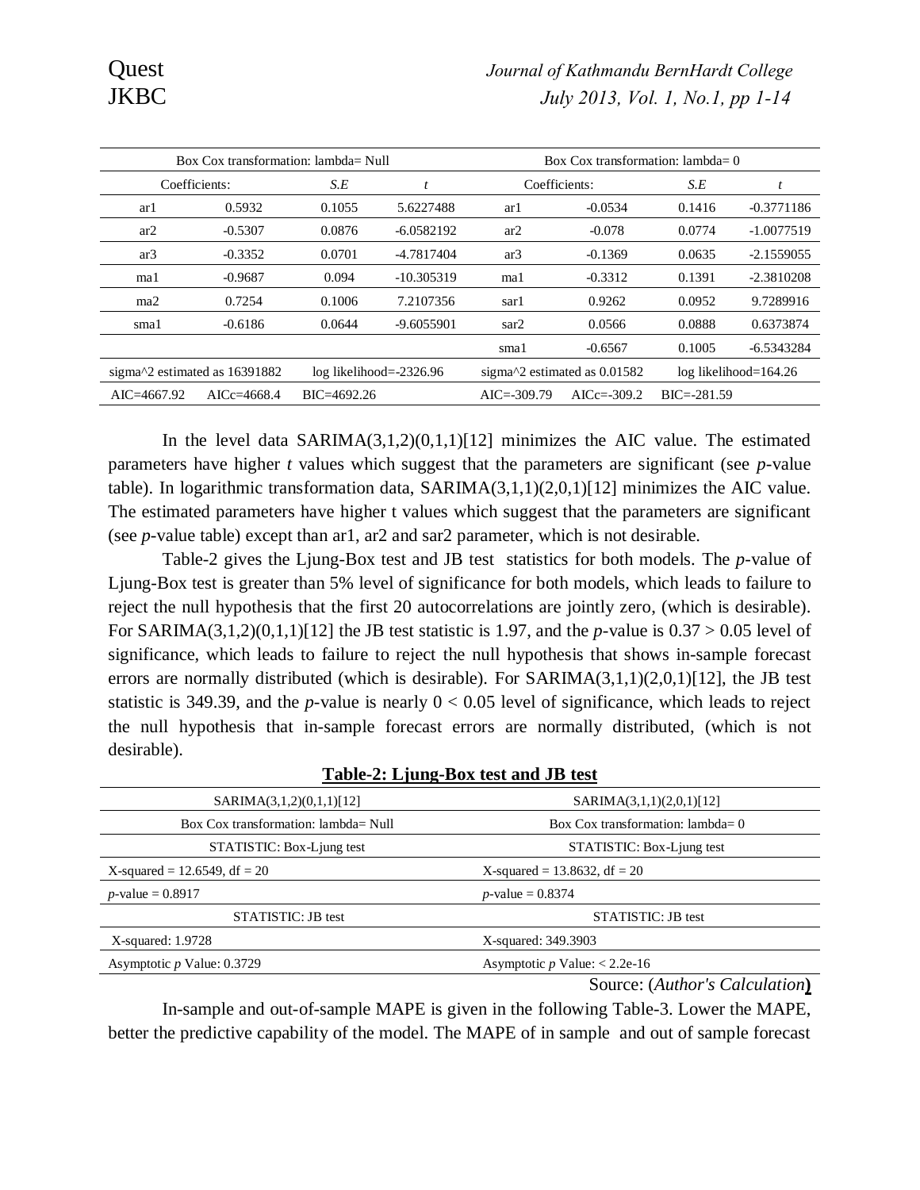| Box Cox transformation: lambda= Null | | | | Box Cox transformation: lambda= 0 | | | |
|---|---|---|---|---|---|---|---|
| Coefficients: | | *S.E* | *t* | Coefficients: | | *S.E* | *t* |
| ar1 | 0.5932 | 0.1055 | 5.6227488 | ar1 | -0.0534 | 0.1416 | -0.3771186 |
| ar2 | -0.5307 | 0.0876 | -6.0582192 | ar2 | -0.078 | 0.0774 | -1.0077519 |
| ar3 | -0.3352 | 0.0701 | -4.7817404 | ar3 | -0.1369 | 0.0635 | -2.1559055 |
| ma1 | -0.9687 | 0.094 | -10.305319 | ma1 | -0.3312 | 0.1391 | -2.3810208 |
| ma2 | 0.7254 | 0.1006 | 7.2107356 | sar1 | 0.9262 | 0.0952 | 9.7289916 |
| sma1 | -0.6186 | 0.0644 | -9.6055901 | sar2 | 0.0566 | 0.0888 | 0.6373874 |
| | | | | sma1 | -0.6567 | 0.1005 | -6.5343284 |
| sigma^2 estimated as 16391882 | | log likelihood=-2326.96 | | sigma^2 estimated as 0.01582 | | log likelihood=164.26 | |
| AIC=4667.92 | AICc=4668.4 | BIC=4692.26 | | AIC=-309.79 | AICc=-309.2 | BIC=-281.59 | |

In the level data SARIMA(3,1,2)(0,1,1)[12] minimizes the AIC value. The estimated parameters have higher *t* values which suggest that the parameters are significant (see *p*-value table). In logarithmic transformation data, SARIMA(3,1,1)(2,0,1)[12] minimizes the AIC value. The estimated parameters have higher t values which suggest that the parameters are significant (see *p*-value table) except than ar1, ar2 and sar2 parameter, which is not desirable.

Table-2 gives the Ljung-Box test and JB test statistics for both models. The *p*-value of Ljung-Box test is greater than 5% level of significance for both models, which leads to failure to reject the null hypothesis that the first 20 autocorrelations are jointly zero, (which is desirable). For SARIMA(3,1,2)(0,1,1)[12] the JB test statistic is 1.97, and the *p*-value is $0.37 > 0.05$ level of significance, which leads to failure to reject the null hypothesis that shows in-sample forecast errors are normally distributed (which is desirable). For SARIMA(3,1,1)(2,0,1)[12], the JB test statistic is 349.39, and the *p*-value is nearly $0 < 0.05$ level of significance, which leads to reject the null hypothesis that in-sample forecast errors are normally distributed, (which is not desirable).

**Table-2: Ljung-Box test and JB test**

| SARIMA(3,1,2)(0,1,1)[12] | SARIMA(3,1,1)(2,0,1)[12] |
|---|---|
| Box Cox transformation: lambda= Null | Box Cox transformation: lambda= 0 |
| STATISTIC: Box-Ljung test | STATISTIC: Box-Ljung test |
| X-squared = 12.6549, df = 20 | X-squared = 13.8632, df = 20 |
| *p*-value = 0.8917 | *p*-value = 0.8374 |
| STATISTIC: JB test | STATISTIC: JB test |
| X-squared: 1.9728 | X-squared: 349.3903 |
| Asymptotic *p* Value: 0.3729 | Asymptotic *p* Value: < 2.2e-16 |

Source: (*Author's Calculation*)

In-sample and out-of-sample MAPE is given in the following Table-3. Lower the MAPE, better the predictive capability of the model. The MAPE of in sample and out of sample forecast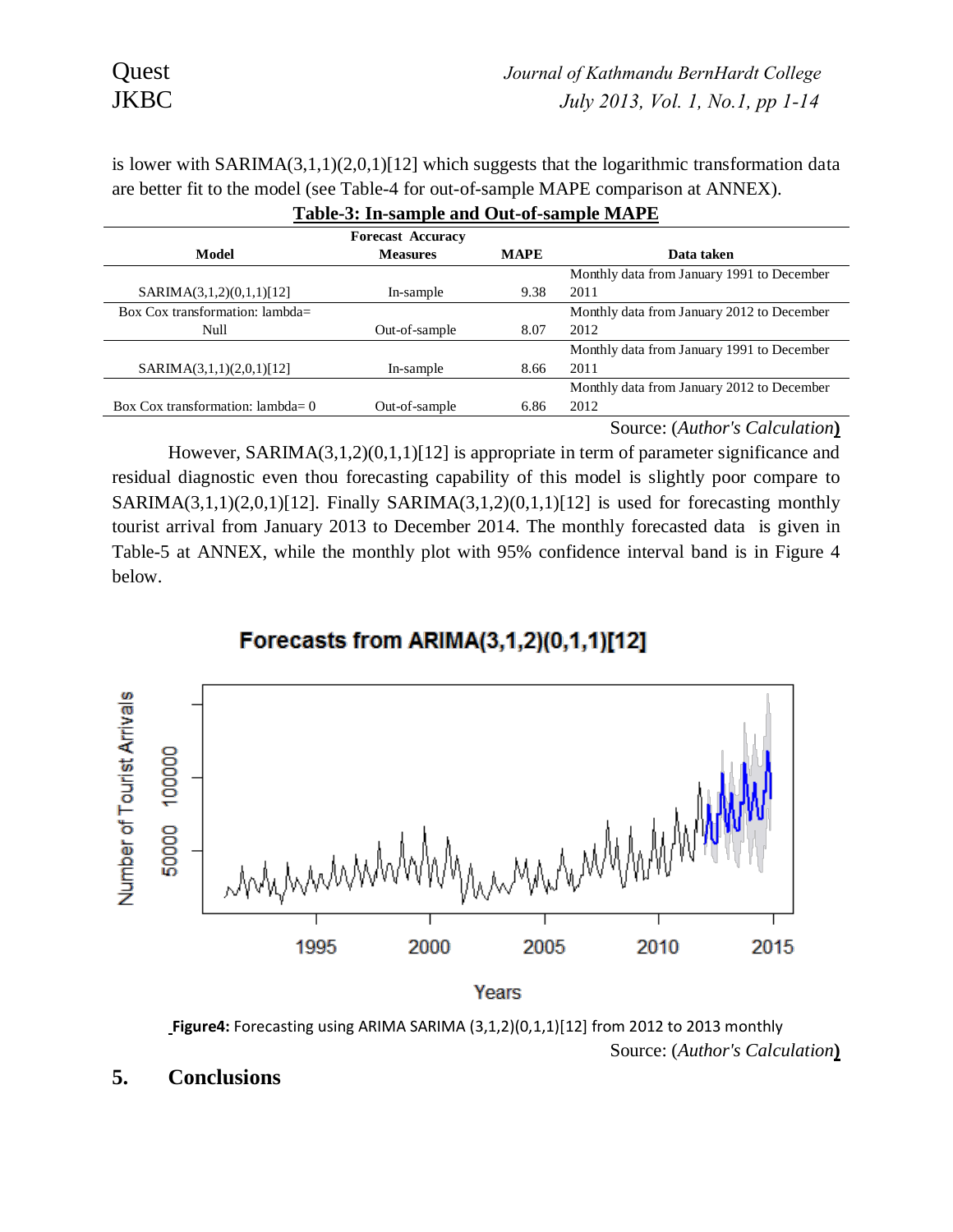is lower with SARIMA(3,1,1)(2,0,1)[12] which suggests that the logarithmic transformation data are better fit to the model (see Table-4 for out-of-sample MAPE comparison at ANNEX).

**Table-3: In-sample and Out-of-sample MAPE**

| Model | Forecast Accuracy Measures | MAPE | Data taken |
|---|---|---|---|
| SARIMA(3,1,2)(0,1,1)[12] | In-sample | 9.38 | Monthly data from January 1991 to December 2011 |
| Box Cox transformation: lambda= Null | Out-of-sample | 8.07 | Monthly data from January 2012 to December 2012 |
| SARIMA(3,1,1)(2,0,1)[12] | In-sample | 8.66 | Monthly data from January 1991 to December 2011 |
| Box Cox transformation: lambda= 0 | Out-of-sample | 6.86 | Monthly data from January 2012 to December 2012 |

Source: (*Author's Calculation*)

However, SARIMA(3,1,2)(0,1,1)[12] is appropriate in term of parameter significance and residual diagnostic even thou forecasting capability of this model is slightly poor compare to SARIMA(3,1,1)(2,0,1)[12]. Finally SARIMA(3,1,2)(0,1,1)[12] is used for forecasting monthly tourist arrival from January 2013 to December 2014. The monthly forecasted data is given in Table-5 at ANNEX, while the monthly plot with 95% confidence interval band is in Figure 4 below.

**Figure4:** Forecasting using ARIMA SARIMA (3,1,2)(0,1,1)[12] from 2012 to 2013 monthly

Source: (*Author's Calculation*)

## 5. Conclusions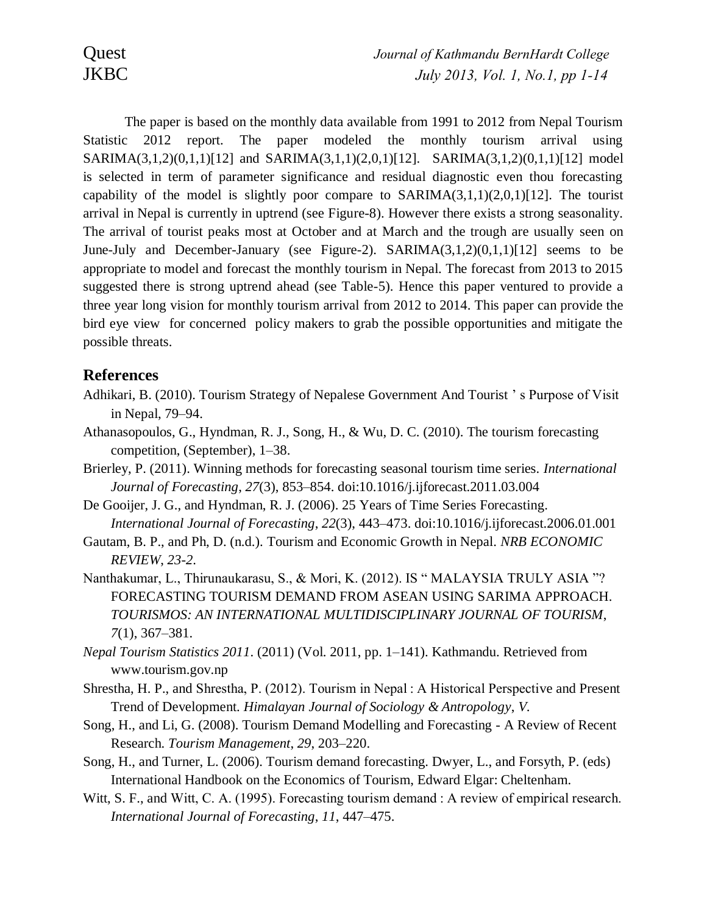The paper is based on the monthly data available from 1991 to 2012 from Nepal Tourism Statistic 2012 report. The paper modeled the monthly tourism arrival using SARIMA(3,1,2)(0,1,1)[12] and SARIMA(3,1,1)(2,0,1)[12]. SARIMA(3,1,2)(0,1,1)[12] model is selected in term of parameter significance and residual diagnostic even thou forecasting capability of the model is slightly poor compare to SARIMA(3,1,1)(2,0,1)[12]. The tourist arrival in Nepal is currently in uptrend (see Figure-8). However there exists a strong seasonality. The arrival of tourist peaks most at October and at March and the trough are usually seen on June-July and December-January (see Figure-2). SARIMA(3,1,2)(0,1,1)[12] seems to be appropriate to model and forecast the monthly tourism in Nepal. The forecast from 2013 to 2015 suggested there is strong uptrend ahead (see Table-5). Hence this paper ventured to provide a three year long vision for monthly tourism arrival from 2012 to 2014. This paper can provide the bird eye view for concerned policy makers to grab the possible opportunities and mitigate the possible threats.

## References

Adhikari, B. (2010). Tourism Strategy of Nepalese Government And Tourist ' s Purpose of Visit in Nepal, 79–94.

Athanasopoulos, G., Hyndman, R. J., Song, H., & Wu, D. C. (2010). The tourism forecasting competition, (September), 1–38.

Brierley, P. (2011). Winning methods for forecasting seasonal tourism time series. *International Journal of Forecasting*, *27*(3), 853–854. doi:10.1016/j.ijforecast.2011.03.004

De Gooijer, J. G., and Hyndman, R. J. (2006). 25 Years of Time Series Forecasting. *International Journal of Forecasting*, *22*(3), 443–473. doi:10.1016/j.ijforecast.2006.01.001

Gautam, B. P., and Ph, D. (n.d.). Tourism and Economic Growth in Nepal. *NRB ECONOMIC REVIEW*, *23-2*.

Nanthakumar, L., Thirunaukarasu, S., & Mori, K. (2012). IS " MALAYSIA TRULY ASIA "? FORECASTING TOURISM DEMAND FROM ASEAN USING SARIMA APPROACH. *TOURISMOS: AN INTERNATIONAL MULTIDISCIPLINARY JOURNAL OF TOURISM*, *7*(1), 367–381.

*Nepal Tourism Statistics 2011*. (2011) (Vol. 2011, pp. 1–141). Kathmandu. Retrieved from www.tourism.gov.np

Shrestha, H. P., and Shrestha, P. (2012). Tourism in Nepal : A Historical Perspective and Present Trend of Development. *Himalayan Journal of Sociology & Antropology*, *V*.

Song, H., and Li, G. (2008). Tourism Demand Modelling and Forecasting - A Review of Recent Research. *Tourism Management*, *29*, 203–220.

Song, H., and Turner, L. (2006). Tourism demand forecasting. Dwyer, L., and Forsyth, P. (eds) International Handbook on the Economics of Tourism, Edward Elgar: Cheltenham.

Witt, S. F., and Witt, C. A. (1995). Forecasting tourism demand : A review of empirical research. *International Journal of Forecasting*, *11*, 447–475.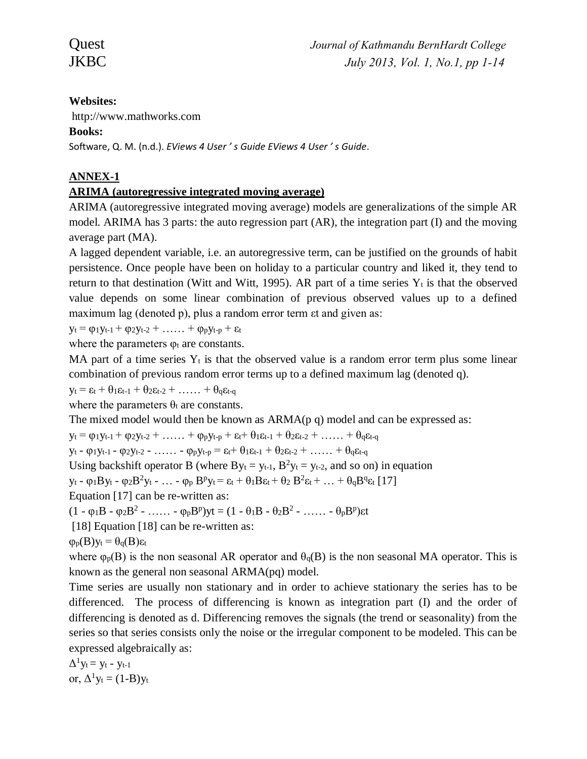**Websites:**

http://www.mathworks.com

**Books:**

Software, Q. M. (n.d.). *EViews 4 User ' s Guide EViews 4 User ' s Guide*.

## ANNEX-1

### ARIMA (autoregressive integrated moving average)

ARIMA (autoregressive integrated moving average) models are generalizations of the simple AR model. ARIMA has 3 parts: the auto regression part (AR), the integration part (I) and the moving average part (MA).

A lagged dependent variable, i.e. an autoregressive term, can be justified on the grounds of habit persistence. Once people have been on holiday to a particular country and liked it, they tend to return to that destination (Witt and Witt, 1995). AR part of a time series $Y_t$ is that the observed value depends on some linear combination of previous observed values up to a defined maximum lag (denoted p), plus a random error term εt and given as:

$$y_t = \varphi_1 y_{t-1} + \varphi_2 y_{t-2} + \ldots\ldots + \varphi_p y_{t-p} + \varepsilon_t$$

where the parameters $\varphi_t$ are constants.

MA part of a time series $Y_t$ is that the observed value is a random error term plus some linear combination of previous random error terms up to a defined maximum lag (denoted q).

$$y_t = \varepsilon_t + \theta_1 \varepsilon_{t-1} + \theta_2 \varepsilon_{t-2} + \ldots\ldots + \theta_q \varepsilon_{t-q}$$

where the parameters $\theta_t$ are constants.

The mixed model would then be known as ARMA(p q) model and can be expressed as:

$$y_t = \varphi_1 y_{t-1} + \varphi_2 y_{t-2} + \ldots\ldots + \varphi_p y_{t-p} + \varepsilon_t + \theta_1 \varepsilon_{t-1} + \theta_2 \varepsilon_{t-2} + \ldots\ldots + \theta_q \varepsilon_{t-q}$$

$$y_t - \varphi_1 y_{t-1} - \varphi_2 y_{t-2} - \ldots\ldots - \varphi_p y_{t-p} = \varepsilon_t + \theta_1 \varepsilon_{t-1} + \theta_2 \varepsilon_{t-2} + \ldots\ldots + \theta_q \varepsilon_{t-q}$$

Using backshift operator B (where $By_t = y_{t-1}$, $B^2 y_t = y_{t-2}$, and so on) in equation

$$y_t - \varphi_1 B y_t - \varphi_2 B^2 y_t - \ldots - \varphi_p B^p y_t = \varepsilon_t + \theta_1 B \varepsilon_t + \theta_2 B^2 \varepsilon_t + \ldots + \theta_q B^q \varepsilon_t \quad [17]$$

Equation [17] can be re-written as:

$$(1 - \varphi_1 B - \varphi_2 B^2 - \ldots\ldots - \varphi_p B^p) yt = (1 - \theta_1 B - \theta_2 B^2 - \ldots\ldots - \theta_p B^p) \varepsilon t$$

[18] Equation [18] can be re-written as:

$$\varphi_p(B) y_t = \theta_q(B) \varepsilon_t$$

where $\varphi_p(B)$ is the non seasonal AR operator and $\theta_q(B)$ is the non seasonal MA operator. This is known as the general non seasonal ARMA(pq) model.

Time series are usually non stationary and in order to achieve stationary the series has to be differenced. The process of differencing is known as integration part (I) and the order of differencing is denoted as d. Differencing removes the signals (the trend or seasonality) from the series so that series consists only the noise or the irregular component to be modeled. This can be expressed algebraically as:

$$\Delta^1 y_t = y_t - y_{t-1}$$

or, $\Delta^1 y_t = (1-B) y_t$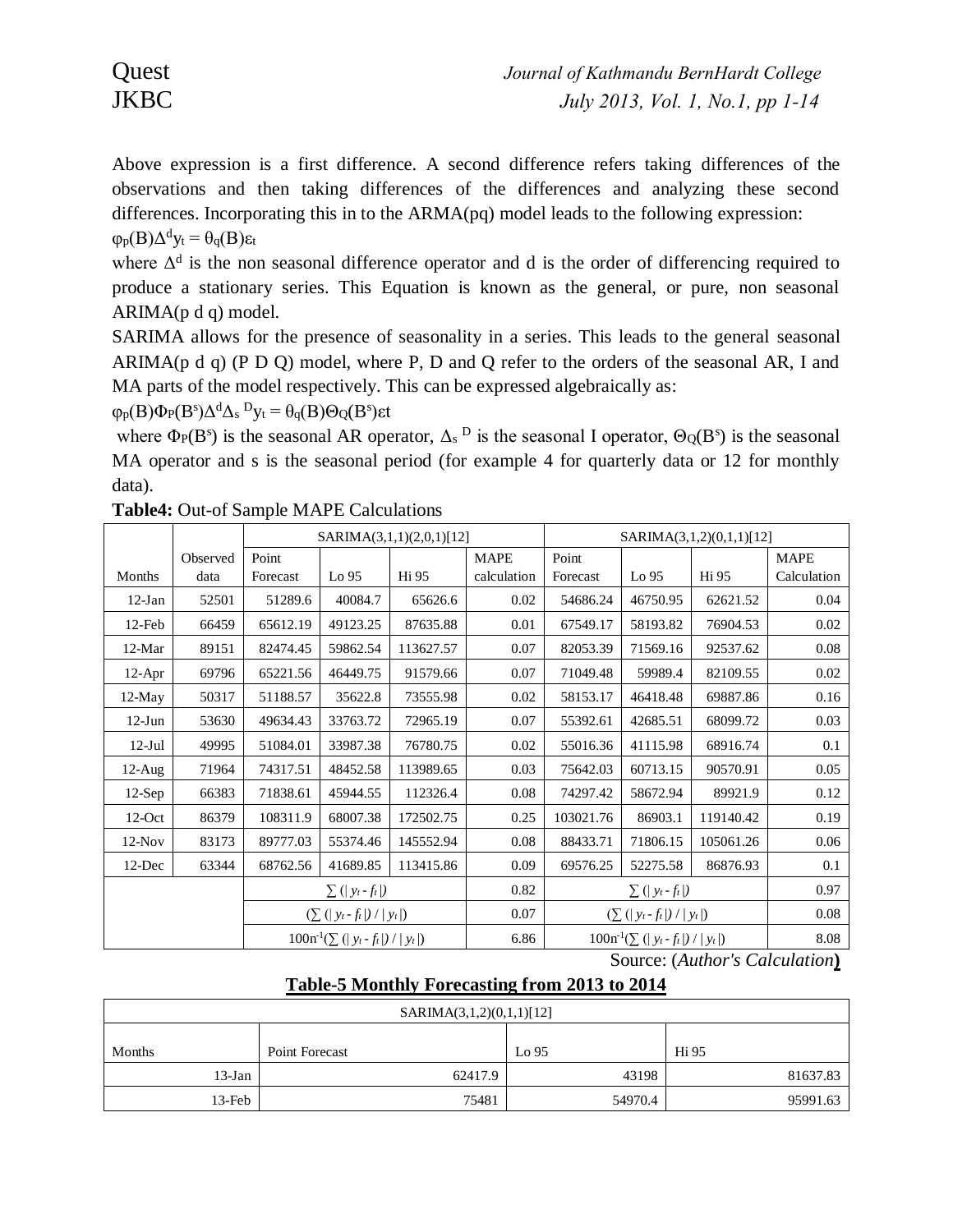Above expression is a first difference. A second difference refers taking differences of the observations and then taking differences of the differences and analyzing these second differences. Incorporating this in to the ARMA(pq) model leads to the following expression:

$\varphi_p(B)\Delta^d y_t = \theta_q(B)\varepsilon_t$

where $\Delta^d$ is the non seasonal difference operator and d is the order of differencing required to produce a stationary series. This Equation is known as the general, or pure, non seasonal ARIMA(p d q) model.

SARIMA allows for the presence of seasonality in a series. This leads to the general seasonal ARIMA(p d q) (P D Q) model, where P, D and Q refer to the orders of the seasonal AR, I and MA parts of the model respectively. This can be expressed algebraically as:

$\varphi_p(B)\Phi_P(B^s)\Delta^d\Delta_s^{\ D} y_t = \theta_q(B)\Theta_Q(B^s)\varepsilon t$

where $\Phi_P(B^s)$ is the seasonal AR operator, $\Delta_s^{\ D}$ is the seasonal I operator, $\Theta_Q(B^s)$ is the seasonal MA operator and s is the seasonal period (for example 4 for quarterly data or 12 for monthly data).

**Table4:** Out-of Sample MAPE Calculations

| Months | Observed data | SARIMA(3,1,1)(2,0,1)[12] Point Forecast | Lo 95 | Hi 95 | MAPE calculation | SARIMA(3,1,2)(0,1,1)[12] Point Forecast | Lo 95 | Hi 95 | MAPE Calculation |
|---|---|---|---|---|---|---|---|---|---|
| 12-Jan | 52501 | 51289.6 | 40084.7 | 65626.6 | 0.02 | 54686.24 | 46750.95 | 62621.52 | 0.04 |
| 12-Feb | 66459 | 65612.19 | 49123.25 | 87635.88 | 0.01 | 67549.17 | 58193.82 | 76904.53 | 0.02 |
| 12-Mar | 89151 | 82474.45 | 59862.54 | 113627.57 | 0.07 | 82053.39 | 71569.16 | 92537.62 | 0.08 |
| 12-Apr | 69796 | 65221.56 | 46449.75 | 91579.66 | 0.07 | 71049.48 | 59989.4 | 82109.55 | 0.02 |
| 12-May | 50317 | 51188.57 | 35622.8 | 73555.98 | 0.02 | 58153.17 | 46418.48 | 69887.86 | 0.16 |
| 12-Jun | 53630 | 49634.43 | 33763.72 | 72965.19 | 0.07 | 55392.61 | 42685.51 | 68099.72 | 0.03 |
| 12-Jul | 49995 | 51084.01 | 33987.38 | 76780.75 | 0.02 | 55016.36 | 41115.98 | 68916.74 | 0.1 |
| 12-Aug | 71964 | 74317.51 | 48452.58 | 113989.65 | 0.03 | 75642.03 | 60713.15 | 90570.91 | 0.05 |
| 12-Sep | 66383 | 71838.61 | 45944.55 | 112326.4 | 0.08 | 74297.42 | 58672.94 | 89921.9 | 0.12 |
| 12-Oct | 86379 | 108311.9 | 68007.38 | 172502.75 | 0.25 | 103021.76 | 86903.1 | 119140.42 | 0.19 |
| 12-Nov | 83173 | 89777.03 | 55374.46 | 145552.94 | 0.08 | 88433.71 | 71806.15 | 105061.26 | 0.06 |
| 12-Dec | 63344 | 68762.56 | 41689.85 | 113415.86 | 0.09 | 69576.25 | 52275.58 | 86876.93 | 0.1 |
| | | $\sum (\lvert y_t - f_t \rvert)$ | | | 0.82 | $\sum (\lvert y_t - f_t \rvert)$ | | | 0.97 |
| | | $(\sum (\lvert y_t - f_t \rvert) / \lvert y_t \rvert)$ | | | 0.07 | $(\sum (\lvert y_t - f_t \rvert) / \lvert y_t \rvert)$ | | | 0.08 |
| | | $100n^{-1}(\sum (\lvert y_t - f_t \rvert) / \lvert y_t \rvert)$ | | | 6.86 | $100n^{-1}(\sum (\lvert y_t - f_t \rvert) / \lvert y_t \rvert)$ | | | 8.08 |

Source: (*Author's Calculation*)

**Table-5 Monthly Forecasting from 2013 to 2014**

| SARIMA(3,1,2)(0,1,1)[12] Months | Point Forecast | Lo 95 | Hi 95 |
|---|---|---|---|
| 13-Jan | 62417.9 | 43198 | 81637.83 |
| 13-Feb | 75481 | 54970.4 | 95991.63 |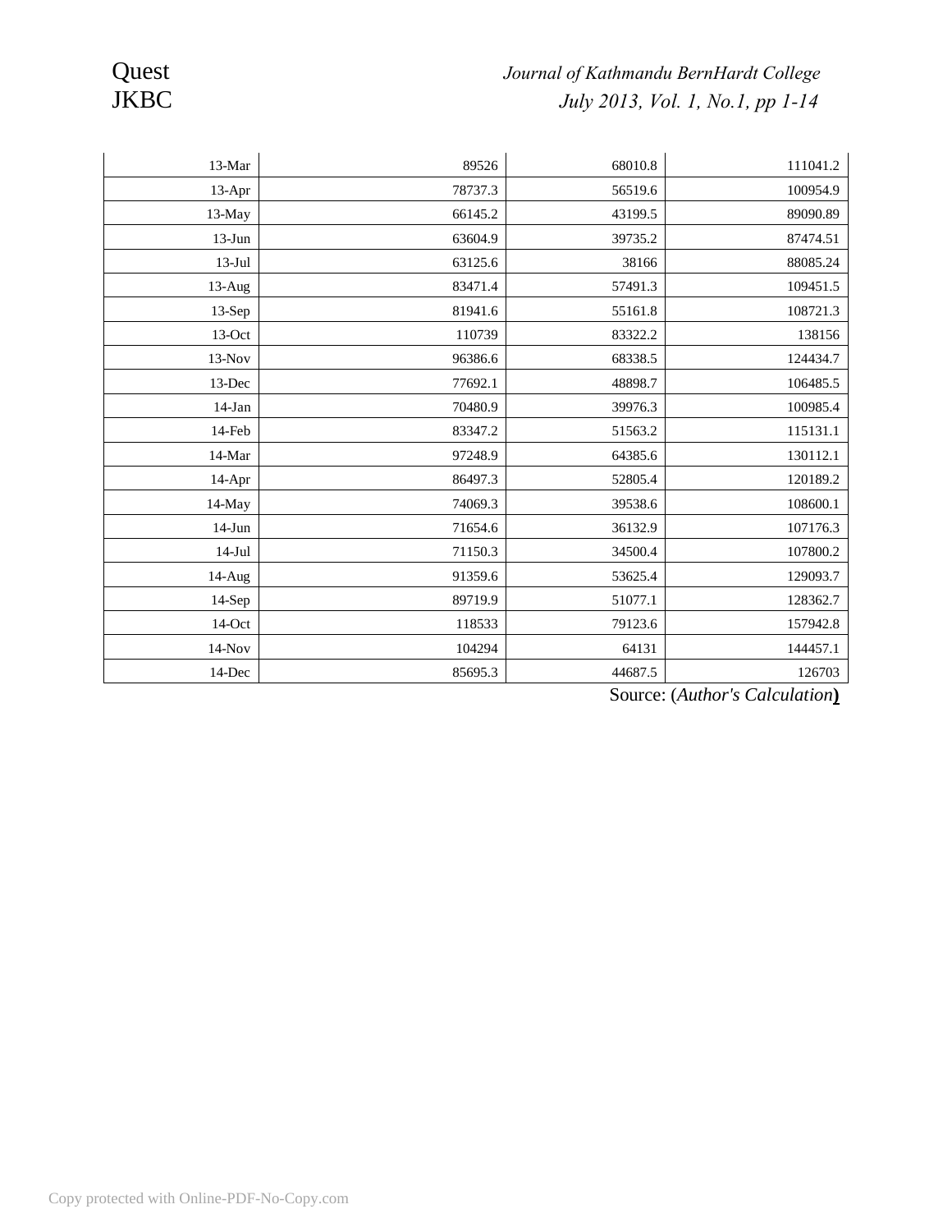| | | | |
|---|---|---|---|
| 13-Mar | 89526 | 68010.8 | 111041.2 |
| 13-Apr | 78737.3 | 56519.6 | 100954.9 |
| 13-May | 66145.2 | 43199.5 | 89090.89 |
| 13-Jun | 63604.9 | 39735.2 | 87474.51 |
| 13-Jul | 63125.6 | 38166 | 88085.24 |
| 13-Aug | 83471.4 | 57491.3 | 109451.5 |
| 13-Sep | 81941.6 | 55161.8 | 108721.3 |
| 13-Oct | 110739 | 83322.2 | 138156 |
| 13-Nov | 96386.6 | 68338.5 | 124434.7 |
| 13-Dec | 77692.1 | 48898.7 | 106485.5 |
| 14-Jan | 70480.9 | 39976.3 | 100985.4 |
| 14-Feb | 83347.2 | 51563.2 | 115131.1 |
| 14-Mar | 97248.9 | 64385.6 | 130112.1 |
| 14-Apr | 86497.3 | 52805.4 | 120189.2 |
| 14-May | 74069.3 | 39538.6 | 108600.1 |
| 14-Jun | 71654.6 | 36132.9 | 107176.3 |
| 14-Jul | 71150.3 | 34500.4 | 107800.2 |
| 14-Aug | 91359.6 | 53625.4 | 129093.7 |
| 14-Sep | 89719.9 | 51077.1 | 128362.7 |
| 14-Oct | 118533 | 79123.6 | 157942.8 |
| 14-Nov | 104294 | 64131 | 144457.1 |
| 14-Dec | 85695.3 | 44687.5 | 126703 |

Source: (*Author's Calculation*)